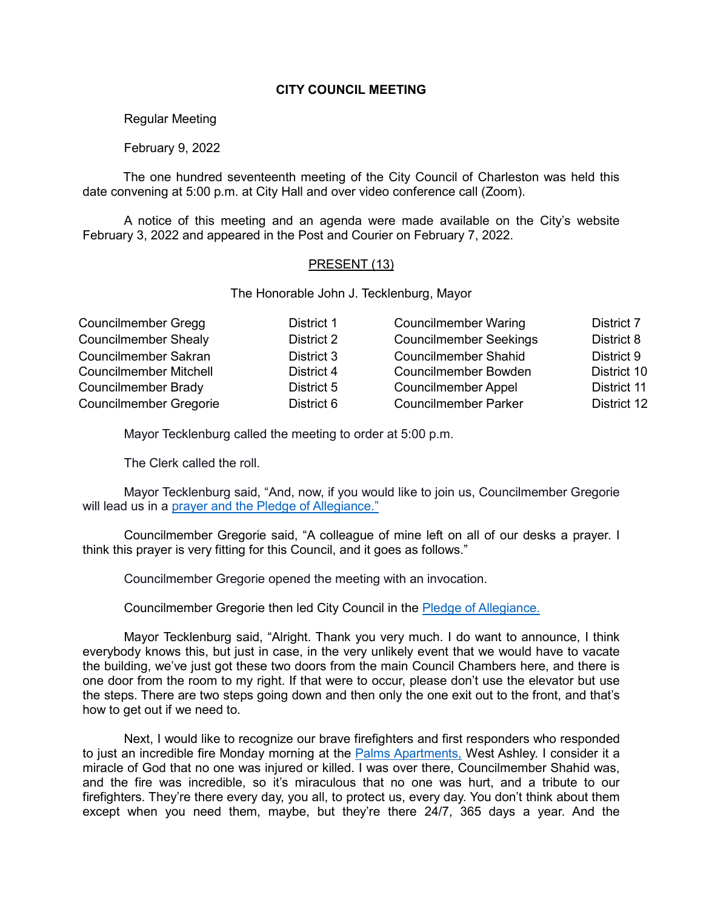**CITY COUNCIL MEETING**

Regular Meeting

February 9, 2022

The one hundred seventeenth meeting of the City Council of Charleston was held this date convening at 5:00 p.m. at City Hall and over video conference call (Zoom).

A notice of this meeting and an agenda were made available on the City's website February 3, 2022 and appeared in the Post and Courier on February 7, 2022.

PRESENT (13)

The Honorable John J. Tecklenburg, Mayor

| | | | |
|---|---|---|---|
| Councilmember Gregg | District 1 | Councilmember Waring | District 7 |
| Councilmember Shealy | District 2 | Councilmember Seekings | District 8 |
| Councilmember Sakran | District 3 | Councilmember Shahid | District 9 |
| Councilmember Mitchell | District 4 | Councilmember Bowden | District 10 |
| Councilmember Brady | District 5 | Councilmember Appel | District 11 |
| Councilmember Gregorie | District 6 | Councilmember Parker | District 12 |

Mayor Tecklenburg called the meeting to order at 5:00 p.m.

The Clerk called the roll.

Mayor Tecklenburg said, "And, now, if you would like to join us, Councilmember Gregorie will lead us in a prayer and the Pledge of Allegiance."

Councilmember Gregorie said, "A colleague of mine left on all of our desks a prayer. I think this prayer is very fitting for this Council, and it goes as follows."

Councilmember Gregorie opened the meeting with an invocation.

Councilmember Gregorie then led City Council in the Pledge of Allegiance.

Mayor Tecklenburg said, "Alright. Thank you very much. I do want to announce, I think everybody knows this, but just in case, in the very unlikely event that we would have to vacate the building, we've just got these two doors from the main Council Chambers here, and there is one door from the room to my right. If that were to occur, please don't use the elevator but use the steps. There are two steps going down and then only the one exit out to the front, and that's how to get out if we need to.

Next, I would like to recognize our brave firefighters and first responders who responded to just an incredible fire Monday morning at the Palms Apartments, West Ashley. I consider it a miracle of God that no one was injured or killed. I was over there, Councilmember Shahid was, and the fire was incredible, so it's miraculous that no one was hurt, and a tribute to our firefighters. They're there every day, you all, to protect us, every day. You don't think about them except when you need them, maybe, but they're there 24/7, 365 days a year. And the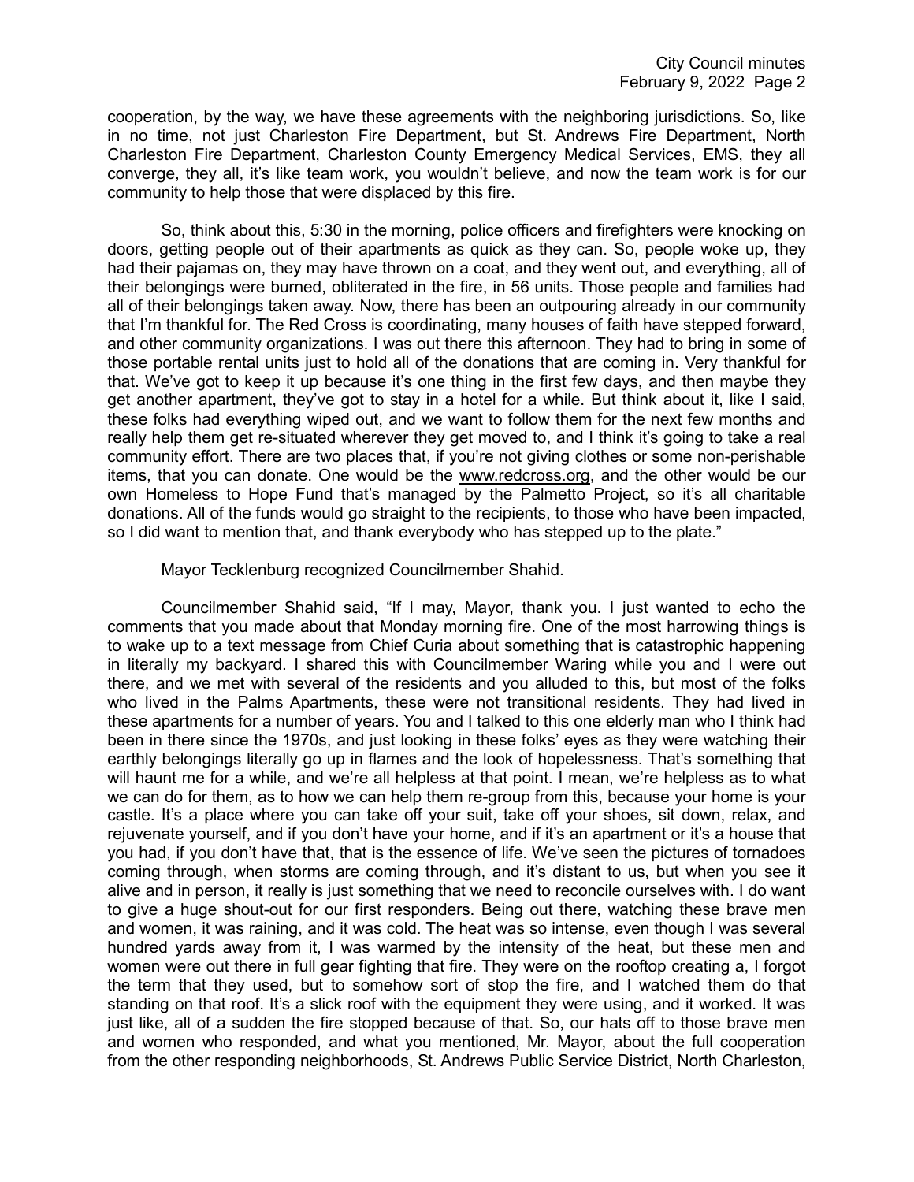cooperation, by the way, we have these agreements with the neighboring jurisdictions. So, like in no time, not just Charleston Fire Department, but St. Andrews Fire Department, North Charleston Fire Department, Charleston County Emergency Medical Services, EMS, they all converge, they all, it's like team work, you wouldn't believe, and now the team work is for our community to help those that were displaced by this fire.

So, think about this, 5:30 in the morning, police officers and firefighters were knocking on doors, getting people out of their apartments as quick as they can. So, people woke up, they had their pajamas on, they may have thrown on a coat, and they went out, and everything, all of their belongings were burned, obliterated in the fire, in 56 units. Those people and families had all of their belongings taken away. Now, there has been an outpouring already in our community that I'm thankful for. The Red Cross is coordinating, many houses of faith have stepped forward, and other community organizations. I was out there this afternoon. They had to bring in some of those portable rental units just to hold all of the donations that are coming in. Very thankful for that. We've got to keep it up because it's one thing in the first few days, and then maybe they get another apartment, they've got to stay in a hotel for a while. But think about it, like I said, these folks had everything wiped out, and we want to follow them for the next few months and really help them get re-situated wherever they get moved to, and I think it's going to take a real community effort. There are two places that, if you're not giving clothes or some non-perishable items, that you can donate. One would be the www.redcross.org, and the other would be our own Homeless to Hope Fund that's managed by the Palmetto Project, so it's all charitable donations. All of the funds would go straight to the recipients, to those who have been impacted, so I did want to mention that, and thank everybody who has stepped up to the plate."

Mayor Tecklenburg recognized Councilmember Shahid.

Councilmember Shahid said, "If I may, Mayor, thank you. I just wanted to echo the comments that you made about that Monday morning fire. One of the most harrowing things is to wake up to a text message from Chief Curia about something that is catastrophic happening in literally my backyard. I shared this with Councilmember Waring while you and I were out there, and we met with several of the residents and you alluded to this, but most of the folks who lived in the Palms Apartments, these were not transitional residents. They had lived in these apartments for a number of years. You and I talked to this one elderly man who I think had been in there since the 1970s, and just looking in these folks' eyes as they were watching their earthly belongings literally go up in flames and the look of hopelessness. That's something that will haunt me for a while, and we're all helpless at that point. I mean, we're helpless as to what we can do for them, as to how we can help them re-group from this, because your home is your castle. It's a place where you can take off your suit, take off your shoes, sit down, relax, and rejuvenate yourself, and if you don't have your home, and if it's an apartment or it's a house that you had, if you don't have that, that is the essence of life. We've seen the pictures of tornadoes coming through, when storms are coming through, and it's distant to us, but when you see it alive and in person, it really is just something that we need to reconcile ourselves with. I do want to give a huge shout-out for our first responders. Being out there, watching these brave men and women, it was raining, and it was cold. The heat was so intense, even though I was several hundred yards away from it, I was warmed by the intensity of the heat, but these men and women were out there in full gear fighting that fire. They were on the rooftop creating a, I forgot the term that they used, but to somehow sort of stop the fire, and I watched them do that standing on that roof. It's a slick roof with the equipment they were using, and it worked. It was just like, all of a sudden the fire stopped because of that. So, our hats off to those brave men and women who responded, and what you mentioned, Mr. Mayor, about the full cooperation from the other responding neighborhoods, St. Andrews Public Service District, North Charleston,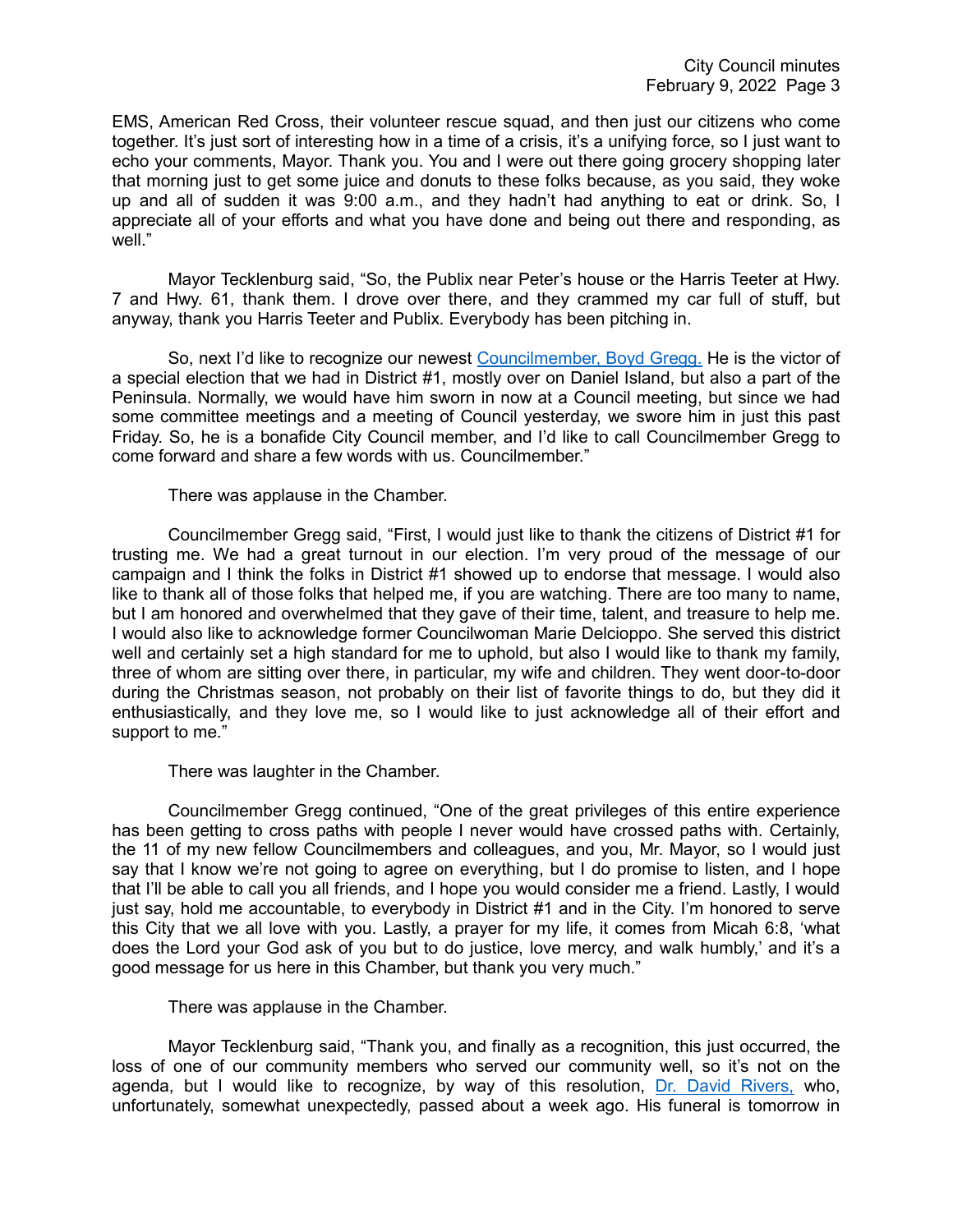EMS, American Red Cross, their volunteer rescue squad, and then just our citizens who come together. It's just sort of interesting how in a time of a crisis, it's a unifying force, so I just want to echo your comments, Mayor. Thank you. You and I were out there going grocery shopping later that morning just to get some juice and donuts to these folks because, as you said, they woke up and all of sudden it was 9:00 a.m., and they hadn't had anything to eat or drink. So, I appreciate all of your efforts and what you have done and being out there and responding, as well."

Mayor Tecklenburg said, "So, the Publix near Peter's house or the Harris Teeter at Hwy. 7 and Hwy. 61, thank them. I drove over there, and they crammed my car full of stuff, but anyway, thank you Harris Teeter and Publix. Everybody has been pitching in.

So, next I'd like to recognize our newest Councilmember, Boyd Gregg. He is the victor of a special election that we had in District #1, mostly over on Daniel Island, but also a part of the Peninsula. Normally, we would have him sworn in now at a Council meeting, but since we had some committee meetings and a meeting of Council yesterday, we swore him in just this past Friday. So, he is a bonafide City Council member, and I'd like to call Councilmember Gregg to come forward and share a few words with us. Councilmember."

There was applause in the Chamber.

Councilmember Gregg said, "First, I would just like to thank the citizens of District #1 for trusting me. We had a great turnout in our election. I'm very proud of the message of our campaign and I think the folks in District #1 showed up to endorse that message. I would also like to thank all of those folks that helped me, if you are watching. There are too many to name, but I am honored and overwhelmed that they gave of their time, talent, and treasure to help me. I would also like to acknowledge former Councilwoman Marie Delcioppo. She served this district well and certainly set a high standard for me to uphold, but also I would like to thank my family, three of whom are sitting over there, in particular, my wife and children. They went door-to-door during the Christmas season, not probably on their list of favorite things to do, but they did it enthusiastically, and they love me, so I would like to just acknowledge all of their effort and support to me."

There was laughter in the Chamber.

Councilmember Gregg continued, "One of the great privileges of this entire experience has been getting to cross paths with people I never would have crossed paths with. Certainly, the 11 of my new fellow Councilmembers and colleagues, and you, Mr. Mayor, so I would just say that I know we're not going to agree on everything, but I do promise to listen, and I hope that I'll be able to call you all friends, and I hope you would consider me a friend. Lastly, I would just say, hold me accountable, to everybody in District #1 and in the City. I'm honored to serve this City that we all love with you. Lastly, a prayer for my life, it comes from Micah 6:8, 'what does the Lord your God ask of you but to do justice, love mercy, and walk humbly,' and it's a good message for us here in this Chamber, but thank you very much."

There was applause in the Chamber.

Mayor Tecklenburg said, "Thank you, and finally as a recognition, this just occurred, the loss of one of our community members who served our community well, so it's not on the agenda, but I would like to recognize, by way of this resolution, Dr. David Rivers, who, unfortunately, somewhat unexpectedly, passed about a week ago. His funeral is tomorrow in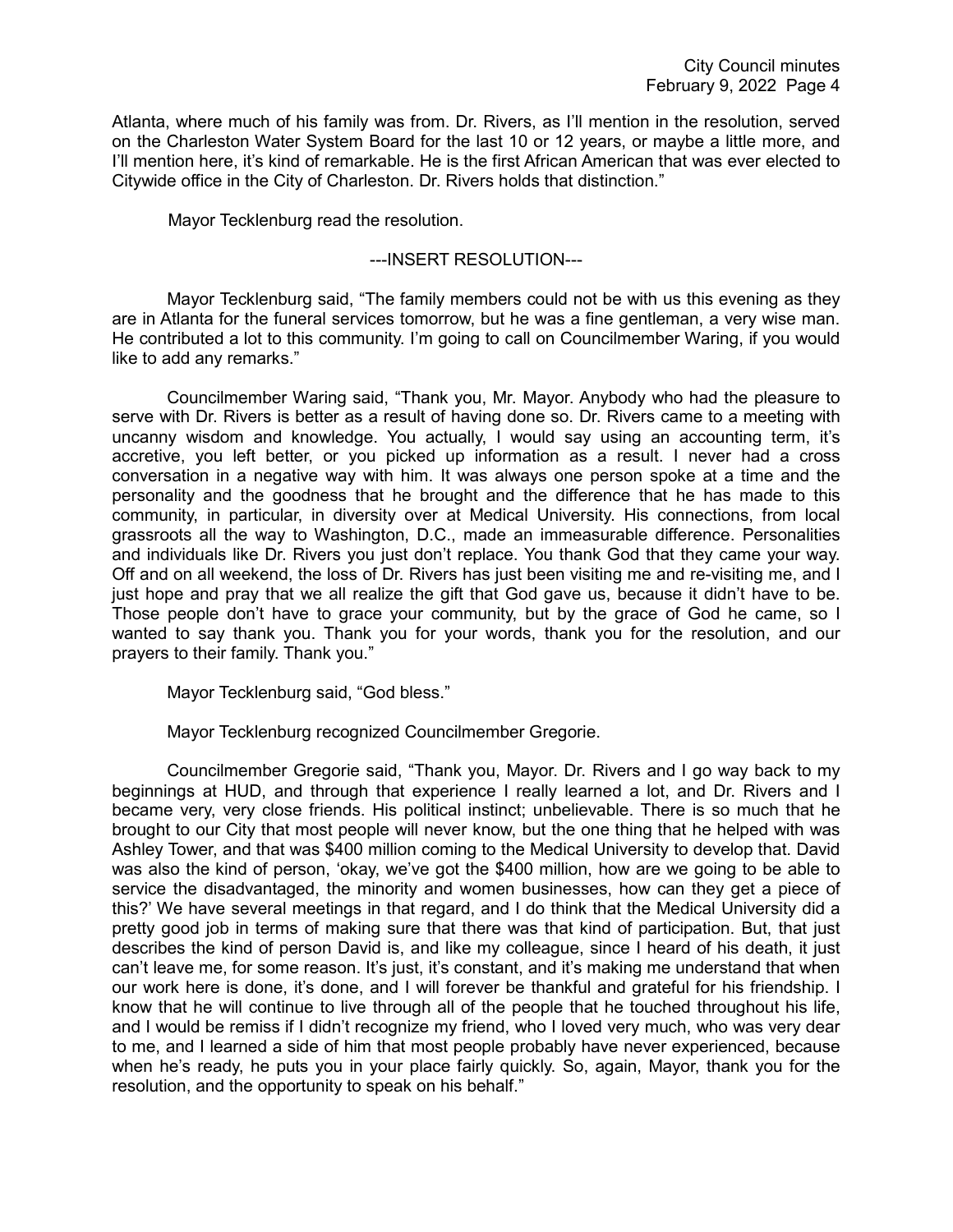Atlanta, where much of his family was from. Dr. Rivers, as I'll mention in the resolution, served on the Charleston Water System Board for the last 10 or 12 years, or maybe a little more, and I'll mention here, it's kind of remarkable. He is the first African American that was ever elected to Citywide office in the City of Charleston. Dr. Rivers holds that distinction."

Mayor Tecklenburg read the resolution.

---INSERT RESOLUTION---

Mayor Tecklenburg said, "The family members could not be with us this evening as they are in Atlanta for the funeral services tomorrow, but he was a fine gentleman, a very wise man. He contributed a lot to this community. I'm going to call on Councilmember Waring, if you would like to add any remarks."

Councilmember Waring said, "Thank you, Mr. Mayor. Anybody who had the pleasure to serve with Dr. Rivers is better as a result of having done so. Dr. Rivers came to a meeting with uncanny wisdom and knowledge. You actually, I would say using an accounting term, it's accretive, you left better, or you picked up information as a result. I never had a cross conversation in a negative way with him. It was always one person spoke at a time and the personality and the goodness that he brought and the difference that he has made to this community, in particular, in diversity over at Medical University. His connections, from local grassroots all the way to Washington, D.C., made an immeasurable difference. Personalities and individuals like Dr. Rivers you just don't replace. You thank God that they came your way. Off and on all weekend, the loss of Dr. Rivers has just been visiting me and re-visiting me, and I just hope and pray that we all realize the gift that God gave us, because it didn't have to be. Those people don't have to grace your community, but by the grace of God he came, so I wanted to say thank you. Thank you for your words, thank you for the resolution, and our prayers to their family. Thank you."

Mayor Tecklenburg said, "God bless."

Mayor Tecklenburg recognized Councilmember Gregorie.

Councilmember Gregorie said, "Thank you, Mayor. Dr. Rivers and I go way back to my beginnings at HUD, and through that experience I really learned a lot, and Dr. Rivers and I became very, very close friends. His political instinct; unbelievable. There is so much that he brought to our City that most people will never know, but the one thing that he helped with was Ashley Tower, and that was $400 million coming to the Medical University to develop that. David was also the kind of person, 'okay, we've got the $400 million, how are we going to be able to service the disadvantaged, the minority and women businesses, how can they get a piece of this?' We have several meetings in that regard, and I do think that the Medical University did a pretty good job in terms of making sure that there was that kind of participation. But, that just describes the kind of person David is, and like my colleague, since I heard of his death, it just can't leave me, for some reason. It's just, it's constant, and it's making me understand that when our work here is done, it's done, and I will forever be thankful and grateful for his friendship. I know that he will continue to live through all of the people that he touched throughout his life, and I would be remiss if I didn't recognize my friend, who I loved very much, who was very dear to me, and I learned a side of him that most people probably have never experienced, because when he's ready, he puts you in your place fairly quickly. So, again, Mayor, thank you for the resolution, and the opportunity to speak on his behalf."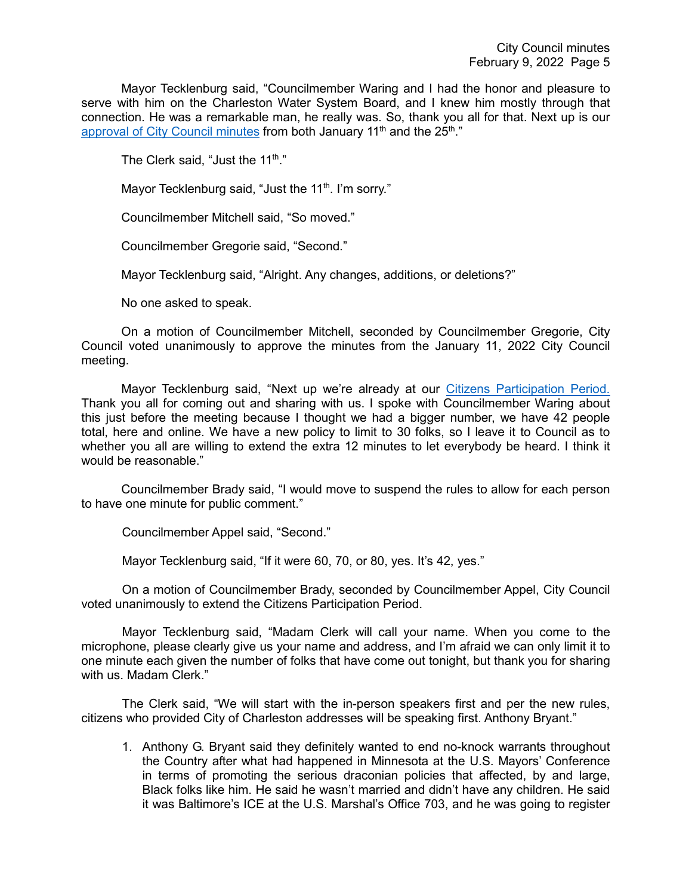Mayor Tecklenburg said, "Councilmember Waring and I had the honor and pleasure to serve with him on the Charleston Water System Board, and I knew him mostly through that connection. He was a remarkable man, he really was. So, thank you all for that. Next up is our approval of City Council minutes from both January 11th and the 25th."

The Clerk said, "Just the 11th."

Mayor Tecklenburg said, "Just the 11th. I'm sorry."

Councilmember Mitchell said, "So moved."

Councilmember Gregorie said, "Second."

Mayor Tecklenburg said, "Alright. Any changes, additions, or deletions?"

No one asked to speak.

On a motion of Councilmember Mitchell, seconded by Councilmember Gregorie, City Council voted unanimously to approve the minutes from the January 11, 2022 City Council meeting.

Mayor Tecklenburg said, "Next up we're already at our Citizens Participation Period. Thank you all for coming out and sharing with us. I spoke with Councilmember Waring about this just before the meeting because I thought we had a bigger number, we have 42 people total, here and online. We have a new policy to limit to 30 folks, so I leave it to Council as to whether you all are willing to extend the extra 12 minutes to let everybody be heard. I think it would be reasonable."

Councilmember Brady said, "I would move to suspend the rules to allow for each person to have one minute for public comment."

Councilmember Appel said, "Second."

Mayor Tecklenburg said, "If it were 60, 70, or 80, yes. It's 42, yes."

On a motion of Councilmember Brady, seconded by Councilmember Appel, City Council voted unanimously to extend the Citizens Participation Period.

Mayor Tecklenburg said, "Madam Clerk will call your name. When you come to the microphone, please clearly give us your name and address, and I'm afraid we can only limit it to one minute each given the number of folks that have come out tonight, but thank you for sharing with us. Madam Clerk."

The Clerk said, "We will start with the in-person speakers first and per the new rules, citizens who provided City of Charleston addresses will be speaking first. Anthony Bryant."

1. Anthony G. Bryant said they definitely wanted to end no-knock warrants throughout the Country after what had happened in Minnesota at the U.S. Mayors' Conference in terms of promoting the serious draconian policies that affected, by and large, Black folks like him. He said he wasn't married and didn't have any children. He said it was Baltimore's ICE at the U.S. Marshal's Office 703, and he was going to register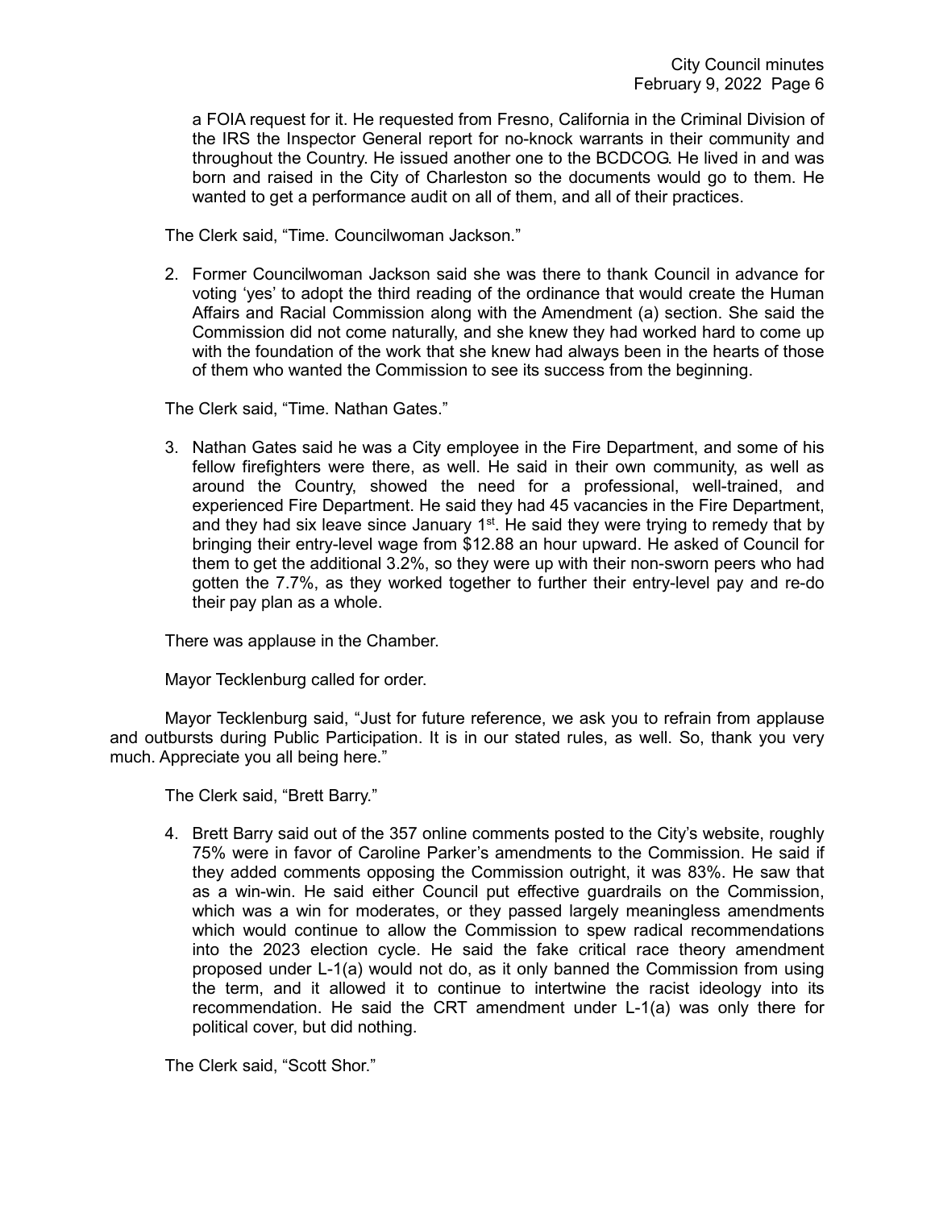a FOIA request for it. He requested from Fresno, California in the Criminal Division of the IRS the Inspector General report for no-knock warrants in their community and throughout the Country. He issued another one to the BCDCOG. He lived in and was born and raised in the City of Charleston so the documents would go to them. He wanted to get a performance audit on all of them, and all of their practices.

The Clerk said, "Time. Councilwoman Jackson."

2. Former Councilwoman Jackson said she was there to thank Council in advance for voting 'yes' to adopt the third reading of the ordinance that would create the Human Affairs and Racial Commission along with the Amendment (a) section. She said the Commission did not come naturally, and she knew they had worked hard to come up with the foundation of the work that she knew had always been in the hearts of those of them who wanted the Commission to see its success from the beginning.

The Clerk said, "Time. Nathan Gates."

3. Nathan Gates said he was a City employee in the Fire Department, and some of his fellow firefighters were there, as well. He said in their own community, as well as around the Country, showed the need for a professional, well-trained, and experienced Fire Department. He said they had 45 vacancies in the Fire Department, and they had six leave since January 1st. He said they were trying to remedy that by bringing their entry-level wage from $12.88 an hour upward. He asked of Council for them to get the additional 3.2%, so they were up with their non-sworn peers who had gotten the 7.7%, as they worked together to further their entry-level pay and re-do their pay plan as a whole.

There was applause in the Chamber.

Mayor Tecklenburg called for order.

Mayor Tecklenburg said, "Just for future reference, we ask you to refrain from applause and outbursts during Public Participation. It is in our stated rules, as well. So, thank you very much. Appreciate you all being here."

The Clerk said, "Brett Barry."

4. Brett Barry said out of the 357 online comments posted to the City's website, roughly 75% were in favor of Caroline Parker's amendments to the Commission. He said if they added comments opposing the Commission outright, it was 83%. He saw that as a win-win. He said either Council put effective guardrails on the Commission, which was a win for moderates, or they passed largely meaningless amendments which would continue to allow the Commission to spew radical recommendations into the 2023 election cycle. He said the fake critical race theory amendment proposed under L-1(a) would not do, as it only banned the Commission from using the term, and it allowed it to continue to intertwine the racist ideology into its recommendation. He said the CRT amendment under L-1(a) was only there for political cover, but did nothing.

The Clerk said, "Scott Shor."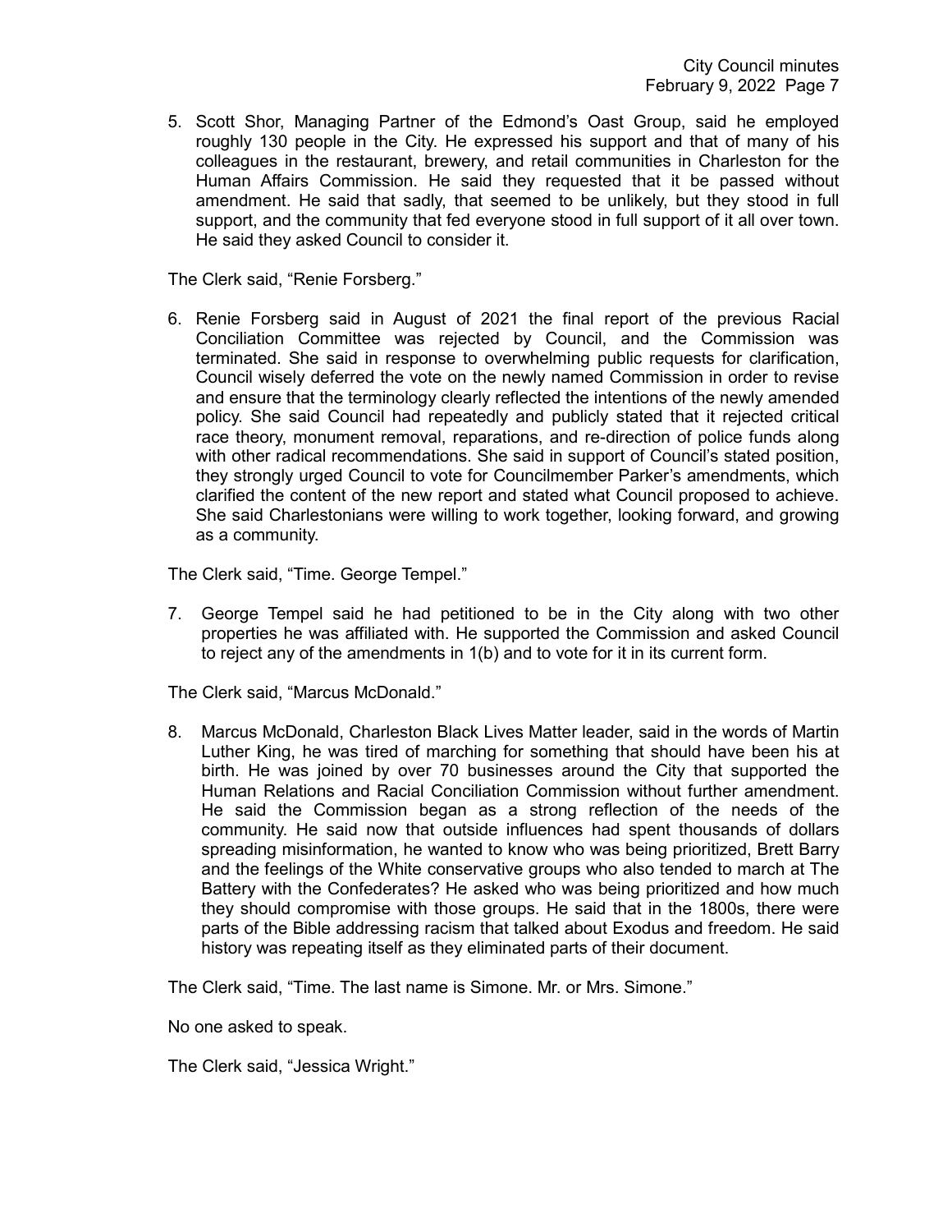5. Scott Shor, Managing Partner of the Edmond's Oast Group, said he employed roughly 130 people in the City. He expressed his support and that of many of his colleagues in the restaurant, brewery, and retail communities in Charleston for the Human Affairs Commission. He said they requested that it be passed without amendment. He said that sadly, that seemed to be unlikely, but they stood in full support, and the community that fed everyone stood in full support of it all over town. He said they asked Council to consider it.

The Clerk said, "Renie Forsberg."

6. Renie Forsberg said in August of 2021 the final report of the previous Racial Conciliation Committee was rejected by Council, and the Commission was terminated. She said in response to overwhelming public requests for clarification, Council wisely deferred the vote on the newly named Commission in order to revise and ensure that the terminology clearly reflected the intentions of the newly amended policy. She said Council had repeatedly and publicly stated that it rejected critical race theory, monument removal, reparations, and re-direction of police funds along with other radical recommendations. She said in support of Council's stated position, they strongly urged Council to vote for Councilmember Parker's amendments, which clarified the content of the new report and stated what Council proposed to achieve. She said Charlestonians were willing to work together, looking forward, and growing as a community.

The Clerk said, "Time. George Tempel."

7. George Tempel said he had petitioned to be in the City along with two other properties he was affiliated with. He supported the Commission and asked Council to reject any of the amendments in 1(b) and to vote for it in its current form.

The Clerk said, "Marcus McDonald."

8. Marcus McDonald, Charleston Black Lives Matter leader, said in the words of Martin Luther King, he was tired of marching for something that should have been his at birth. He was joined by over 70 businesses around the City that supported the Human Relations and Racial Conciliation Commission without further amendment. He said the Commission began as a strong reflection of the needs of the community. He said now that outside influences had spent thousands of dollars spreading misinformation, he wanted to know who was being prioritized, Brett Barry and the feelings of the White conservative groups who also tended to march at The Battery with the Confederates? He asked who was being prioritized and how much they should compromise with those groups. He said that in the 1800s, there were parts of the Bible addressing racism that talked about Exodus and freedom. He said history was repeating itself as they eliminated parts of their document.

The Clerk said, "Time. The last name is Simone. Mr. or Mrs. Simone."

No one asked to speak.

The Clerk said, "Jessica Wright."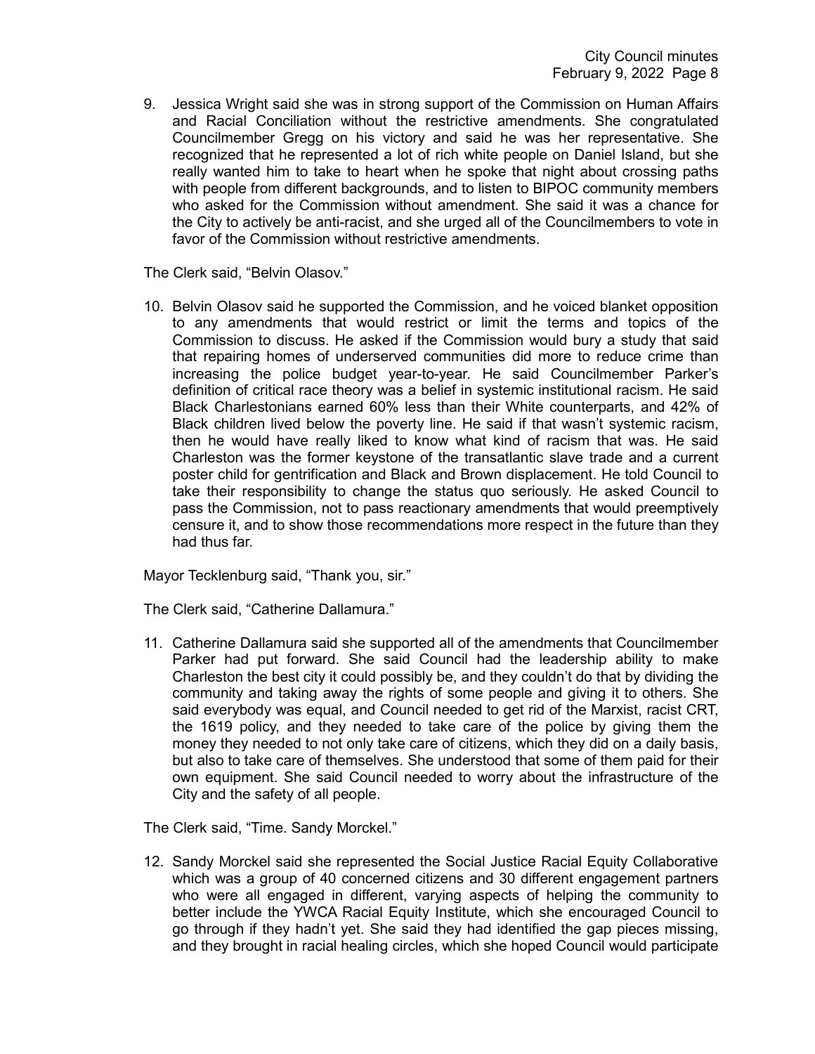9. Jessica Wright said she was in strong support of the Commission on Human Affairs and Racial Conciliation without the restrictive amendments. She congratulated Councilmember Gregg on his victory and said he was her representative. She recognized that he represented a lot of rich white people on Daniel Island, but she really wanted him to take to heart when he spoke that night about crossing paths with people from different backgrounds, and to listen to BIPOC community members who asked for the Commission without amendment. She said it was a chance for the City to actively be anti-racist, and she urged all of the Councilmembers to vote in favor of the Commission without restrictive amendments.

The Clerk said, "Belvin Olasov."

10. Belvin Olasov said he supported the Commission, and he voiced blanket opposition to any amendments that would restrict or limit the terms and topics of the Commission to discuss. He asked if the Commission would bury a study that said that repairing homes of underserved communities did more to reduce crime than increasing the police budget year-to-year. He said Councilmember Parker's definition of critical race theory was a belief in systemic institutional racism. He said Black Charlestonians earned 60% less than their White counterparts, and 42% of Black children lived below the poverty line. He said if that wasn't systemic racism, then he would have really liked to know what kind of racism that was. He said Charleston was the former keystone of the transatlantic slave trade and a current poster child for gentrification and Black and Brown displacement. He told Council to take their responsibility to change the status quo seriously. He asked Council to pass the Commission, not to pass reactionary amendments that would preemptively censure it, and to show those recommendations more respect in the future than they had thus far.

Mayor Tecklenburg said, "Thank you, sir."

The Clerk said, "Catherine Dallamura."

11. Catherine Dallamura said she supported all of the amendments that Councilmember Parker had put forward. She said Council had the leadership ability to make Charleston the best city it could possibly be, and they couldn't do that by dividing the community and taking away the rights of some people and giving it to others. She said everybody was equal, and Council needed to get rid of the Marxist, racist CRT, the 1619 policy, and they needed to take care of the police by giving them the money they needed to not only take care of citizens, which they did on a daily basis, but also to take care of themselves. She understood that some of them paid for their own equipment. She said Council needed to worry about the infrastructure of the City and the safety of all people.

The Clerk said, "Time. Sandy Morckel."

12. Sandy Morckel said she represented the Social Justice Racial Equity Collaborative which was a group of 40 concerned citizens and 30 different engagement partners who were all engaged in different, varying aspects of helping the community to better include the YWCA Racial Equity Institute, which she encouraged Council to go through if they hadn't yet. She said they had identified the gap pieces missing, and they brought in racial healing circles, which she hoped Council would participate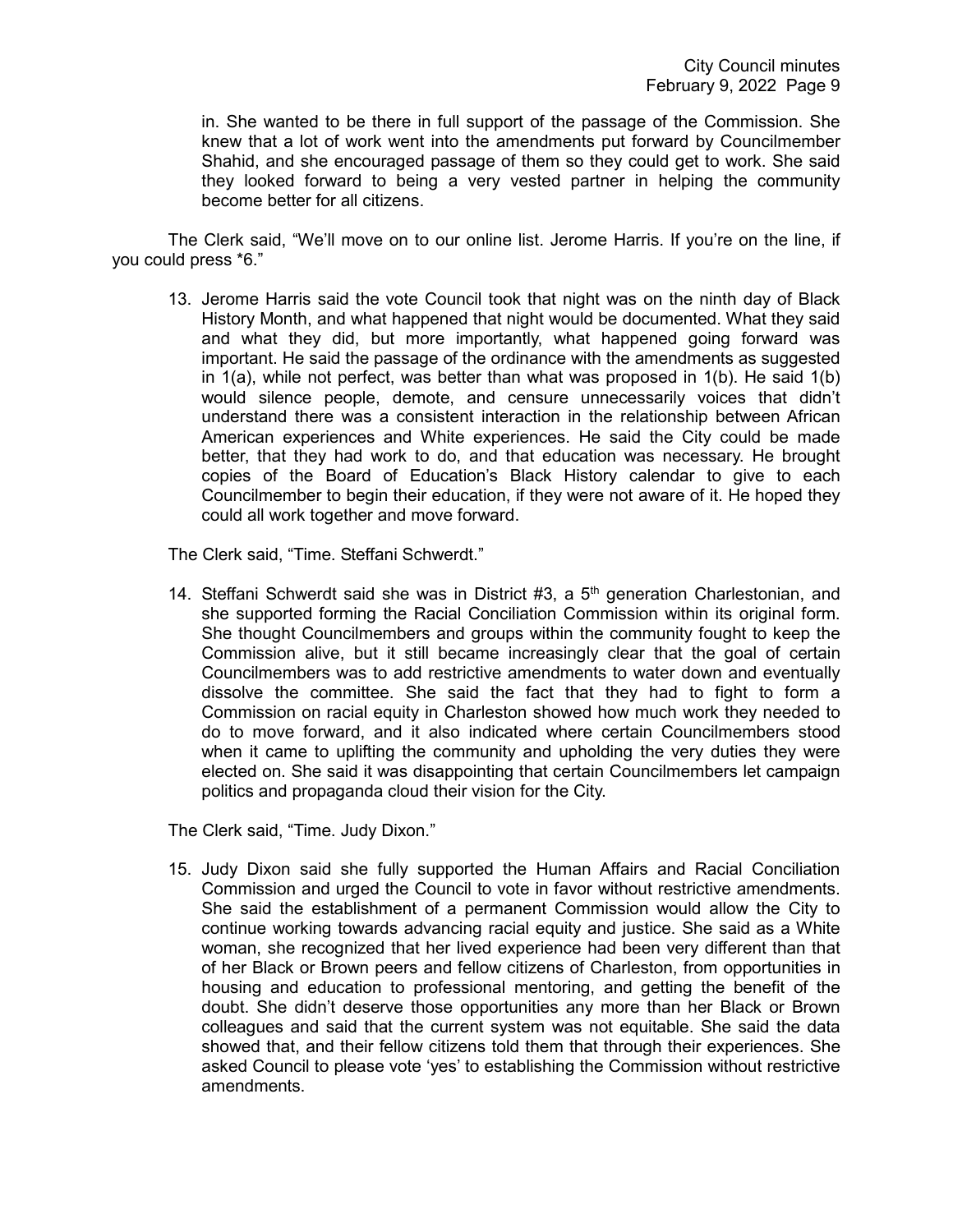in. She wanted to be there in full support of the passage of the Commission. She knew that a lot of work went into the amendments put forward by Councilmember Shahid, and she encouraged passage of them so they could get to work. She said they looked forward to being a very vested partner in helping the community become better for all citizens.

The Clerk said, "We'll move on to our online list. Jerome Harris. If you're on the line, if you could press *6."

13. Jerome Harris said the vote Council took that night was on the ninth day of Black History Month, and what happened that night would be documented. What they said and what they did, but more importantly, what happened going forward was important. He said the passage of the ordinance with the amendments as suggested in 1(a), while not perfect, was better than what was proposed in 1(b). He said 1(b) would silence people, demote, and censure unnecessarily voices that didn't understand there was a consistent interaction in the relationship between African American experiences and White experiences. He said the City could be made better, that they had work to do, and that education was necessary. He brought copies of the Board of Education's Black History calendar to give to each Councilmember to begin their education, if they were not aware of it. He hoped they could all work together and move forward.

The Clerk said, "Time. Steffani Schwerdt."

14. Steffani Schwerdt said she was in District #3, a 5th generation Charlestonian, and she supported forming the Racial Conciliation Commission within its original form. She thought Councilmembers and groups within the community fought to keep the Commission alive, but it still became increasingly clear that the goal of certain Councilmembers was to add restrictive amendments to water down and eventually dissolve the committee. She said the fact that they had to fight to form a Commission on racial equity in Charleston showed how much work they needed to do to move forward, and it also indicated where certain Councilmembers stood when it came to uplifting the community and upholding the very duties they were elected on. She said it was disappointing that certain Councilmembers let campaign politics and propaganda cloud their vision for the City.

The Clerk said, "Time. Judy Dixon."

15. Judy Dixon said she fully supported the Human Affairs and Racial Conciliation Commission and urged the Council to vote in favor without restrictive amendments. She said the establishment of a permanent Commission would allow the City to continue working towards advancing racial equity and justice. She said as a White woman, she recognized that her lived experience had been very different than that of her Black or Brown peers and fellow citizens of Charleston, from opportunities in housing and education to professional mentoring, and getting the benefit of the doubt. She didn't deserve those opportunities any more than her Black or Brown colleagues and said that the current system was not equitable. She said the data showed that, and their fellow citizens told them that through their experiences. She asked Council to please vote 'yes' to establishing the Commission without restrictive amendments.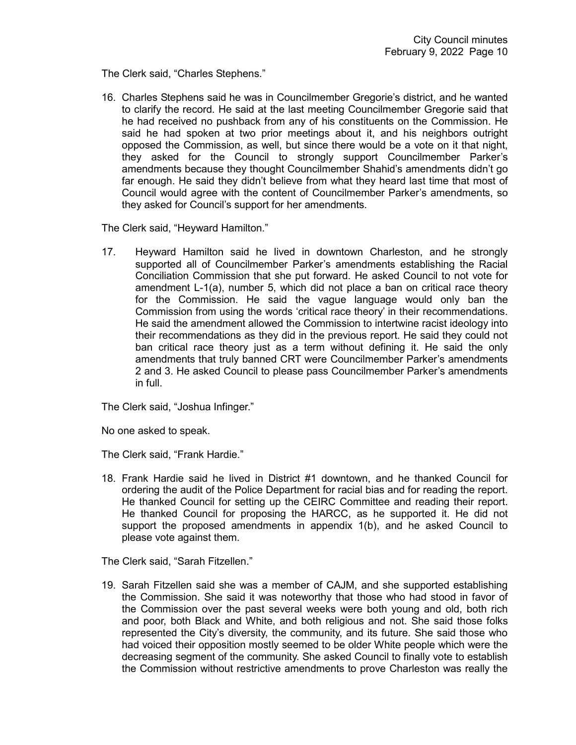The Clerk said, "Charles Stephens."

16. Charles Stephens said he was in Councilmember Gregorie's district, and he wanted to clarify the record. He said at the last meeting Councilmember Gregorie said that he had received no pushback from any of his constituents on the Commission. He said he had spoken at two prior meetings about it, and his neighbors outright opposed the Commission, as well, but since there would be a vote on it that night, they asked for the Council to strongly support Councilmember Parker's amendments because they thought Councilmember Shahid's amendments didn't go far enough. He said they didn't believe from what they heard last time that most of Council would agree with the content of Councilmember Parker's amendments, so they asked for Council's support for her amendments.

The Clerk said, "Heyward Hamilton."

17. Heyward Hamilton said he lived in downtown Charleston, and he strongly supported all of Councilmember Parker's amendments establishing the Racial Conciliation Commission that she put forward. He asked Council to not vote for amendment L-1(a), number 5, which did not place a ban on critical race theory for the Commission. He said the vague language would only ban the Commission from using the words 'critical race theory' in their recommendations. He said the amendment allowed the Commission to intertwine racist ideology into their recommendations as they did in the previous report. He said they could not ban critical race theory just as a term without defining it. He said the only amendments that truly banned CRT were Councilmember Parker's amendments 2 and 3. He asked Council to please pass Councilmember Parker's amendments in full.

The Clerk said, "Joshua Infinger."

No one asked to speak.

The Clerk said, "Frank Hardie."

18. Frank Hardie said he lived in District #1 downtown, and he thanked Council for ordering the audit of the Police Department for racial bias and for reading the report. He thanked Council for setting up the CEIRC Committee and reading their report. He thanked Council for proposing the HARCC, as he supported it. He did not support the proposed amendments in appendix 1(b), and he asked Council to please vote against them.

The Clerk said, "Sarah Fitzellen."

19. Sarah Fitzellen said she was a member of CAJM, and she supported establishing the Commission. She said it was noteworthy that those who had stood in favor of the Commission over the past several weeks were both young and old, both rich and poor, both Black and White, and both religious and not. She said those folks represented the City's diversity, the community, and its future. She said those who had voiced their opposition mostly seemed to be older White people which were the decreasing segment of the community. She asked Council to finally vote to establish the Commission without restrictive amendments to prove Charleston was really the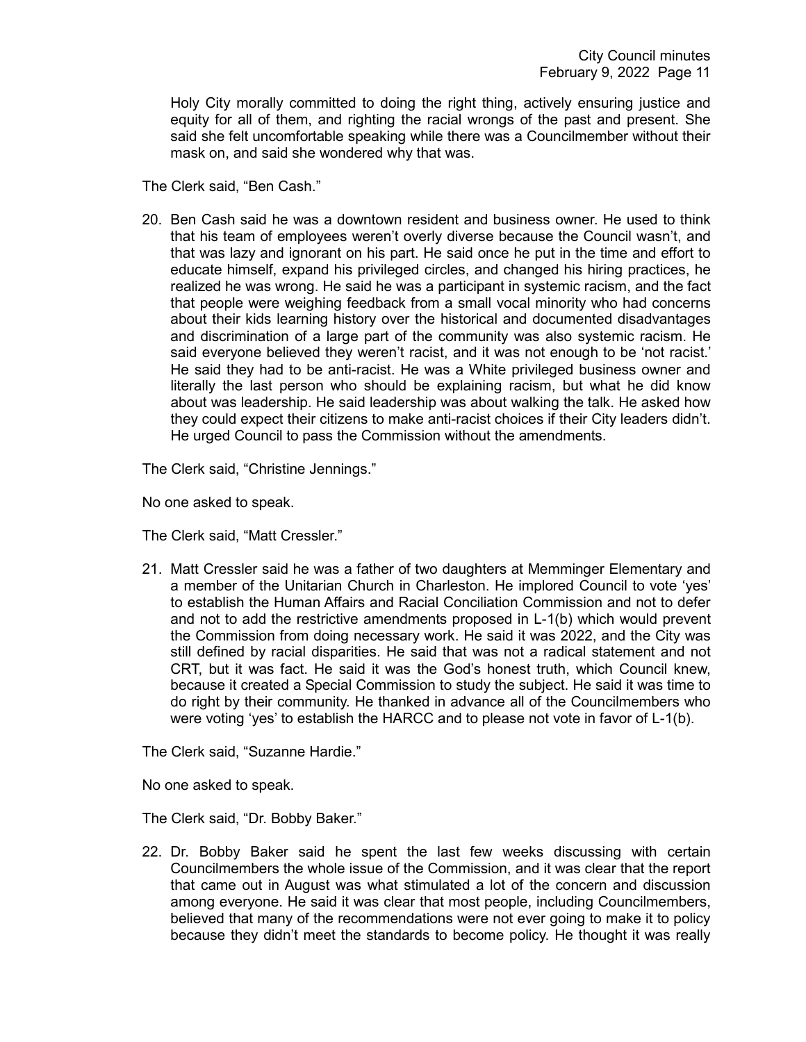Holy City morally committed to doing the right thing, actively ensuring justice and equity for all of them, and righting the racial wrongs of the past and present. She said she felt uncomfortable speaking while there was a Councilmember without their mask on, and said she wondered why that was.

The Clerk said, "Ben Cash."

20. Ben Cash said he was a downtown resident and business owner. He used to think that his team of employees weren't overly diverse because the Council wasn't, and that was lazy and ignorant on his part. He said once he put in the time and effort to educate himself, expand his privileged circles, and changed his hiring practices, he realized he was wrong. He said he was a participant in systemic racism, and the fact that people were weighing feedback from a small vocal minority who had concerns about their kids learning history over the historical and documented disadvantages and discrimination of a large part of the community was also systemic racism. He said everyone believed they weren't racist, and it was not enough to be 'not racist.' He said they had to be anti-racist. He was a White privileged business owner and literally the last person who should be explaining racism, but what he did know about was leadership. He said leadership was about walking the talk. He asked how they could expect their citizens to make anti-racist choices if their City leaders didn't. He urged Council to pass the Commission without the amendments.

The Clerk said, "Christine Jennings."

No one asked to speak.

The Clerk said, "Matt Cressler."

21. Matt Cressler said he was a father of two daughters at Memminger Elementary and a member of the Unitarian Church in Charleston. He implored Council to vote 'yes' to establish the Human Affairs and Racial Conciliation Commission and not to defer and not to add the restrictive amendments proposed in L-1(b) which would prevent the Commission from doing necessary work. He said it was 2022, and the City was still defined by racial disparities. He said that was not a radical statement and not CRT, but it was fact. He said it was the God's honest truth, which Council knew, because it created a Special Commission to study the subject. He said it was time to do right by their community. He thanked in advance all of the Councilmembers who were voting 'yes' to establish the HARCC and to please not vote in favor of L-1(b).

The Clerk said, "Suzanne Hardie."

No one asked to speak.

The Clerk said, "Dr. Bobby Baker."

22. Dr. Bobby Baker said he spent the last few weeks discussing with certain Councilmembers the whole issue of the Commission, and it was clear that the report that came out in August was what stimulated a lot of the concern and discussion among everyone. He said it was clear that most people, including Councilmembers, believed that many of the recommendations were not ever going to make it to policy because they didn't meet the standards to become policy. He thought it was really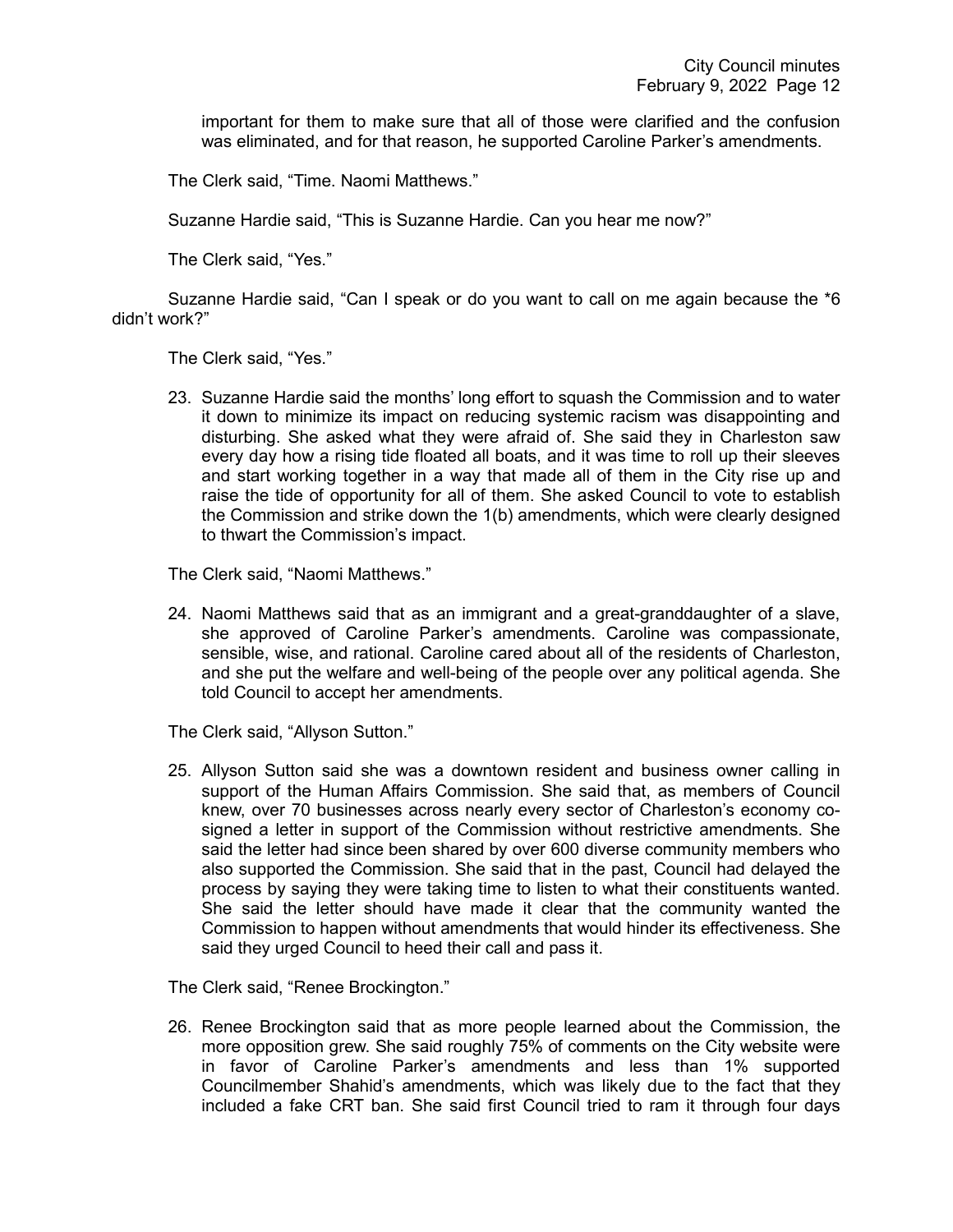important for them to make sure that all of those were clarified and the confusion was eliminated, and for that reason, he supported Caroline Parker's amendments.

The Clerk said, "Time. Naomi Matthews."

Suzanne Hardie said, "This is Suzanne Hardie. Can you hear me now?"

The Clerk said, "Yes."

Suzanne Hardie said, "Can I speak or do you want to call on me again because the *6 didn't work?"

The Clerk said, "Yes."

23. Suzanne Hardie said the months' long effort to squash the Commission and to water it down to minimize its impact on reducing systemic racism was disappointing and disturbing. She asked what they were afraid of. She said they in Charleston saw every day how a rising tide floated all boats, and it was time to roll up their sleeves and start working together in a way that made all of them in the City rise up and raise the tide of opportunity for all of them. She asked Council to vote to establish the Commission and strike down the 1(b) amendments, which were clearly designed to thwart the Commission's impact.

The Clerk said, "Naomi Matthews."

24. Naomi Matthews said that as an immigrant and a great-granddaughter of a slave, she approved of Caroline Parker's amendments. Caroline was compassionate, sensible, wise, and rational. Caroline cared about all of the residents of Charleston, and she put the welfare and well-being of the people over any political agenda. She told Council to accept her amendments.

The Clerk said, "Allyson Sutton."

25. Allyson Sutton said she was a downtown resident and business owner calling in support of the Human Affairs Commission. She said that, as members of Council knew, over 70 businesses across nearly every sector of Charleston's economy co-signed a letter in support of the Commission without restrictive amendments. She said the letter had since been shared by over 600 diverse community members who also supported the Commission. She said that in the past, Council had delayed the process by saying they were taking time to listen to what their constituents wanted. She said the letter should have made it clear that the community wanted the Commission to happen without amendments that would hinder its effectiveness. She said they urged Council to heed their call and pass it.

The Clerk said, "Renee Brockington."

26. Renee Brockington said that as more people learned about the Commission, the more opposition grew. She said roughly 75% of comments on the City website were in favor of Caroline Parker's amendments and less than 1% supported Councilmember Shahid's amendments, which was likely due to the fact that they included a fake CRT ban. She said first Council tried to ram it through four days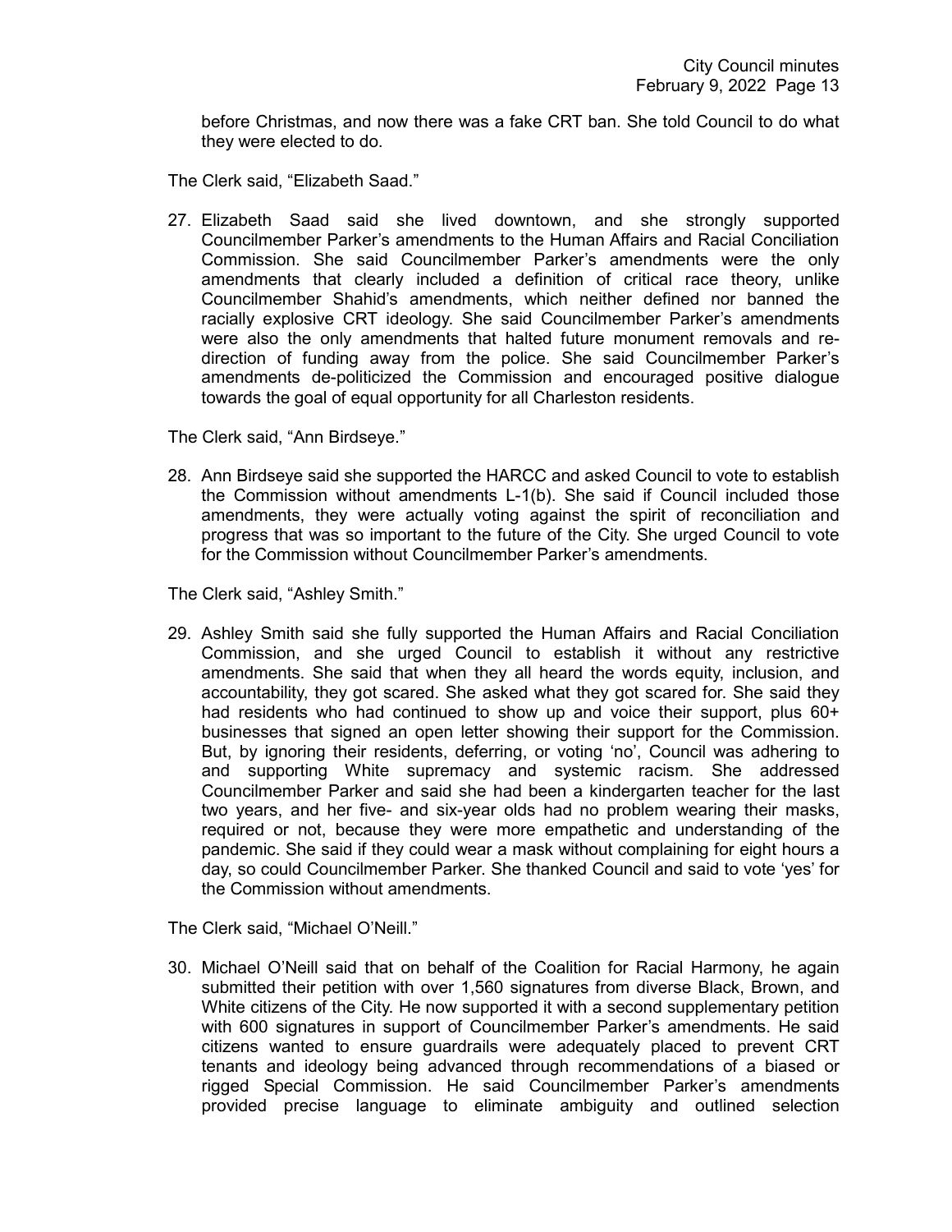before Christmas, and now there was a fake CRT ban. She told Council to do what they were elected to do.

The Clerk said, "Elizabeth Saad."

27. Elizabeth Saad said she lived downtown, and she strongly supported Councilmember Parker's amendments to the Human Affairs and Racial Conciliation Commission. She said Councilmember Parker's amendments were the only amendments that clearly included a definition of critical race theory, unlike Councilmember Shahid's amendments, which neither defined nor banned the racially explosive CRT ideology. She said Councilmember Parker's amendments were also the only amendments that halted future monument removals and re-direction of funding away from the police. She said Councilmember Parker's amendments de-politicized the Commission and encouraged positive dialogue towards the goal of equal opportunity for all Charleston residents.

The Clerk said, "Ann Birdseye."

28. Ann Birdseye said she supported the HARCC and asked Council to vote to establish the Commission without amendments L-1(b). She said if Council included those amendments, they were actually voting against the spirit of reconciliation and progress that was so important to the future of the City. She urged Council to vote for the Commission without Councilmember Parker's amendments.

The Clerk said, "Ashley Smith."

29. Ashley Smith said she fully supported the Human Affairs and Racial Conciliation Commission, and she urged Council to establish it without any restrictive amendments. She said that when they all heard the words equity, inclusion, and accountability, they got scared. She asked what they got scared for. She said they had residents who had continued to show up and voice their support, plus 60+ businesses that signed an open letter showing their support for the Commission. But, by ignoring their residents, deferring, or voting 'no', Council was adhering to and supporting White supremacy and systemic racism. She addressed Councilmember Parker and said she had been a kindergarten teacher for the last two years, and her five- and six-year olds had no problem wearing their masks, required or not, because they were more empathetic and understanding of the pandemic. She said if they could wear a mask without complaining for eight hours a day, so could Councilmember Parker. She thanked Council and said to vote 'yes' for the Commission without amendments.

The Clerk said, "Michael O'Neill."

30. Michael O'Neill said that on behalf of the Coalition for Racial Harmony, he again submitted their petition with over 1,560 signatures from diverse Black, Brown, and White citizens of the City. He now supported it with a second supplementary petition with 600 signatures in support of Councilmember Parker's amendments. He said citizens wanted to ensure guardrails were adequately placed to prevent CRT tenants and ideology being advanced through recommendations of a biased or rigged Special Commission. He said Councilmember Parker's amendments provided precise language to eliminate ambiguity and outlined selection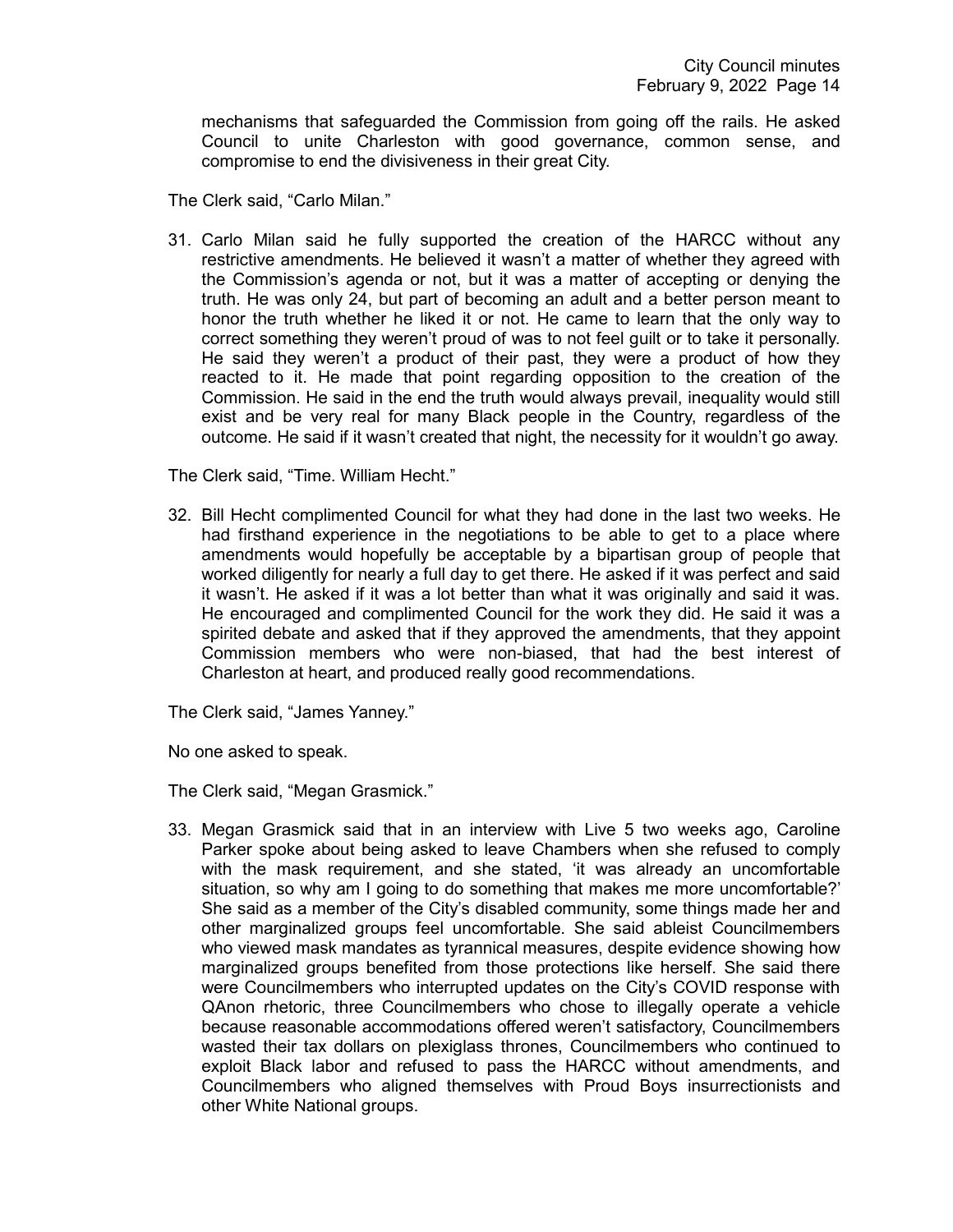mechanisms that safeguarded the Commission from going off the rails. He asked Council to unite Charleston with good governance, common sense, and compromise to end the divisiveness in their great City.

The Clerk said, "Carlo Milan."

31. Carlo Milan said he fully supported the creation of the HARCC without any restrictive amendments. He believed it wasn't a matter of whether they agreed with the Commission's agenda or not, but it was a matter of accepting or denying the truth. He was only 24, but part of becoming an adult and a better person meant to honor the truth whether he liked it or not. He came to learn that the only way to correct something they weren't proud of was to not feel guilt or to take it personally. He said they weren't a product of their past, they were a product of how they reacted to it. He made that point regarding opposition to the creation of the Commission. He said in the end the truth would always prevail, inequality would still exist and be very real for many Black people in the Country, regardless of the outcome. He said if it wasn't created that night, the necessity for it wouldn't go away.

The Clerk said, "Time. William Hecht."

32. Bill Hecht complimented Council for what they had done in the last two weeks. He had firsthand experience in the negotiations to be able to get to a place where amendments would hopefully be acceptable by a bipartisan group of people that worked diligently for nearly a full day to get there. He asked if it was perfect and said it wasn't. He asked if it was a lot better than what it was originally and said it was. He encouraged and complimented Council for the work they did. He said it was a spirited debate and asked that if they approved the amendments, that they appoint Commission members who were non-biased, that had the best interest of Charleston at heart, and produced really good recommendations.

The Clerk said, "James Yanney."

No one asked to speak.

The Clerk said, "Megan Grasmick."

33. Megan Grasmick said that in an interview with Live 5 two weeks ago, Caroline Parker spoke about being asked to leave Chambers when she refused to comply with the mask requirement, and she stated, 'it was already an uncomfortable situation, so why am I going to do something that makes me more uncomfortable?' She said as a member of the City's disabled community, some things made her and other marginalized groups feel uncomfortable. She said ableist Councilmembers who viewed mask mandates as tyrannical measures, despite evidence showing how marginalized groups benefited from those protections like herself. She said there were Councilmembers who interrupted updates on the City's COVID response with QAnon rhetoric, three Councilmembers who chose to illegally operate a vehicle because reasonable accommodations offered weren't satisfactory, Councilmembers wasted their tax dollars on plexiglass thrones, Councilmembers who continued to exploit Black labor and refused to pass the HARCC without amendments, and Councilmembers who aligned themselves with Proud Boys insurrectionists and other White National groups.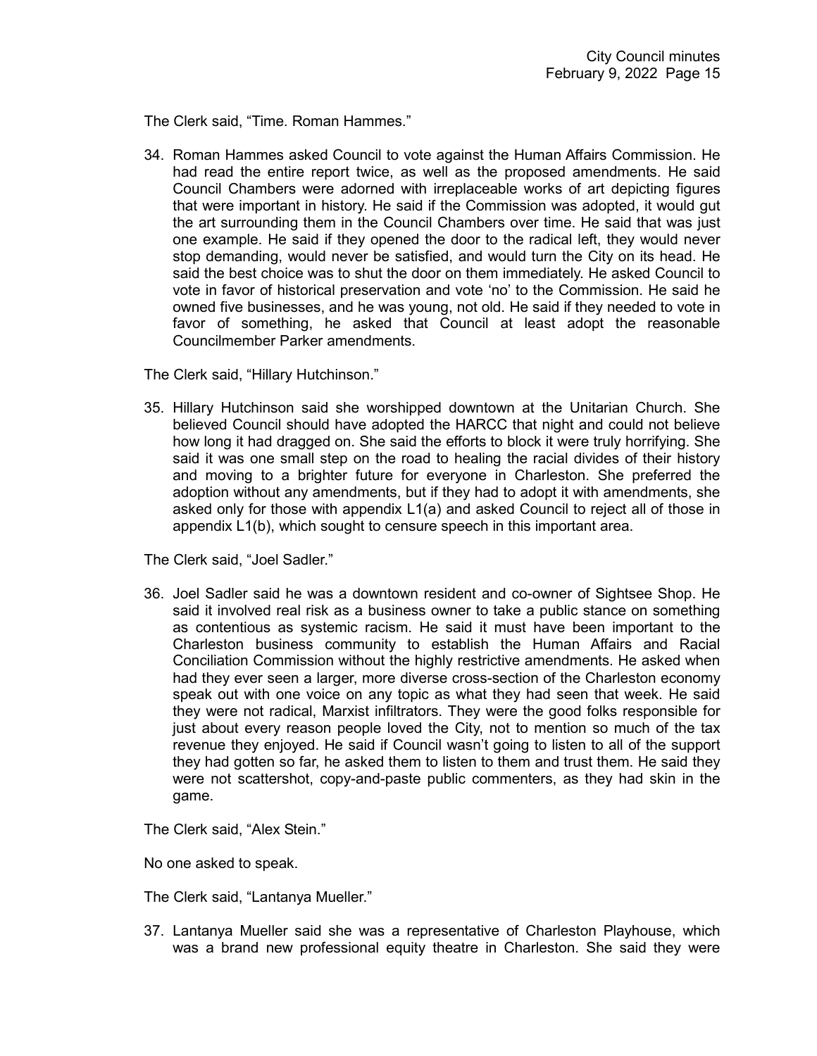The Clerk said, "Time. Roman Hammes."

34. Roman Hammes asked Council to vote against the Human Affairs Commission. He had read the entire report twice, as well as the proposed amendments. He said Council Chambers were adorned with irreplaceable works of art depicting figures that were important in history. He said if the Commission was adopted, it would gut the art surrounding them in the Council Chambers over time. He said that was just one example. He said if they opened the door to the radical left, they would never stop demanding, would never be satisfied, and would turn the City on its head. He said the best choice was to shut the door on them immediately. He asked Council to vote in favor of historical preservation and vote 'no' to the Commission. He said he owned five businesses, and he was young, not old. He said if they needed to vote in favor of something, he asked that Council at least adopt the reasonable Councilmember Parker amendments.

The Clerk said, "Hillary Hutchinson."

35. Hillary Hutchinson said she worshipped downtown at the Unitarian Church. She believed Council should have adopted the HARCC that night and could not believe how long it had dragged on. She said the efforts to block it were truly horrifying. She said it was one small step on the road to healing the racial divides of their history and moving to a brighter future for everyone in Charleston. She preferred the adoption without any amendments, but if they had to adopt it with amendments, she asked only for those with appendix L1(a) and asked Council to reject all of those in appendix L1(b), which sought to censure speech in this important area.

The Clerk said, "Joel Sadler."

36. Joel Sadler said he was a downtown resident and co-owner of Sightsee Shop. He said it involved real risk as a business owner to take a public stance on something as contentious as systemic racism. He said it must have been important to the Charleston business community to establish the Human Affairs and Racial Conciliation Commission without the highly restrictive amendments. He asked when had they ever seen a larger, more diverse cross-section of the Charleston economy speak out with one voice on any topic as what they had seen that week. He said they were not radical, Marxist infiltrators. They were the good folks responsible for just about every reason people loved the City, not to mention so much of the tax revenue they enjoyed. He said if Council wasn't going to listen to all of the support they had gotten so far, he asked them to listen to them and trust them. He said they were not scattershot, copy-and-paste public commenters, as they had skin in the game.

The Clerk said, "Alex Stein."

No one asked to speak.

The Clerk said, "Lantanya Mueller."

37. Lantanya Mueller said she was a representative of Charleston Playhouse, which was a brand new professional equity theatre in Charleston. She said they were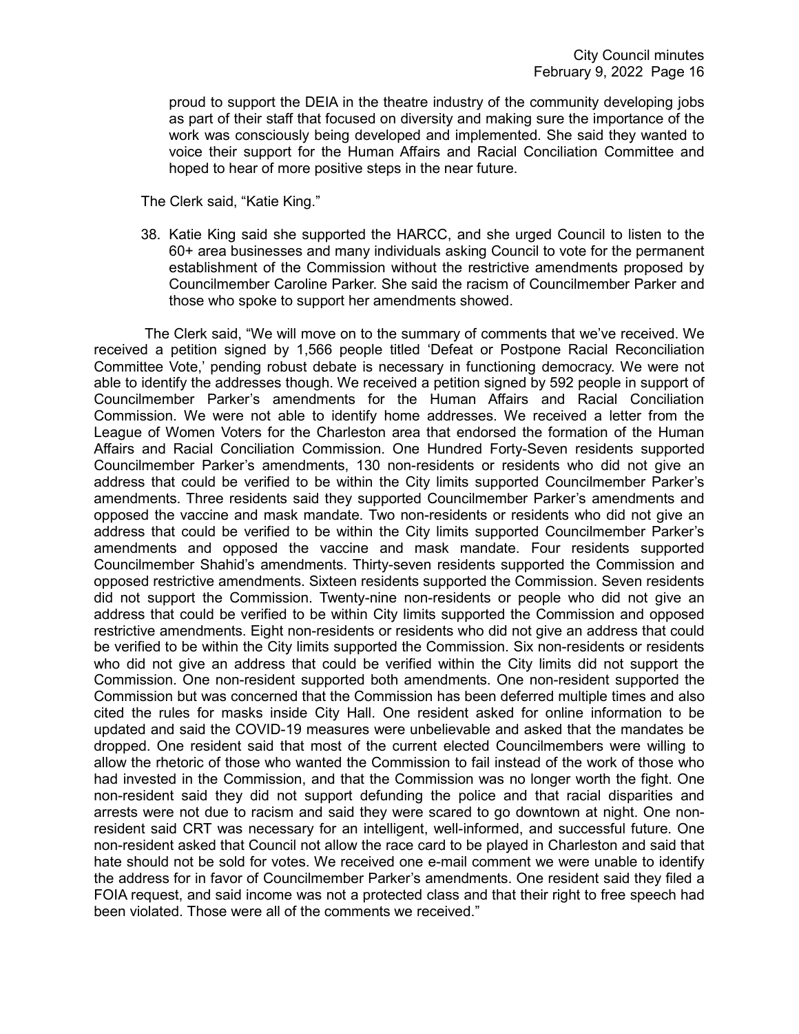proud to support the DEIA in the theatre industry of the community developing jobs as part of their staff that focused on diversity and making sure the importance of the work was consciously being developed and implemented. She said they wanted to voice their support for the Human Affairs and Racial Conciliation Committee and hoped to hear of more positive steps in the near future.

The Clerk said, "Katie King."

38. Katie King said she supported the HARCC, and she urged Council to listen to the 60+ area businesses and many individuals asking Council to vote for the permanent establishment of the Commission without the restrictive amendments proposed by Councilmember Caroline Parker. She said the racism of Councilmember Parker and those who spoke to support her amendments showed.

The Clerk said, "We will move on to the summary of comments that we've received. We received a petition signed by 1,566 people titled 'Defeat or Postpone Racial Reconciliation Committee Vote,' pending robust debate is necessary in functioning democracy. We were not able to identify the addresses though. We received a petition signed by 592 people in support of Councilmember Parker's amendments for the Human Affairs and Racial Conciliation Commission. We were not able to identify home addresses. We received a letter from the League of Women Voters for the Charleston area that endorsed the formation of the Human Affairs and Racial Conciliation Commission. One Hundred Forty-Seven residents supported Councilmember Parker's amendments, 130 non-residents or residents who did not give an address that could be verified to be within the City limits supported Councilmember Parker's amendments. Three residents said they supported Councilmember Parker's amendments and opposed the vaccine and mask mandate. Two non-residents or residents who did not give an address that could be verified to be within the City limits supported Councilmember Parker's amendments and opposed the vaccine and mask mandate. Four residents supported Councilmember Shahid's amendments. Thirty-seven residents supported the Commission and opposed restrictive amendments. Sixteen residents supported the Commission. Seven residents did not support the Commission. Twenty-nine non-residents or people who did not give an address that could be verified to be within City limits supported the Commission and opposed restrictive amendments. Eight non-residents or residents who did not give an address that could be verified to be within the City limits supported the Commission. Six non-residents or residents who did not give an address that could be verified within the City limits did not support the Commission. One non-resident supported both amendments. One non-resident supported the Commission but was concerned that the Commission has been deferred multiple times and also cited the rules for masks inside City Hall. One resident asked for online information to be updated and said the COVID-19 measures were unbelievable and asked that the mandates be dropped. One resident said that most of the current elected Councilmembers were willing to allow the rhetoric of those who wanted the Commission to fail instead of the work of those who had invested in the Commission, and that the Commission was no longer worth the fight. One non-resident said they did not support defunding the police and that racial disparities and arrests were not due to racism and said they were scared to go downtown at night. One non-resident said CRT was necessary for an intelligent, well-informed, and successful future. One non-resident asked that Council not allow the race card to be played in Charleston and said that hate should not be sold for votes. We received one e-mail comment we were unable to identify the address for in favor of Councilmember Parker's amendments. One resident said they filed a FOIA request, and said income was not a protected class and that their right to free speech had been violated. Those were all of the comments we received."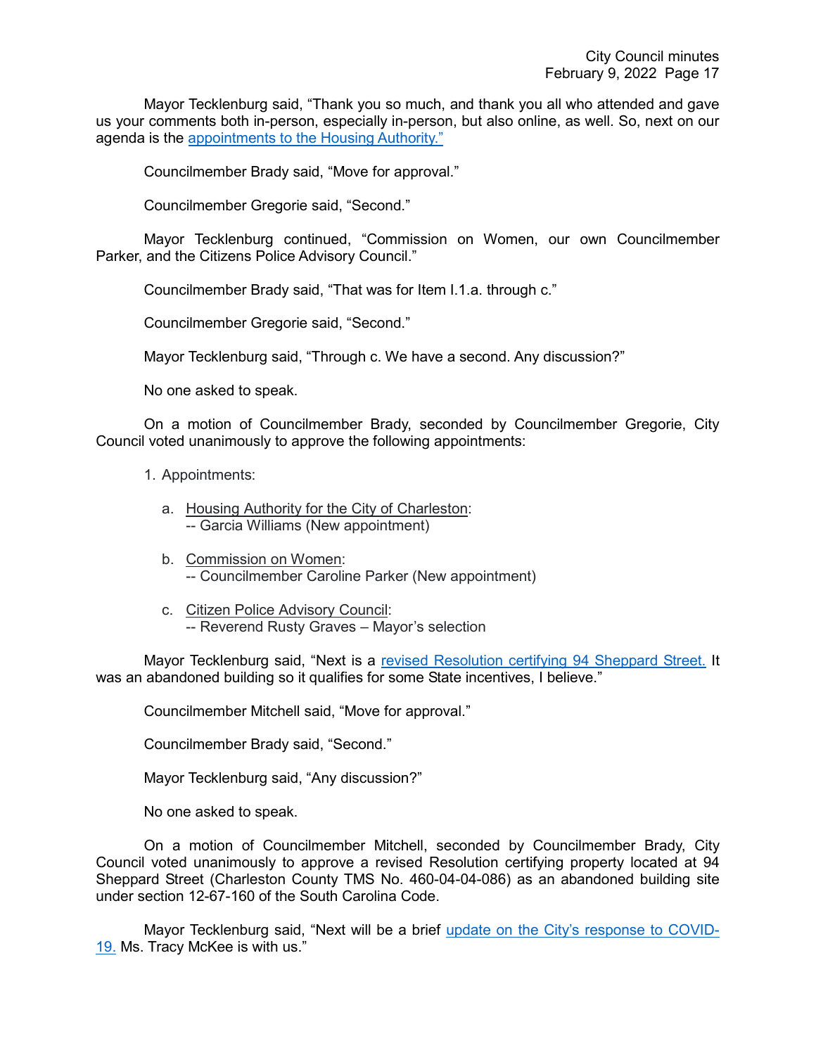Mayor Tecklenburg said, "Thank you so much, and thank you all who attended and gave us your comments both in-person, especially in-person, but also online, as well. So, next on our agenda is the appointments to the Housing Authority."

Councilmember Brady said, "Move for approval."

Councilmember Gregorie said, "Second."

Mayor Tecklenburg continued, "Commission on Women, our own Councilmember Parker, and the Citizens Police Advisory Council."

Councilmember Brady said, "That was for Item I.1.a. through c."

Councilmember Gregorie said, "Second."

Mayor Tecklenburg said, "Through c. We have a second. Any discussion?"

No one asked to speak.

On a motion of Councilmember Brady, seconded by Councilmember Gregorie, City Council voted unanimously to approve the following appointments:

1. Appointments:

   a. Housing Authority for the City of Charleston:
   -- Garcia Williams (New appointment)

   b. Commission on Women:
   -- Councilmember Caroline Parker (New appointment)

   c. Citizen Police Advisory Council:
   -- Reverend Rusty Graves – Mayor's selection

Mayor Tecklenburg said, "Next is a revised Resolution certifying 94 Sheppard Street. It was an abandoned building so it qualifies for some State incentives, I believe."

Councilmember Mitchell said, "Move for approval."

Councilmember Brady said, "Second."

Mayor Tecklenburg said, "Any discussion?"

No one asked to speak.

On a motion of Councilmember Mitchell, seconded by Councilmember Brady, City Council voted unanimously to approve a revised Resolution certifying property located at 94 Sheppard Street (Charleston County TMS No. 460-04-04-086) as an abandoned building site under section 12-67-160 of the South Carolina Code.

Mayor Tecklenburg said, "Next will be a brief update on the City's response to COVID-19. Ms. Tracy McKee is with us."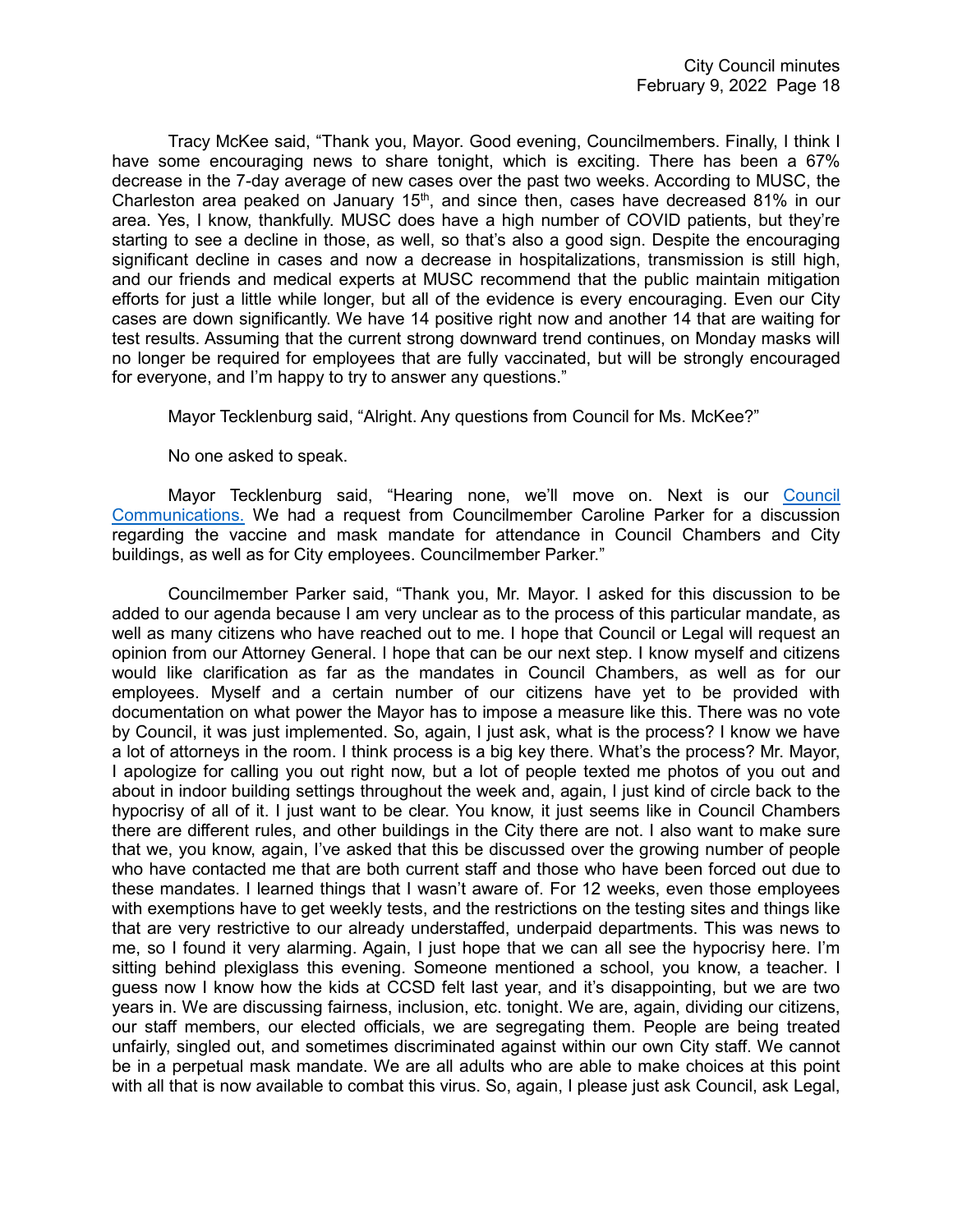Tracy McKee said, "Thank you, Mayor. Good evening, Councilmembers. Finally, I think I have some encouraging news to share tonight, which is exciting. There has been a 67% decrease in the 7-day average of new cases over the past two weeks. According to MUSC, the Charleston area peaked on January 15th, and since then, cases have decreased 81% in our area. Yes, I know, thankfully. MUSC does have a high number of COVID patients, but they're starting to see a decline in those, as well, so that's also a good sign. Despite the encouraging significant decline in cases and now a decrease in hospitalizations, transmission is still high, and our friends and medical experts at MUSC recommend that the public maintain mitigation efforts for just a little while longer, but all of the evidence is every encouraging. Even our City cases are down significantly. We have 14 positive right now and another 14 that are waiting for test results. Assuming that the current strong downward trend continues, on Monday masks will no longer be required for employees that are fully vaccinated, but will be strongly encouraged for everyone, and I'm happy to try to answer any questions."

Mayor Tecklenburg said, "Alright. Any questions from Council for Ms. McKee?"

No one asked to speak.

Mayor Tecklenburg said, "Hearing none, we'll move on. Next is our Council Communications. We had a request from Councilmember Caroline Parker for a discussion regarding the vaccine and mask mandate for attendance in Council Chambers and City buildings, as well as for City employees. Councilmember Parker."

Councilmember Parker said, "Thank you, Mr. Mayor. I asked for this discussion to be added to our agenda because I am very unclear as to the process of this particular mandate, as well as many citizens who have reached out to me. I hope that Council or Legal will request an opinion from our Attorney General. I hope that can be our next step. I know myself and citizens would like clarification as far as the mandates in Council Chambers, as well as for our employees. Myself and a certain number of our citizens have yet to be provided with documentation on what power the Mayor has to impose a measure like this. There was no vote by Council, it was just implemented. So, again, I just ask, what is the process? I know we have a lot of attorneys in the room. I think process is a big key there. What's the process? Mr. Mayor, I apologize for calling you out right now, but a lot of people texted me photos of you out and about in indoor building settings throughout the week and, again, I just kind of circle back to the hypocrisy of all of it. I just want to be clear. You know, it just seems like in Council Chambers there are different rules, and other buildings in the City there are not. I also want to make sure that we, you know, again, I've asked that this be discussed over the growing number of people who have contacted me that are both current staff and those who have been forced out due to these mandates. I learned things that I wasn't aware of. For 12 weeks, even those employees with exemptions have to get weekly tests, and the restrictions on the testing sites and things like that are very restrictive to our already understaffed, underpaid departments. This was news to me, so I found it very alarming. Again, I just hope that we can all see the hypocrisy here. I'm sitting behind plexiglass this evening. Someone mentioned a school, you know, a teacher. I guess now I know how the kids at CCSD felt last year, and it's disappointing, but we are two years in. We are discussing fairness, inclusion, etc. tonight. We are, again, dividing our citizens, our staff members, our elected officials, we are segregating them. People are being treated unfairly, singled out, and sometimes discriminated against within our own City staff. We cannot be in a perpetual mask mandate. We are all adults who are able to make choices at this point with all that is now available to combat this virus. So, again, I please just ask Council, ask Legal,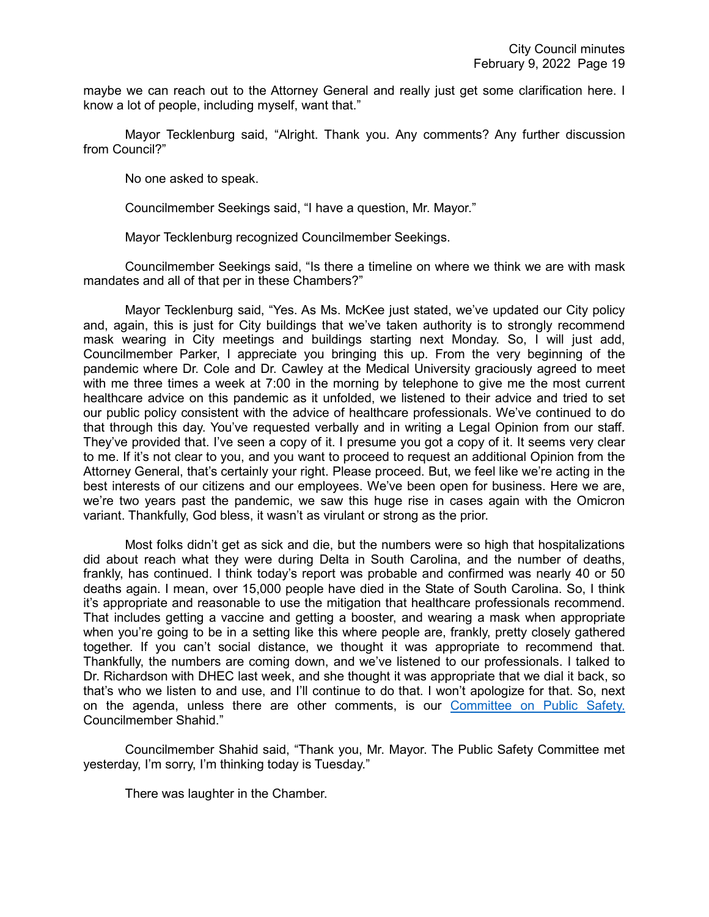maybe we can reach out to the Attorney General and really just get some clarification here. I know a lot of people, including myself, want that."

Mayor Tecklenburg said, "Alright. Thank you. Any comments? Any further discussion from Council?"

No one asked to speak.

Councilmember Seekings said, "I have a question, Mr. Mayor."

Mayor Tecklenburg recognized Councilmember Seekings.

Councilmember Seekings said, "Is there a timeline on where we think we are with mask mandates and all of that per in these Chambers?"

Mayor Tecklenburg said, "Yes. As Ms. McKee just stated, we've updated our City policy and, again, this is just for City buildings that we've taken authority is to strongly recommend mask wearing in City meetings and buildings starting next Monday. So, I will just add, Councilmember Parker, I appreciate you bringing this up. From the very beginning of the pandemic where Dr. Cole and Dr. Cawley at the Medical University graciously agreed to meet with me three times a week at 7:00 in the morning by telephone to give me the most current healthcare advice on this pandemic as it unfolded, we listened to their advice and tried to set our public policy consistent with the advice of healthcare professionals. We've continued to do that through this day. You've requested verbally and in writing a Legal Opinion from our staff. They've provided that. I've seen a copy of it. I presume you got a copy of it. It seems very clear to me. If it's not clear to you, and you want to proceed to request an additional Opinion from the Attorney General, that's certainly your right. Please proceed. But, we feel like we're acting in the best interests of our citizens and our employees. We've been open for business. Here we are, we're two years past the pandemic, we saw this huge rise in cases again with the Omicron variant. Thankfully, God bless, it wasn't as virulant or strong as the prior.

Most folks didn't get as sick and die, but the numbers were so high that hospitalizations did about reach what they were during Delta in South Carolina, and the number of deaths, frankly, has continued. I think today's report was probable and confirmed was nearly 40 or 50 deaths again. I mean, over 15,000 people have died in the State of South Carolina. So, I think it's appropriate and reasonable to use the mitigation that healthcare professionals recommend. That includes getting a vaccine and getting a booster, and wearing a mask when appropriate when you're going to be in a setting like this where people are, frankly, pretty closely gathered together. If you can't social distance, we thought it was appropriate to recommend that. Thankfully, the numbers are coming down, and we've listened to our professionals. I talked to Dr. Richardson with DHEC last week, and she thought it was appropriate that we dial it back, so that's who we listen to and use, and I'll continue to do that. I won't apologize for that. So, next on the agenda, unless there are other comments, is our Committee on Public Safety. Councilmember Shahid."

Councilmember Shahid said, "Thank you, Mr. Mayor. The Public Safety Committee met yesterday, I'm sorry, I'm thinking today is Tuesday."

There was laughter in the Chamber.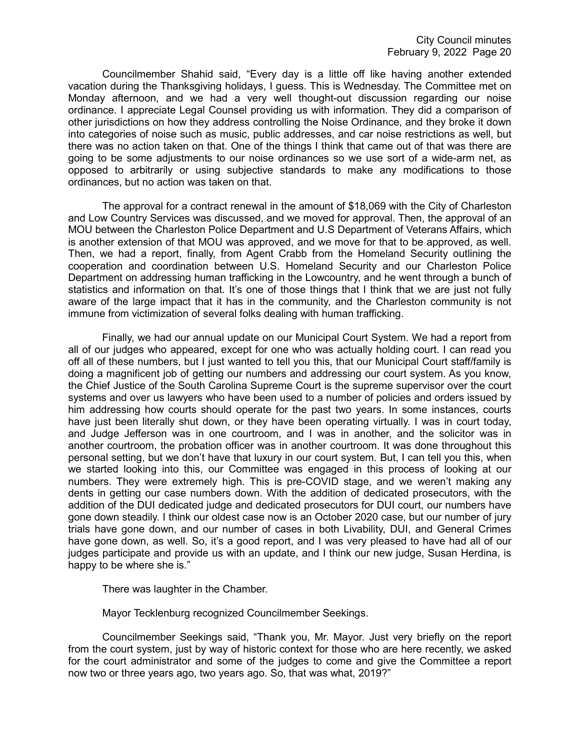Councilmember Shahid said, "Every day is a little off like having another extended vacation during the Thanksgiving holidays, I guess. This is Wednesday. The Committee met on Monday afternoon, and we had a very well thought-out discussion regarding our noise ordinance. I appreciate Legal Counsel providing us with information. They did a comparison of other jurisdictions on how they address controlling the Noise Ordinance, and they broke it down into categories of noise such as music, public addresses, and car noise restrictions as well, but there was no action taken on that. One of the things I think that came out of that was there are going to be some adjustments to our noise ordinances so we use sort of a wide-arm net, as opposed to arbitrarily or using subjective standards to make any modifications to those ordinances, but no action was taken on that.

The approval for a contract renewal in the amount of $18,069 with the City of Charleston and Low Country Services was discussed, and we moved for approval. Then, the approval of an MOU between the Charleston Police Department and U.S Department of Veterans Affairs, which is another extension of that MOU was approved, and we move for that to be approved, as well. Then, we had a report, finally, from Agent Crabb from the Homeland Security outlining the cooperation and coordination between U.S. Homeland Security and our Charleston Police Department on addressing human trafficking in the Lowcountry, and he went through a bunch of statistics and information on that. It's one of those things that I think that we are just not fully aware of the large impact that it has in the community, and the Charleston community is not immune from victimization of several folks dealing with human trafficking.

Finally, we had our annual update on our Municipal Court System. We had a report from all of our judges who appeared, except for one who was actually holding court. I can read you off all of these numbers, but I just wanted to tell you this, that our Municipal Court staff/family is doing a magnificent job of getting our numbers and addressing our court system. As you know, the Chief Justice of the South Carolina Supreme Court is the supreme supervisor over the court systems and over us lawyers who have been used to a number of policies and orders issued by him addressing how courts should operate for the past two years. In some instances, courts have just been literally shut down, or they have been operating virtually. I was in court today, and Judge Jefferson was in one courtroom, and I was in another, and the solicitor was in another courtroom, the probation officer was in another courtroom. It was done throughout this personal setting, but we don't have that luxury in our court system. But, I can tell you this, when we started looking into this, our Committee was engaged in this process of looking at our numbers. They were extremely high. This is pre-COVID stage, and we weren't making any dents in getting our case numbers down. With the addition of dedicated prosecutors, with the addition of the DUI dedicated judge and dedicated prosecutors for DUI court, our numbers have gone down steadily. I think our oldest case now is an October 2020 case, but our number of jury trials have gone down, and our number of cases in both Livability, DUI, and General Crimes have gone down, as well. So, it's a good report, and I was very pleased to have had all of our judges participate and provide us with an update, and I think our new judge, Susan Herdina, is happy to be where she is."

There was laughter in the Chamber.

Mayor Tecklenburg recognized Councilmember Seekings.

Councilmember Seekings said, "Thank you, Mr. Mayor. Just very briefly on the report from the court system, just by way of historic context for those who are here recently, we asked for the court administrator and some of the judges to come and give the Committee a report now two or three years ago, two years ago. So, that was what, 2019?"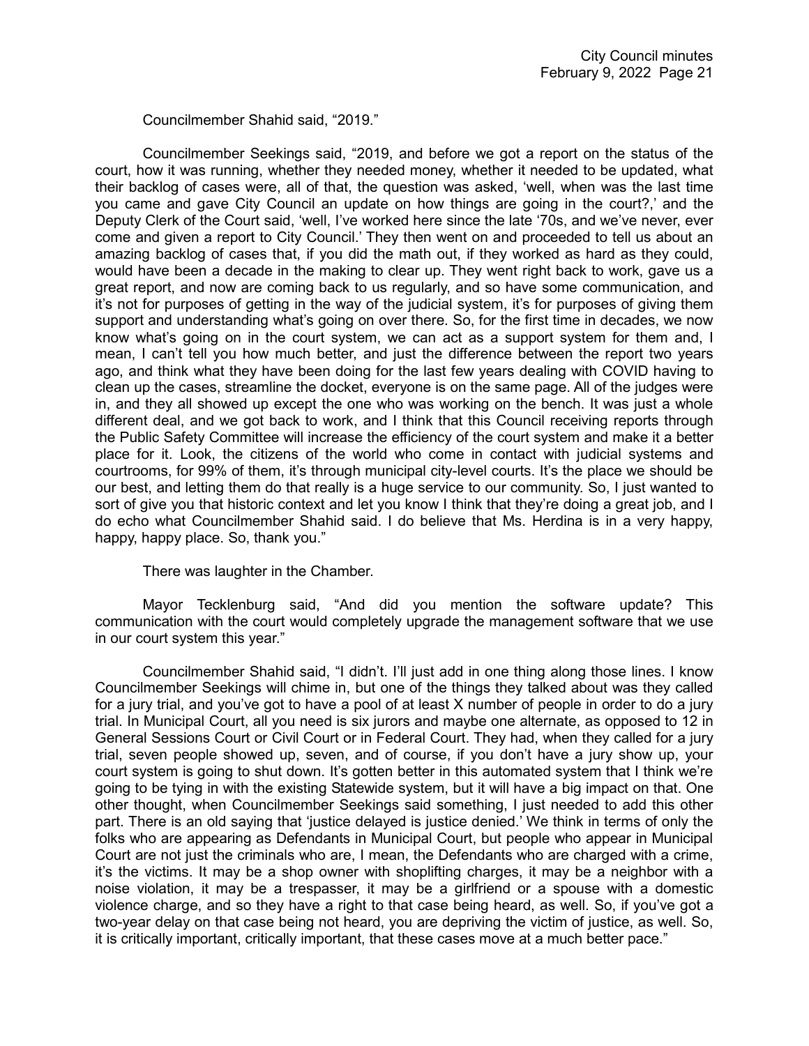Councilmember Shahid said, "2019."

Councilmember Seekings said, "2019, and before we got a report on the status of the court, how it was running, whether they needed money, whether it needed to be updated, what their backlog of cases were, all of that, the question was asked, 'well, when was the last time you came and gave City Council an update on how things are going in the court?,' and the Deputy Clerk of the Court said, 'well, I've worked here since the late '70s, and we've never, ever come and given a report to City Council.' They then went on and proceeded to tell us about an amazing backlog of cases that, if you did the math out, if they worked as hard as they could, would have been a decade in the making to clear up. They went right back to work, gave us a great report, and now are coming back to us regularly, and so have some communication, and it's not for purposes of getting in the way of the judicial system, it's for purposes of giving them support and understanding what's going on over there. So, for the first time in decades, we now know what's going on in the court system, we can act as a support system for them and, I mean, I can't tell you how much better, and just the difference between the report two years ago, and think what they have been doing for the last few years dealing with COVID having to clean up the cases, streamline the docket, everyone is on the same page. All of the judges were in, and they all showed up except the one who was working on the bench. It was just a whole different deal, and we got back to work, and I think that this Council receiving reports through the Public Safety Committee will increase the efficiency of the court system and make it a better place for it. Look, the citizens of the world who come in contact with judicial systems and courtrooms, for 99% of them, it's through municipal city-level courts. It's the place we should be our best, and letting them do that really is a huge service to our community. So, I just wanted to sort of give you that historic context and let you know I think that they're doing a great job, and I do echo what Councilmember Shahid said. I do believe that Ms. Herdina is in a very happy, happy, happy place. So, thank you."

There was laughter in the Chamber.

Mayor Tecklenburg said, "And did you mention the software update? This communication with the court would completely upgrade the management software that we use in our court system this year."

Councilmember Shahid said, "I didn't. I'll just add in one thing along those lines. I know Councilmember Seekings will chime in, but one of the things they talked about was they called for a jury trial, and you've got to have a pool of at least X number of people in order to do a jury trial. In Municipal Court, all you need is six jurors and maybe one alternate, as opposed to 12 in General Sessions Court or Civil Court or in Federal Court. They had, when they called for a jury trial, seven people showed up, seven, and of course, if you don't have a jury show up, your court system is going to shut down. It's gotten better in this automated system that I think we're going to be tying in with the existing Statewide system, but it will have a big impact on that. One other thought, when Councilmember Seekings said something, I just needed to add this other part. There is an old saying that 'justice delayed is justice denied.' We think in terms of only the folks who are appearing as Defendants in Municipal Court, but people who appear in Municipal Court are not just the criminals who are, I mean, the Defendants who are charged with a crime, it's the victims. It may be a shop owner with shoplifting charges, it may be a neighbor with a noise violation, it may be a trespasser, it may be a girlfriend or a spouse with a domestic violence charge, and so they have a right to that case being heard, as well. So, if you've got a two-year delay on that case being not heard, you are depriving the victim of justice, as well. So, it is critically important, critically important, that these cases move at a much better pace."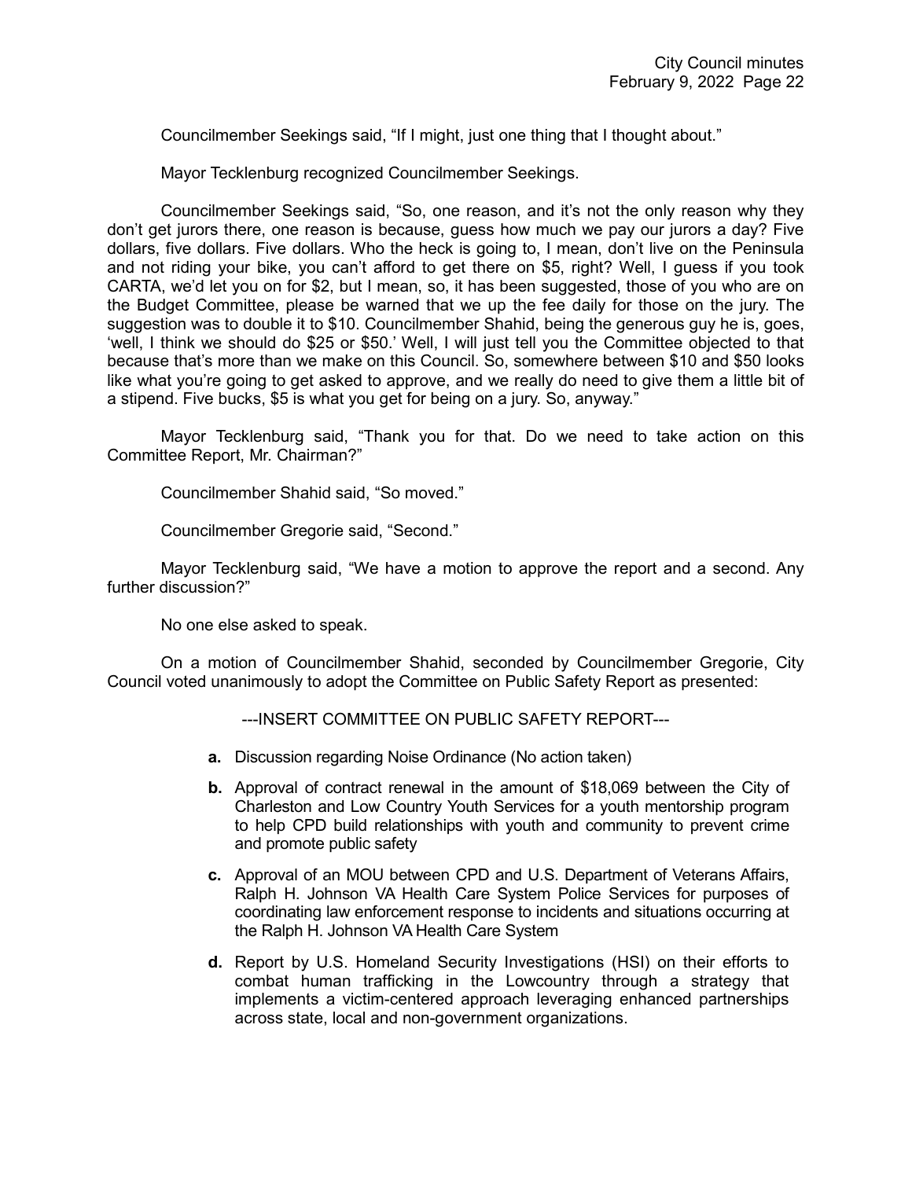Councilmember Seekings said, "If I might, just one thing that I thought about."

Mayor Tecklenburg recognized Councilmember Seekings.

Councilmember Seekings said, "So, one reason, and it's not the only reason why they don't get jurors there, one reason is because, guess how much we pay our jurors a day? Five dollars, five dollars. Five dollars. Who the heck is going to, I mean, don't live on the Peninsula and not riding your bike, you can't afford to get there on $5, right? Well, I guess if you took CARTA, we'd let you on for $2, but I mean, so, it has been suggested, those of you who are on the Budget Committee, please be warned that we up the fee daily for those on the jury. The suggestion was to double it to $10. Councilmember Shahid, being the generous guy he is, goes, 'well, I think we should do $25 or $50.' Well, I will just tell you the Committee objected to that because that's more than we make on this Council. So, somewhere between $10 and $50 looks like what you're going to get asked to approve, and we really do need to give them a little bit of a stipend. Five bucks, $5 is what you get for being on a jury. So, anyway."

Mayor Tecklenburg said, "Thank you for that. Do we need to take action on this Committee Report, Mr. Chairman?"

Councilmember Shahid said, "So moved."

Councilmember Gregorie said, "Second."

Mayor Tecklenburg said, "We have a motion to approve the report and a second. Any further discussion?"

No one else asked to speak.

On a motion of Councilmember Shahid, seconded by Councilmember Gregorie, City Council voted unanimously to adopt the Committee on Public Safety Report as presented:

---INSERT COMMITTEE ON PUBLIC SAFETY REPORT---

- **a.** Discussion regarding Noise Ordinance (No action taken)
- **b.** Approval of contract renewal in the amount of $18,069 between the City of Charleston and Low Country Youth Services for a youth mentorship program to help CPD build relationships with youth and community to prevent crime and promote public safety
- **c.** Approval of an MOU between CPD and U.S. Department of Veterans Affairs, Ralph H. Johnson VA Health Care System Police Services for purposes of coordinating law enforcement response to incidents and situations occurring at the Ralph H. Johnson VA Health Care System
- **d.** Report by U.S. Homeland Security Investigations (HSI) on their efforts to combat human trafficking in the Lowcountry through a strategy that implements a victim-centered approach leveraging enhanced partnerships across state, local and non-government organizations.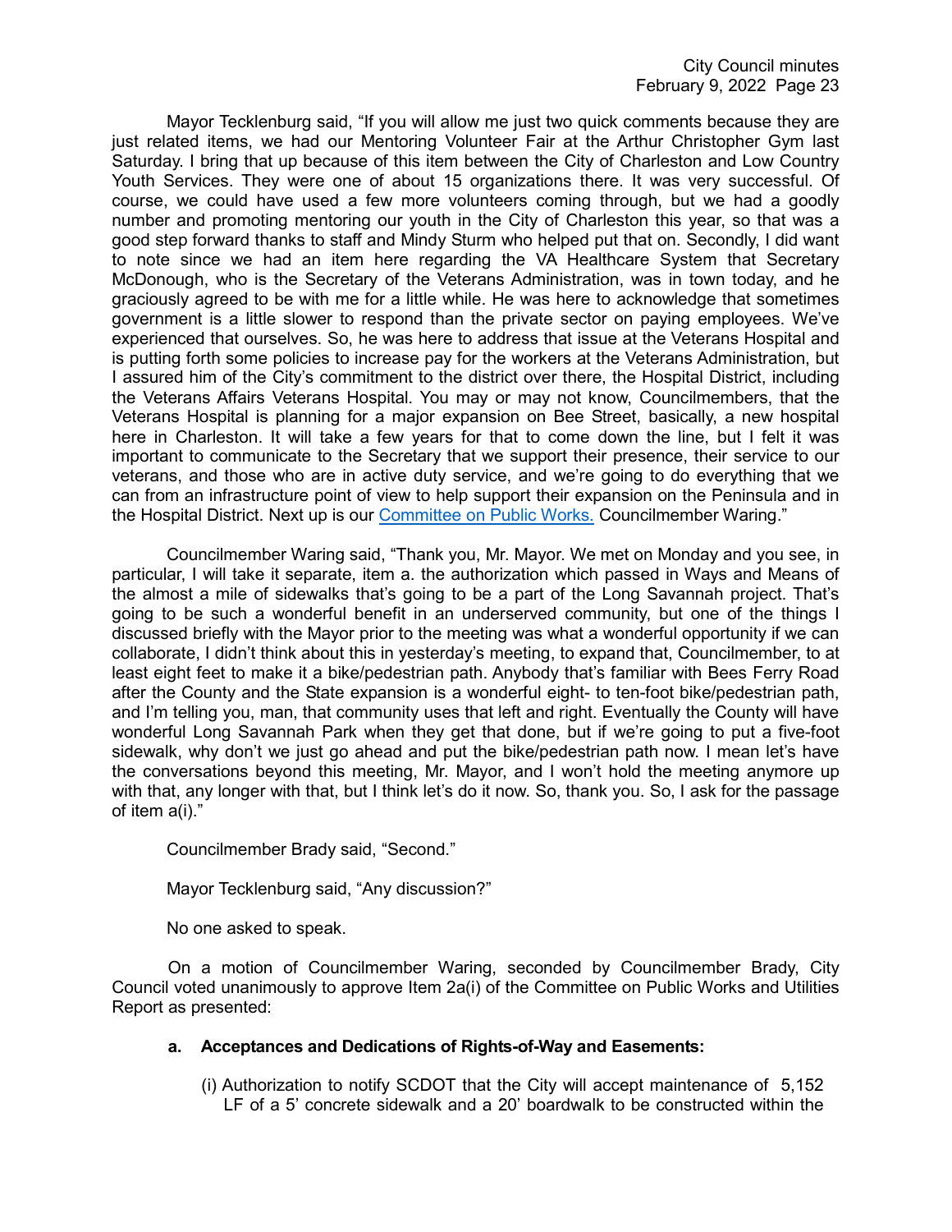Mayor Tecklenburg said, "If you will allow me just two quick comments because they are just related items, we had our Mentoring Volunteer Fair at the Arthur Christopher Gym last Saturday. I bring that up because of this item between the City of Charleston and Low Country Youth Services. They were one of about 15 organizations there. It was very successful. Of course, we could have used a few more volunteers coming through, but we had a goodly number and promoting mentoring our youth in the City of Charleston this year, so that was a good step forward thanks to staff and Mindy Sturm who helped put that on. Secondly, I did want to note since we had an item here regarding the VA Healthcare System that Secretary McDonough, who is the Secretary of the Veterans Administration, was in town today, and he graciously agreed to be with me for a little while. He was here to acknowledge that sometimes government is a little slower to respond than the private sector on paying employees. We've experienced that ourselves. So, he was here to address that issue at the Veterans Hospital and is putting forth some policies to increase pay for the workers at the Veterans Administration, but I assured him of the City's commitment to the district over there, the Hospital District, including the Veterans Affairs Veterans Hospital. You may or may not know, Councilmembers, that the Veterans Hospital is planning for a major expansion on Bee Street, basically, a new hospital here in Charleston. It will take a few years for that to come down the line, but I felt it was important to communicate to the Secretary that we support their presence, their service to our veterans, and those who are in active duty service, and we're going to do everything that we can from an infrastructure point of view to help support their expansion on the Peninsula and in the Hospital District. Next up is our Committee on Public Works. Councilmember Waring."

Councilmember Waring said, "Thank you, Mr. Mayor. We met on Monday and you see, in particular, I will take it separate, item a. the authorization which passed in Ways and Means of the almost a mile of sidewalks that's going to be a part of the Long Savannah project. That's going to be such a wonderful benefit in an underserved community, but one of the things I discussed briefly with the Mayor prior to the meeting was what a wonderful opportunity if we can collaborate, I didn't think about this in yesterday's meeting, to expand that, Councilmember, to at least eight feet to make it a bike/pedestrian path. Anybody that's familiar with Bees Ferry Road after the County and the State expansion is a wonderful eight- to ten-foot bike/pedestrian path, and I'm telling you, man, that community uses that left and right. Eventually the County will have wonderful Long Savannah Park when they get that done, but if we're going to put a five-foot sidewalk, why don't we just go ahead and put the bike/pedestrian path now. I mean let's have the conversations beyond this meeting, Mr. Mayor, and I won't hold the meeting anymore up with that, any longer with that, but I think let's do it now. So, thank you. So, I ask for the passage of item a(i)."

Councilmember Brady said, "Second."

Mayor Tecklenburg said, "Any discussion?"

No one asked to speak.

On a motion of Councilmember Waring, seconded by Councilmember Brady, City Council voted unanimously to approve Item 2a(i) of the Committee on Public Works and Utilities Report as presented:

**a. Acceptances and Dedications of Rights-of-Way and Easements:**

(i) Authorization to notify SCDOT that the City will accept maintenance of 5,152 LF of a 5' concrete sidewalk and a 20' boardwalk to be constructed within the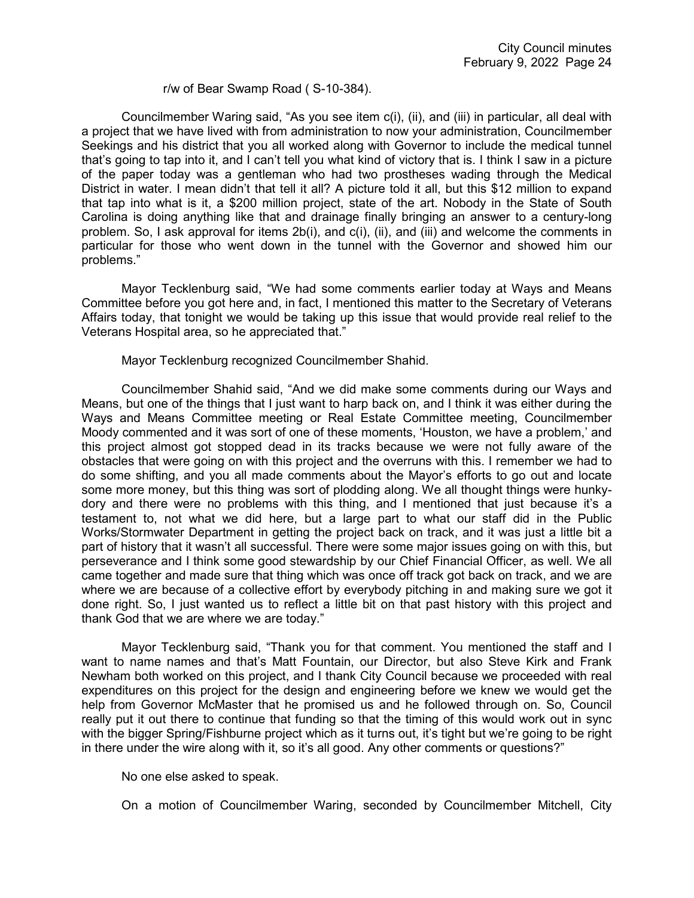r/w of Bear Swamp Road ( S-10-384).

Councilmember Waring said, "As you see item c(i), (ii), and (iii) in particular, all deal with a project that we have lived with from administration to now your administration, Councilmember Seekings and his district that you all worked along with Governor to include the medical tunnel that's going to tap into it, and I can't tell you what kind of victory that is. I think I saw in a picture of the paper today was a gentleman who had two prostheses wading through the Medical District in water. I mean didn't that tell it all? A picture told it all, but this $12 million to expand that tap into what is it, a $200 million project, state of the art. Nobody in the State of South Carolina is doing anything like that and drainage finally bringing an answer to a century-long problem. So, I ask approval for items 2b(i), and c(i), (ii), and (iii) and welcome the comments in particular for those who went down in the tunnel with the Governor and showed him our problems."

Mayor Tecklenburg said, "We had some comments earlier today at Ways and Means Committee before you got here and, in fact, I mentioned this matter to the Secretary of Veterans Affairs today, that tonight we would be taking up this issue that would provide real relief to the Veterans Hospital area, so he appreciated that."

Mayor Tecklenburg recognized Councilmember Shahid.

Councilmember Shahid said, "And we did make some comments during our Ways and Means, but one of the things that I just want to harp back on, and I think it was either during the Ways and Means Committee meeting or Real Estate Committee meeting, Councilmember Moody commented and it was sort of one of these moments, 'Houston, we have a problem,' and this project almost got stopped dead in its tracks because we were not fully aware of the obstacles that were going on with this project and the overruns with this. I remember we had to do some shifting, and you all made comments about the Mayor's efforts to go out and locate some more money, but this thing was sort of plodding along. We all thought things were hunky-dory and there were no problems with this thing, and I mentioned that just because it's a testament to, not what we did here, but a large part to what our staff did in the Public Works/Stormwater Department in getting the project back on track, and it was just a little bit a part of history that it wasn't all successful. There were some major issues going on with this, but perseverance and I think some good stewardship by our Chief Financial Officer, as well. We all came together and made sure that thing which was once off track got back on track, and we are where we are because of a collective effort by everybody pitching in and making sure we got it done right. So, I just wanted us to reflect a little bit on that past history with this project and thank God that we are where we are today."

Mayor Tecklenburg said, "Thank you for that comment. You mentioned the staff and I want to name names and that's Matt Fountain, our Director, but also Steve Kirk and Frank Newham both worked on this project, and I thank City Council because we proceeded with real expenditures on this project for the design and engineering before we knew we would get the help from Governor McMaster that he promised us and he followed through on. So, Council really put it out there to continue that funding so that the timing of this would work out in sync with the bigger Spring/Fishburne project which as it turns out, it's tight but we're going to be right in there under the wire along with it, so it's all good. Any other comments or questions?"

No one else asked to speak.

On a motion of Councilmember Waring, seconded by Councilmember Mitchell, City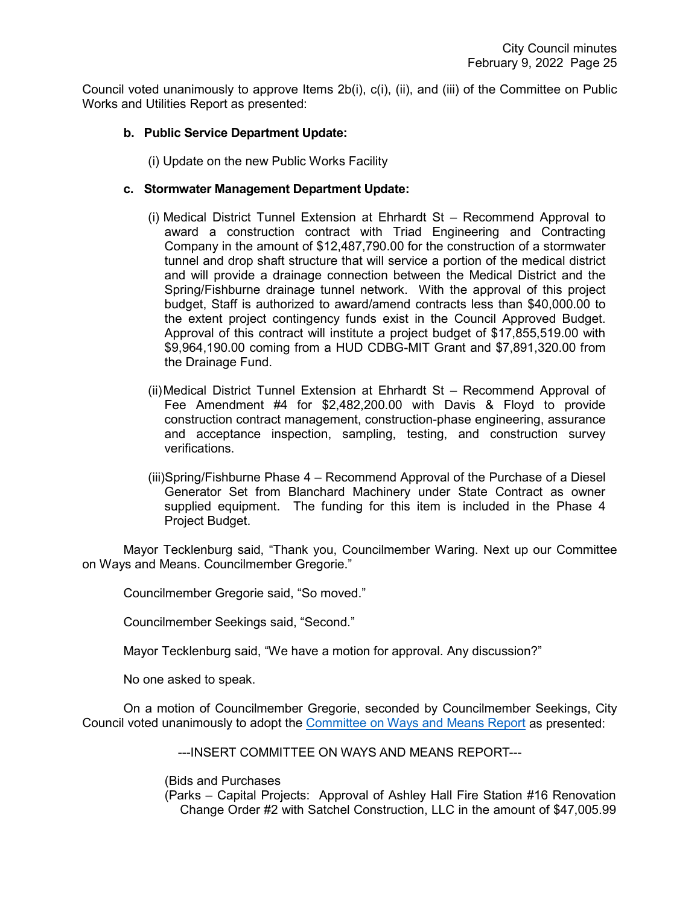Council voted unanimously to approve Items 2b(i), c(i), (ii), and (iii) of the Committee on Public Works and Utilities Report as presented:

**b. Public Service Department Update:**

(i) Update on the new Public Works Facility

**c. Stormwater Management Department Update:**

(i) Medical District Tunnel Extension at Ehrhardt St – Recommend Approval to award a construction contract with Triad Engineering and Contracting Company in the amount of $12,487,790.00 for the construction of a stormwater tunnel and drop shaft structure that will service a portion of the medical district and will provide a drainage connection between the Medical District and the Spring/Fishburne drainage tunnel network. With the approval of this project budget, Staff is authorized to award/amend contracts less than $40,000.00 to the extent project contingency funds exist in the Council Approved Budget. Approval of this contract will institute a project budget of $17,855,519.00 with $9,964,190.00 coming from a HUD CDBG-MIT Grant and $7,891,320.00 from the Drainage Fund.

(ii) Medical District Tunnel Extension at Ehrhardt St – Recommend Approval of Fee Amendment #4 for $2,482,200.00 with Davis & Floyd to provide construction contract management, construction-phase engineering, assurance and acceptance inspection, sampling, testing, and construction survey verifications.

(iii) Spring/Fishburne Phase 4 – Recommend Approval of the Purchase of a Diesel Generator Set from Blanchard Machinery under State Contract as owner supplied equipment. The funding for this item is included in the Phase 4 Project Budget.

Mayor Tecklenburg said, "Thank you, Councilmember Waring. Next up our Committee on Ways and Means. Councilmember Gregorie."

Councilmember Gregorie said, "So moved."

Councilmember Seekings said, "Second."

Mayor Tecklenburg said, "We have a motion for approval. Any discussion?"

No one asked to speak.

On a motion of Councilmember Gregorie, seconded by Councilmember Seekings, City Council voted unanimously to adopt the Committee on Ways and Means Report as presented:

---INSERT COMMITTEE ON WAYS AND MEANS REPORT---

(Bids and Purchases

(Parks – Capital Projects: Approval of Ashley Hall Fire Station #16 Renovation Change Order #2 with Satchel Construction, LLC in the amount of $47,005.99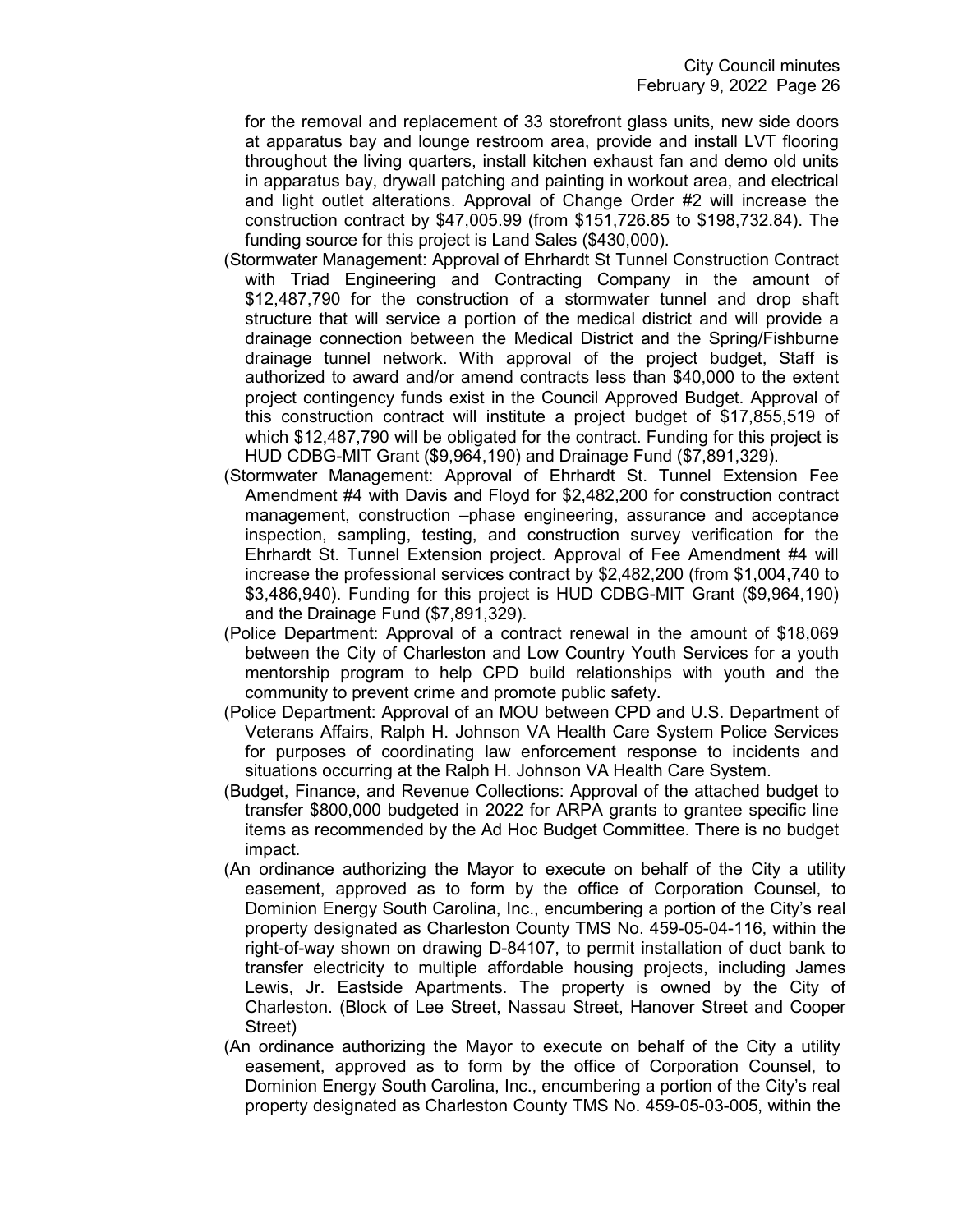for the removal and replacement of 33 storefront glass units, new side doors at apparatus bay and lounge restroom area, provide and install LVT flooring throughout the living quarters, install kitchen exhaust fan and demo old units in apparatus bay, drywall patching and painting in workout area, and electrical and light outlet alterations. Approval of Change Order #2 will increase the construction contract by $47,005.99 (from $151,726.85 to $198,732.84). The funding source for this project is Land Sales ($430,000).

(Stormwater Management: Approval of Ehrhardt St Tunnel Construction Contract with Triad Engineering and Contracting Company in the amount of $12,487,790 for the construction of a stormwater tunnel and drop shaft structure that will service a portion of the medical district and will provide a drainage connection between the Medical District and the Spring/Fishburne drainage tunnel network. With approval of the project budget, Staff is authorized to award and/or amend contracts less than $40,000 to the extent project contingency funds exist in the Council Approved Budget. Approval of this construction contract will institute a project budget of $17,855,519 of which $12,487,790 will be obligated for the contract. Funding for this project is HUD CDBG-MIT Grant ($9,964,190) and Drainage Fund ($7,891,329).

(Stormwater Management: Approval of Ehrhardt St. Tunnel Extension Fee Amendment #4 with Davis and Floyd for $2,482,200 for construction contract management, construction –phase engineering, assurance and acceptance inspection, sampling, testing, and construction survey verification for the Ehrhardt St. Tunnel Extension project. Approval of Fee Amendment #4 will increase the professional services contract by $2,482,200 (from $1,004,740 to $3,486,940). Funding for this project is HUD CDBG-MIT Grant ($9,964,190) and the Drainage Fund ($7,891,329).

(Police Department: Approval of a contract renewal in the amount of $18,069 between the City of Charleston and Low Country Youth Services for a youth mentorship program to help CPD build relationships with youth and the community to prevent crime and promote public safety.

(Police Department: Approval of an MOU between CPD and U.S. Department of Veterans Affairs, Ralph H. Johnson VA Health Care System Police Services for purposes of coordinating law enforcement response to incidents and situations occurring at the Ralph H. Johnson VA Health Care System.

(Budget, Finance, and Revenue Collections: Approval of the attached budget to transfer $800,000 budgeted in 2022 for ARPA grants to grantee specific line items as recommended by the Ad Hoc Budget Committee. There is no budget impact.

(An ordinance authorizing the Mayor to execute on behalf of the City a utility easement, approved as to form by the office of Corporation Counsel, to Dominion Energy South Carolina, Inc., encumbering a portion of the City's real property designated as Charleston County TMS No. 459-05-04-116, within the right-of-way shown on drawing D-84107, to permit installation of duct bank to transfer electricity to multiple affordable housing projects, including James Lewis, Jr. Eastside Apartments. The property is owned by the City of Charleston. (Block of Lee Street, Nassau Street, Hanover Street and Cooper Street)

(An ordinance authorizing the Mayor to execute on behalf of the City a utility easement, approved as to form by the office of Corporation Counsel, to Dominion Energy South Carolina, Inc., encumbering a portion of the City's real property designated as Charleston County TMS No. 459-05-03-005, within the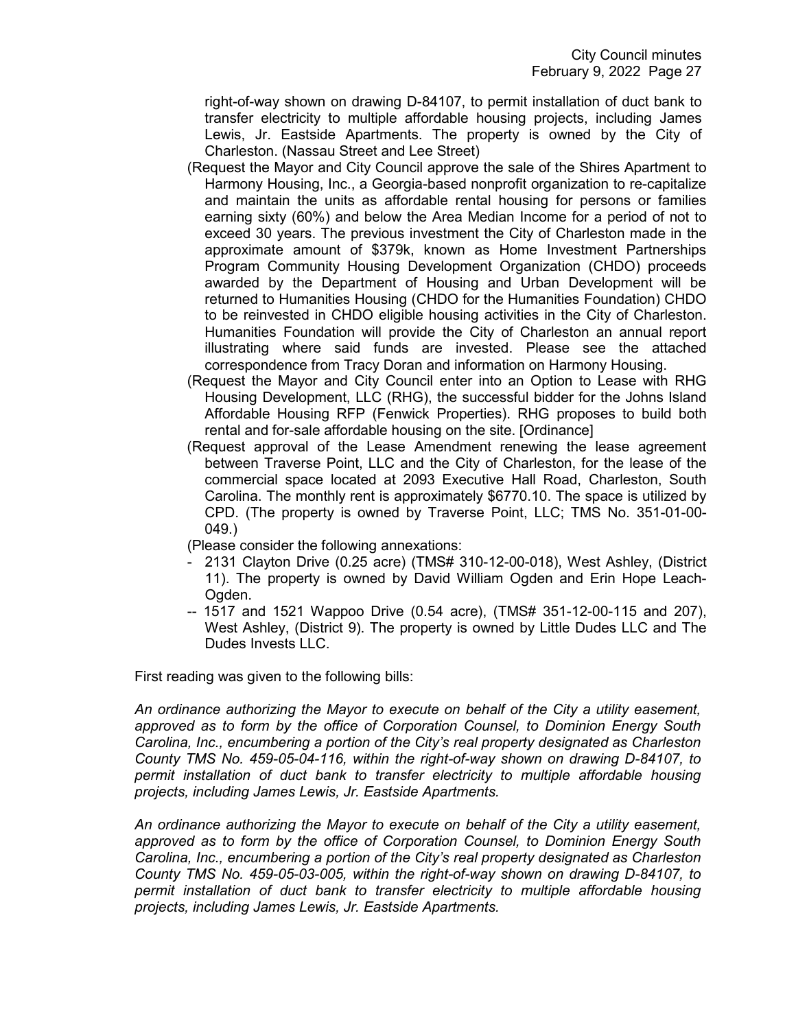right-of-way shown on drawing D-84107, to permit installation of duct bank to transfer electricity to multiple affordable housing projects, including James Lewis, Jr. Eastside Apartments. The property is owned by the City of Charleston. (Nassau Street and Lee Street)

(Request the Mayor and City Council approve the sale of the Shires Apartment to Harmony Housing, Inc., a Georgia-based nonprofit organization to re-capitalize and maintain the units as affordable rental housing for persons or families earning sixty (60%) and below the Area Median Income for a period of not to exceed 30 years. The previous investment the City of Charleston made in the approximate amount of $379k, known as Home Investment Partnerships Program Community Housing Development Organization (CHDO) proceeds awarded by the Department of Housing and Urban Development will be returned to Humanities Housing (CHDO for the Humanities Foundation) CHDO to be reinvested in CHDO eligible housing activities in the City of Charleston. Humanities Foundation will provide the City of Charleston an annual report illustrating where said funds are invested. Please see the attached correspondence from Tracy Doran and information on Harmony Housing.

(Request the Mayor and City Council enter into an Option to Lease with RHG Housing Development, LLC (RHG), the successful bidder for the Johns Island Affordable Housing RFP (Fenwick Properties). RHG proposes to build both rental and for-sale affordable housing on the site. [Ordinance]

(Request approval of the Lease Amendment renewing the lease agreement between Traverse Point, LLC and the City of Charleston, for the lease of the commercial space located at 2093 Executive Hall Road, Charleston, South Carolina. The monthly rent is approximately $6770.10. The space is utilized by CPD. (The property is owned by Traverse Point, LLC; TMS No. 351-01-00-049.)

(Please consider the following annexations:

- 2131 Clayton Drive (0.25 acre) (TMS# 310-12-00-018), West Ashley, (District 11). The property is owned by David William Ogden and Erin Hope Leach-Ogden.
-- 1517 and 1521 Wappoo Drive (0.54 acre), (TMS# 351-12-00-115 and 207), West Ashley, (District 9). The property is owned by Little Dudes LLC and The Dudes Invests LLC.

First reading was given to the following bills:

*An ordinance authorizing the Mayor to execute on behalf of the City a utility easement, approved as to form by the office of Corporation Counsel, to Dominion Energy South Carolina, Inc., encumbering a portion of the City's real property designated as Charleston County TMS No. 459-05-04-116, within the right-of-way shown on drawing D-84107, to permit installation of duct bank to transfer electricity to multiple affordable housing projects, including James Lewis, Jr. Eastside Apartments.*

*An ordinance authorizing the Mayor to execute on behalf of the City a utility easement, approved as to form by the office of Corporation Counsel, to Dominion Energy South Carolina, Inc., encumbering a portion of the City's real property designated as Charleston County TMS No. 459-05-03-005, within the right-of-way shown on drawing D-84107, to permit installation of duct bank to transfer electricity to multiple affordable housing projects, including James Lewis, Jr. Eastside Apartments.*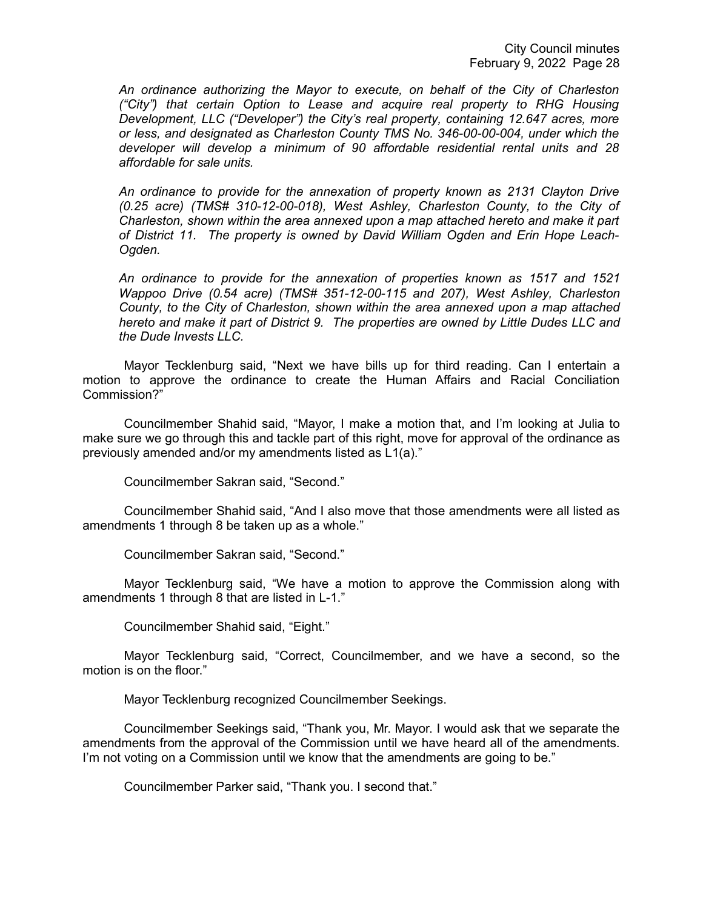*An ordinance authorizing the Mayor to execute, on behalf of the City of Charleston ("City") that certain Option to Lease and acquire real property to RHG Housing Development, LLC ("Developer") the City's real property, containing 12.647 acres, more or less, and designated as Charleston County TMS No. 346-00-00-004, under which the developer will develop a minimum of 90 affordable residential rental units and 28 affordable for sale units.*

*An ordinance to provide for the annexation of property known as 2131 Clayton Drive (0.25 acre) (TMS# 310-12-00-018), West Ashley, Charleston County, to the City of Charleston, shown within the area annexed upon a map attached hereto and make it part of District 11. The property is owned by David William Ogden and Erin Hope Leach-Ogden.*

*An ordinance to provide for the annexation of properties known as 1517 and 1521 Wappoo Drive (0.54 acre) (TMS# 351-12-00-115 and 207), West Ashley, Charleston County, to the City of Charleston, shown within the area annexed upon a map attached hereto and make it part of District 9. The properties are owned by Little Dudes LLC and the Dude Invests LLC.*

Mayor Tecklenburg said, "Next we have bills up for third reading. Can I entertain a motion to approve the ordinance to create the Human Affairs and Racial Conciliation Commission?"

Councilmember Shahid said, "Mayor, I make a motion that, and I'm looking at Julia to make sure we go through this and tackle part of this right, move for approval of the ordinance as previously amended and/or my amendments listed as L1(a)."

Councilmember Sakran said, "Second."

Councilmember Shahid said, "And I also move that those amendments were all listed as amendments 1 through 8 be taken up as a whole."

Councilmember Sakran said, "Second."

Mayor Tecklenburg said, "We have a motion to approve the Commission along with amendments 1 through 8 that are listed in L-1."

Councilmember Shahid said, "Eight."

Mayor Tecklenburg said, "Correct, Councilmember, and we have a second, so the motion is on the floor."

Mayor Tecklenburg recognized Councilmember Seekings.

Councilmember Seekings said, "Thank you, Mr. Mayor. I would ask that we separate the amendments from the approval of the Commission until we have heard all of the amendments. I'm not voting on a Commission until we know that the amendments are going to be."

Councilmember Parker said, "Thank you. I second that."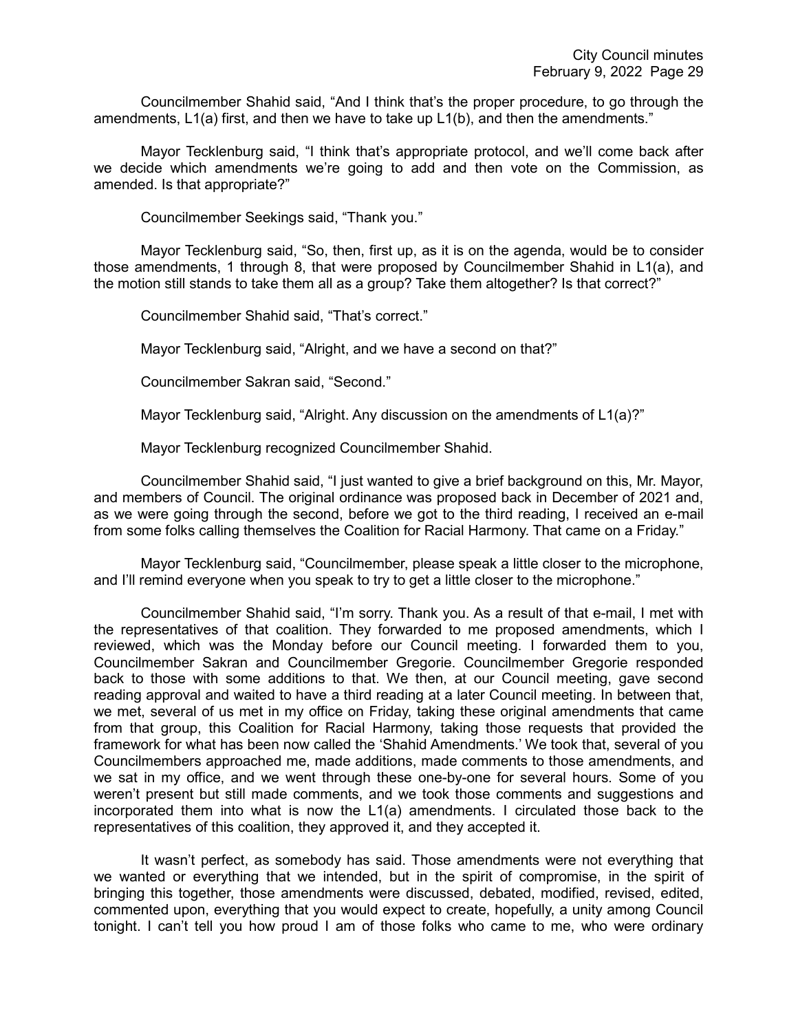Councilmember Shahid said, "And I think that's the proper procedure, to go through the amendments, L1(a) first, and then we have to take up L1(b), and then the amendments."

Mayor Tecklenburg said, "I think that's appropriate protocol, and we'll come back after we decide which amendments we're going to add and then vote on the Commission, as amended. Is that appropriate?"

Councilmember Seekings said, "Thank you."

Mayor Tecklenburg said, "So, then, first up, as it is on the agenda, would be to consider those amendments, 1 through 8, that were proposed by Councilmember Shahid in L1(a), and the motion still stands to take them all as a group? Take them altogether? Is that correct?"

Councilmember Shahid said, "That's correct."

Mayor Tecklenburg said, "Alright, and we have a second on that?"

Councilmember Sakran said, "Second."

Mayor Tecklenburg said, "Alright. Any discussion on the amendments of L1(a)?"

Mayor Tecklenburg recognized Councilmember Shahid.

Councilmember Shahid said, "I just wanted to give a brief background on this, Mr. Mayor, and members of Council. The original ordinance was proposed back in December of 2021 and, as we were going through the second, before we got to the third reading, I received an e-mail from some folks calling themselves the Coalition for Racial Harmony. That came on a Friday."

Mayor Tecklenburg said, "Councilmember, please speak a little closer to the microphone, and I'll remind everyone when you speak to try to get a little closer to the microphone."

Councilmember Shahid said, "I'm sorry. Thank you. As a result of that e-mail, I met with the representatives of that coalition. They forwarded to me proposed amendments, which I reviewed, which was the Monday before our Council meeting. I forwarded them to you, Councilmember Sakran and Councilmember Gregorie. Councilmember Gregorie responded back to those with some additions to that. We then, at our Council meeting, gave second reading approval and waited to have a third reading at a later Council meeting. In between that, we met, several of us met in my office on Friday, taking these original amendments that came from that group, this Coalition for Racial Harmony, taking those requests that provided the framework for what has been now called the 'Shahid Amendments.' We took that, several of you Councilmembers approached me, made additions, made comments to those amendments, and we sat in my office, and we went through these one-by-one for several hours. Some of you weren't present but still made comments, and we took those comments and suggestions and incorporated them into what is now the L1(a) amendments. I circulated those back to the representatives of this coalition, they approved it, and they accepted it.

It wasn't perfect, as somebody has said. Those amendments were not everything that we wanted or everything that we intended, but in the spirit of compromise, in the spirit of bringing this together, those amendments were discussed, debated, modified, revised, edited, commented upon, everything that you would expect to create, hopefully, a unity among Council tonight. I can't tell you how proud I am of those folks who came to me, who were ordinary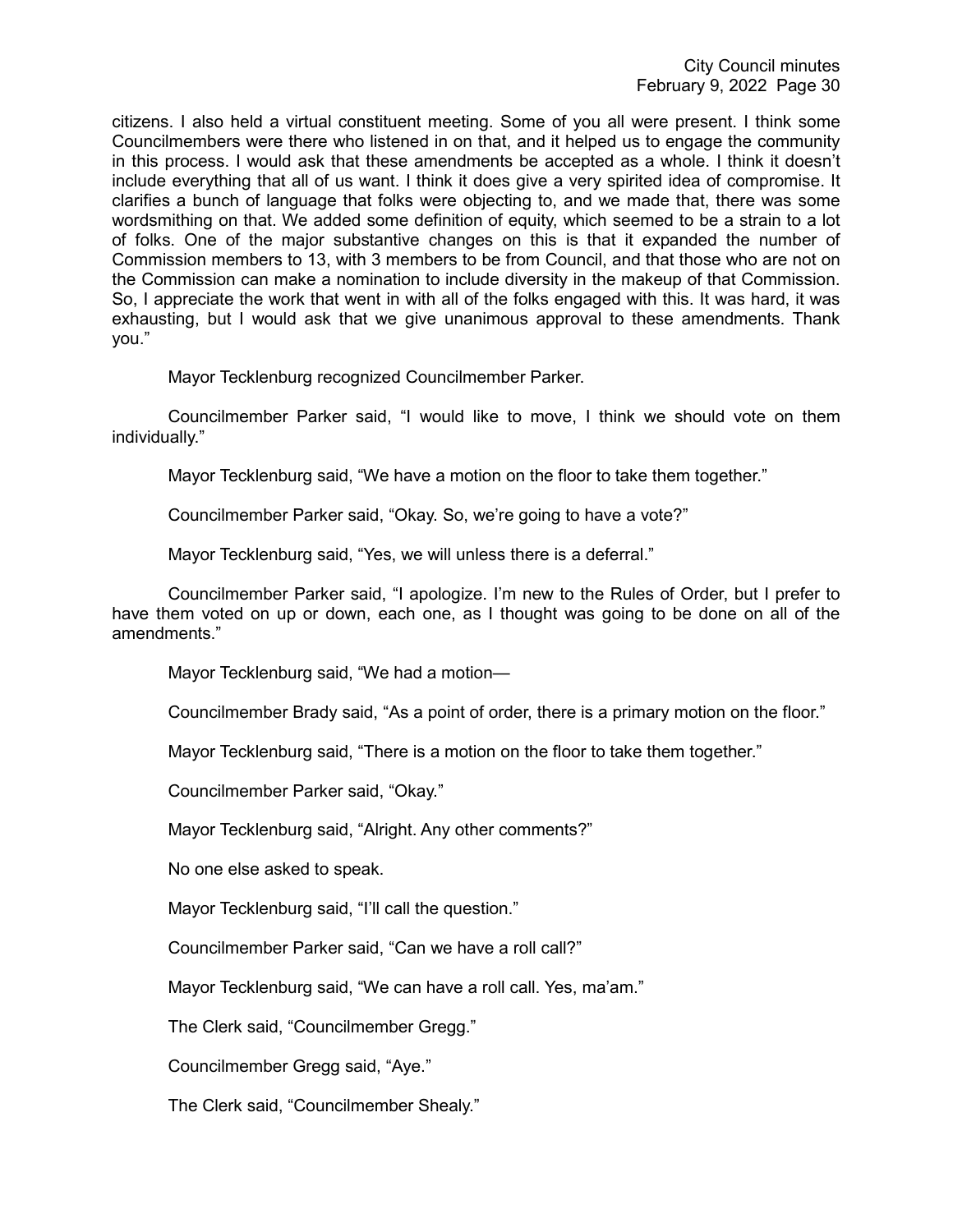citizens. I also held a virtual constituent meeting. Some of you all were present. I think some Councilmembers were there who listened in on that, and it helped us to engage the community in this process. I would ask that these amendments be accepted as a whole. I think it doesn't include everything that all of us want. I think it does give a very spirited idea of compromise. It clarifies a bunch of language that folks were objecting to, and we made that, there was some wordsmithing on that. We added some definition of equity, which seemed to be a strain to a lot of folks. One of the major substantive changes on this is that it expanded the number of Commission members to 13, with 3 members to be from Council, and that those who are not on the Commission can make a nomination to include diversity in the makeup of that Commission. So, I appreciate the work that went in with all of the folks engaged with this. It was hard, it was exhausting, but I would ask that we give unanimous approval to these amendments. Thank you."

Mayor Tecklenburg recognized Councilmember Parker.

Councilmember Parker said, "I would like to move, I think we should vote on them individually."

Mayor Tecklenburg said, "We have a motion on the floor to take them together."

Councilmember Parker said, "Okay. So, we're going to have a vote?"

Mayor Tecklenburg said, "Yes, we will unless there is a deferral."

Councilmember Parker said, "I apologize. I'm new to the Rules of Order, but I prefer to have them voted on up or down, each one, as I thought was going to be done on all of the amendments."

Mayor Tecklenburg said, "We had a motion—

Councilmember Brady said, "As a point of order, there is a primary motion on the floor."

Mayor Tecklenburg said, "There is a motion on the floor to take them together."

Councilmember Parker said, "Okay."

Mayor Tecklenburg said, "Alright. Any other comments?"

No one else asked to speak.

Mayor Tecklenburg said, "I'll call the question."

Councilmember Parker said, "Can we have a roll call?"

Mayor Tecklenburg said, "We can have a roll call. Yes, ma'am."

The Clerk said, "Councilmember Gregg."

Councilmember Gregg said, "Aye."

The Clerk said, "Councilmember Shealy."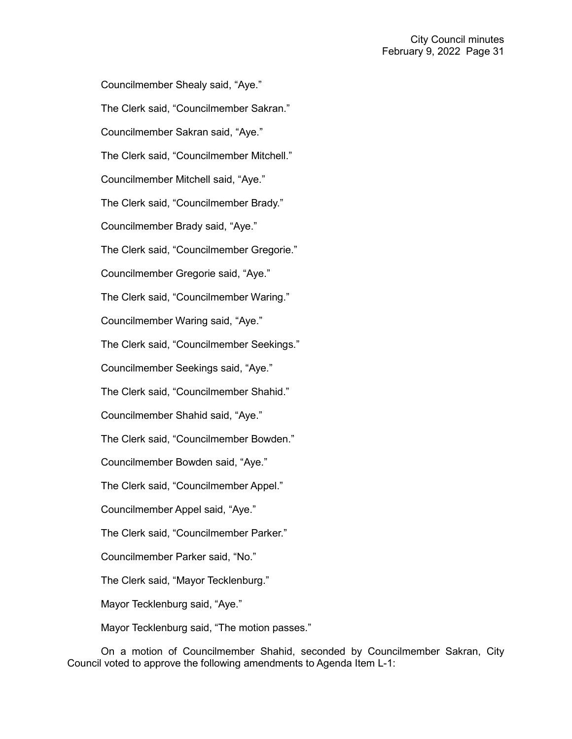Councilmember Shealy said, "Aye."

The Clerk said, "Councilmember Sakran."

Councilmember Sakran said, "Aye."

The Clerk said, "Councilmember Mitchell."

Councilmember Mitchell said, "Aye."

The Clerk said, "Councilmember Brady."

Councilmember Brady said, "Aye."

The Clerk said, "Councilmember Gregorie."

Councilmember Gregorie said, "Aye."

The Clerk said, "Councilmember Waring."

Councilmember Waring said, "Aye."

The Clerk said, "Councilmember Seekings."

Councilmember Seekings said, "Aye."

The Clerk said, "Councilmember Shahid."

Councilmember Shahid said, "Aye."

The Clerk said, "Councilmember Bowden."

Councilmember Bowden said, "Aye."

The Clerk said, "Councilmember Appel."

Councilmember Appel said, "Aye."

The Clerk said, "Councilmember Parker."

Councilmember Parker said, "No."

The Clerk said, "Mayor Tecklenburg."

Mayor Tecklenburg said, "Aye."

Mayor Tecklenburg said, "The motion passes."

On a motion of Councilmember Shahid, seconded by Councilmember Sakran, City Council voted to approve the following amendments to Agenda Item L-1: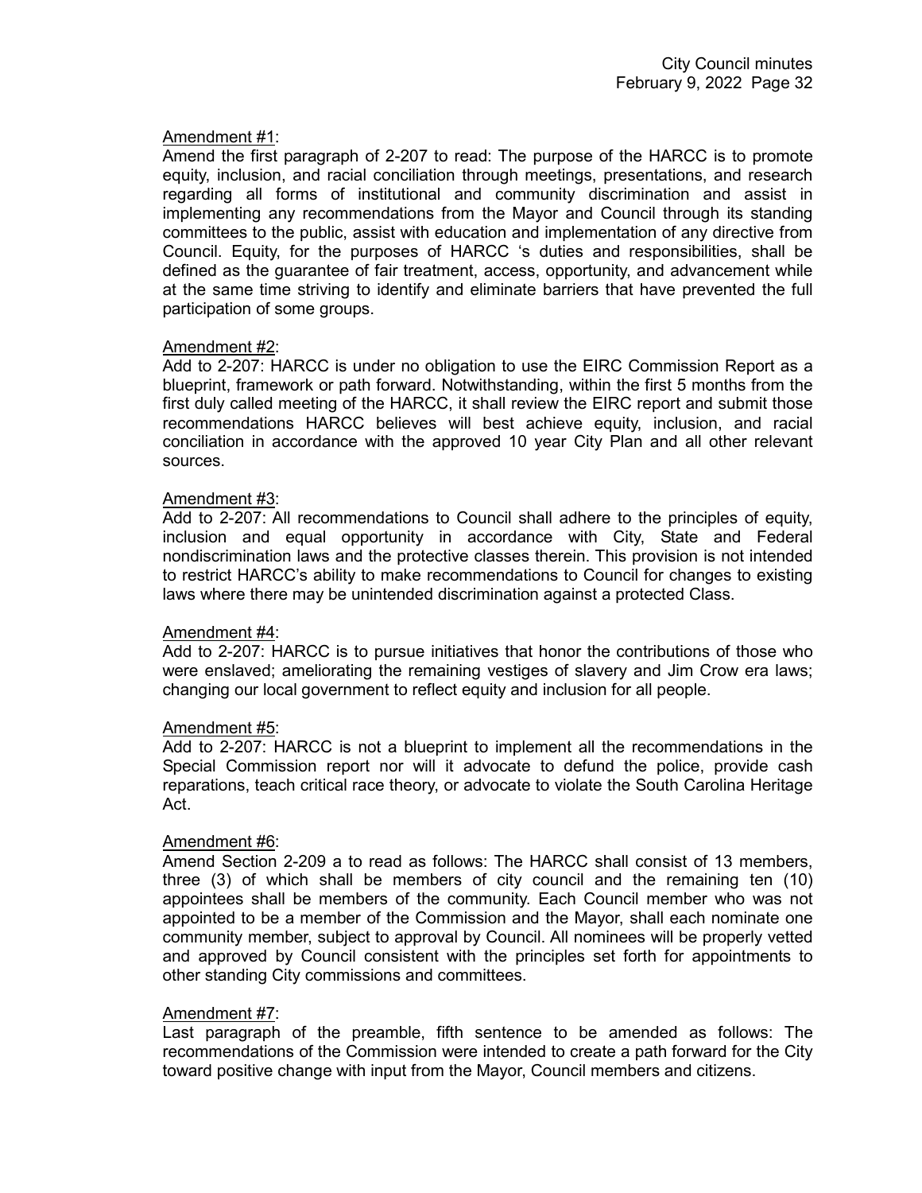Amendment #1:

Amend the first paragraph of 2-207 to read: The purpose of the HARCC is to promote equity, inclusion, and racial conciliation through meetings, presentations, and research regarding all forms of institutional and community discrimination and assist in implementing any recommendations from the Mayor and Council through its standing committees to the public, assist with education and implementation of any directive from Council. Equity, for the purposes of HARCC 's duties and responsibilities, shall be defined as the guarantee of fair treatment, access, opportunity, and advancement while at the same time striving to identify and eliminate barriers that have prevented the full participation of some groups.

Amendment #2:

Add to 2-207: HARCC is under no obligation to use the EIRC Commission Report as a blueprint, framework or path forward. Notwithstanding, within the first 5 months from the first duly called meeting of the HARCC, it shall review the EIRC report and submit those recommendations HARCC believes will best achieve equity, inclusion, and racial conciliation in accordance with the approved 10 year City Plan and all other relevant sources.

Amendment #3:

Add to 2-207: All recommendations to Council shall adhere to the principles of equity, inclusion and equal opportunity in accordance with City, State and Federal nondiscrimination laws and the protective classes therein. This provision is not intended to restrict HARCC's ability to make recommendations to Council for changes to existing laws where there may be unintended discrimination against a protected Class.

Amendment #4:

Add to 2-207: HARCC is to pursue initiatives that honor the contributions of those who were enslaved; ameliorating the remaining vestiges of slavery and Jim Crow era laws; changing our local government to reflect equity and inclusion for all people.

Amendment #5:

Add to 2-207: HARCC is not a blueprint to implement all the recommendations in the Special Commission report nor will it advocate to defund the police, provide cash reparations, teach critical race theory, or advocate to violate the South Carolina Heritage Act.

Amendment #6:

Amend Section 2-209 a to read as follows: The HARCC shall consist of 13 members, three (3) of which shall be members of city council and the remaining ten (10) appointees shall be members of the community. Each Council member who was not appointed to be a member of the Commission and the Mayor, shall each nominate one community member, subject to approval by Council. All nominees will be properly vetted and approved by Council consistent with the principles set forth for appointments to other standing City commissions and committees.

Amendment #7:

Last paragraph of the preamble, fifth sentence to be amended as follows: The recommendations of the Commission were intended to create a path forward for the City toward positive change with input from the Mayor, Council members and citizens.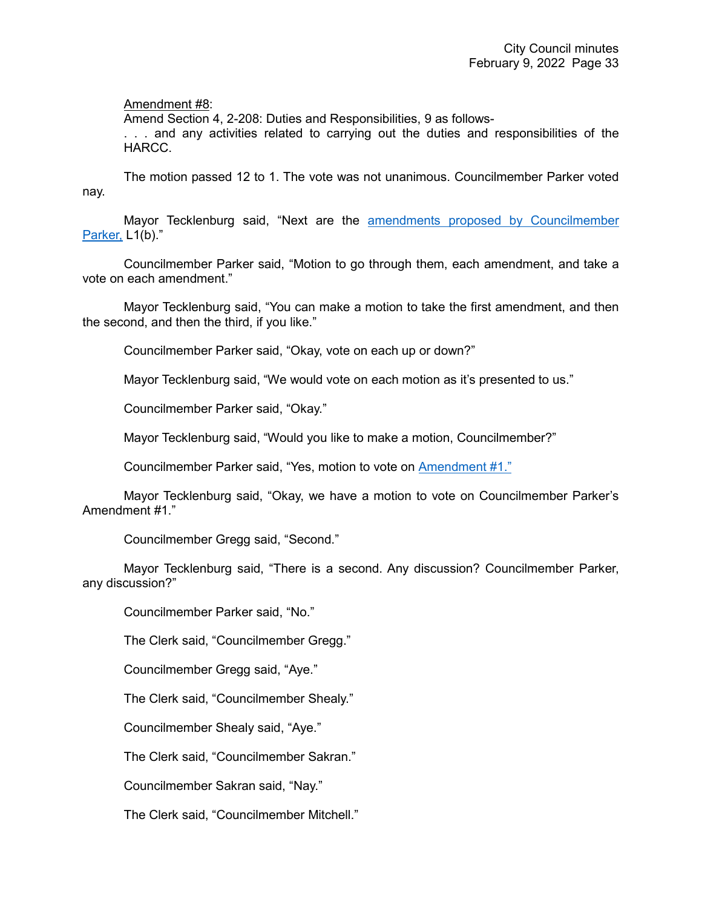Amendment #8:

Amend Section 4, 2-208: Duties and Responsibilities, 9 as follows-

. . . and any activities related to carrying out the duties and responsibilities of the HARCC.

The motion passed 12 to 1. The vote was not unanimous. Councilmember Parker voted nay.

Mayor Tecklenburg said, "Next are the amendments proposed by Councilmember Parker, L1(b)."

Councilmember Parker said, "Motion to go through them, each amendment, and take a vote on each amendment."

Mayor Tecklenburg said, "You can make a motion to take the first amendment, and then the second, and then the third, if you like."

Councilmember Parker said, "Okay, vote on each up or down?"

Mayor Tecklenburg said, "We would vote on each motion as it's presented to us."

Councilmember Parker said, "Okay."

Mayor Tecklenburg said, "Would you like to make a motion, Councilmember?"

Councilmember Parker said, "Yes, motion to vote on Amendment #1."

Mayor Tecklenburg said, "Okay, we have a motion to vote on Councilmember Parker's Amendment #1."

Councilmember Gregg said, "Second."

Mayor Tecklenburg said, "There is a second. Any discussion? Councilmember Parker, any discussion?"

Councilmember Parker said, "No."

The Clerk said, "Councilmember Gregg."

Councilmember Gregg said, "Aye."

The Clerk said, "Councilmember Shealy."

Councilmember Shealy said, "Aye."

The Clerk said, "Councilmember Sakran."

Councilmember Sakran said, "Nay."

The Clerk said, "Councilmember Mitchell."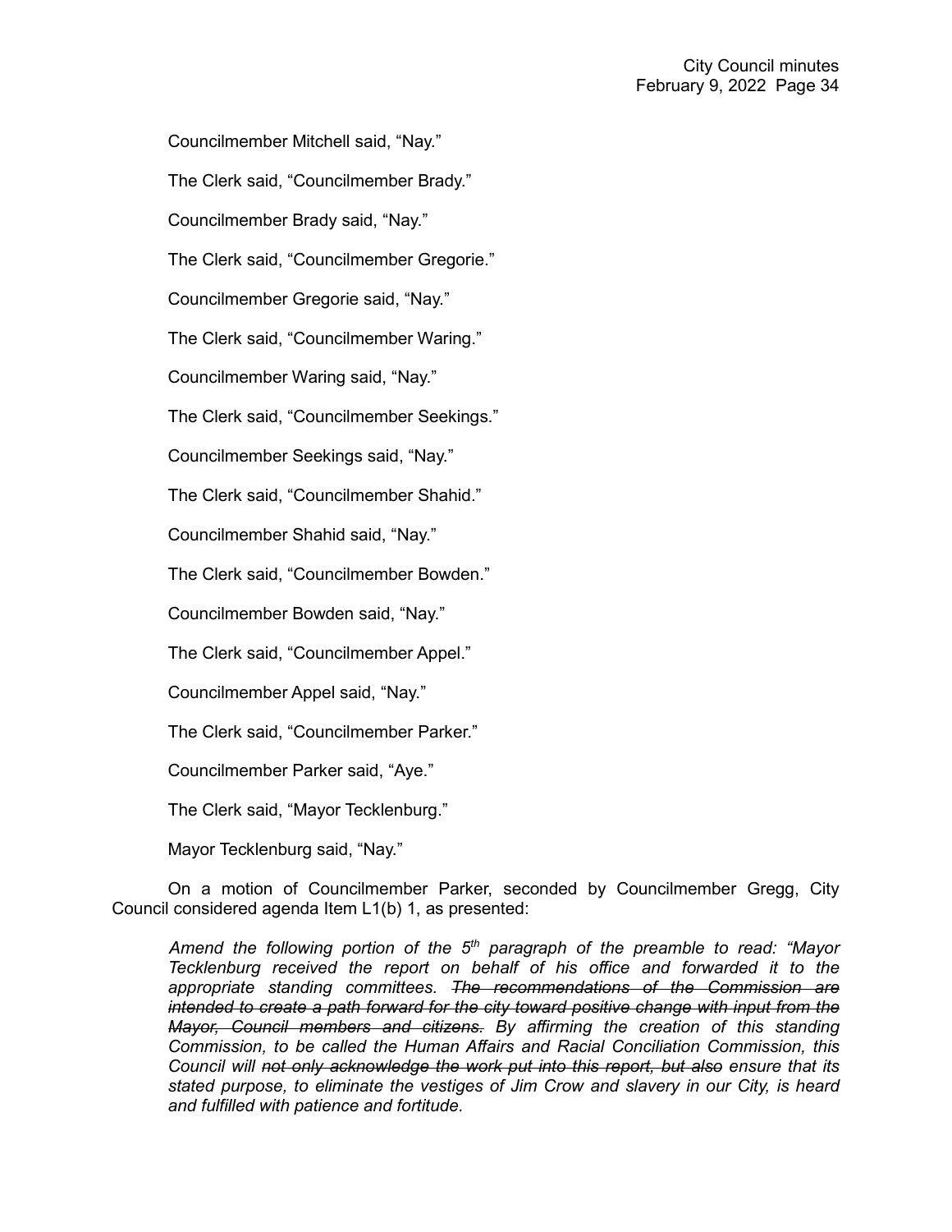Councilmember Mitchell said, “Nay.”

The Clerk said, “Councilmember Brady.”

Councilmember Brady said, “Nay.”

The Clerk said, “Councilmember Gregorie.”

Councilmember Gregorie said, “Nay.”

The Clerk said, “Councilmember Waring.”

Councilmember Waring said, “Nay.”

The Clerk said, “Councilmember Seekings.”

Councilmember Seekings said, “Nay.”

The Clerk said, “Councilmember Shahid.”

Councilmember Shahid said, “Nay.”

The Clerk said, “Councilmember Bowden.”

Councilmember Bowden said, “Nay.”

The Clerk said, “Councilmember Appel.”

Councilmember Appel said, “Nay.”

The Clerk said, “Councilmember Parker.”

Councilmember Parker said, “Aye.”

The Clerk said, “Mayor Tecklenburg.”

Mayor Tecklenburg said, “Nay.”

On a motion of Councilmember Parker, seconded by Councilmember Gregg, City Council considered agenda Item L1(b) 1, as presented:

> *Amend the following portion of the 5th paragraph of the preamble to read: “Mayor Tecklenburg received the report on behalf of his office and forwarded it to the appropriate standing committees. ~~The recommendations of the Commission are intended to create a path forward for the city toward positive change with input from the Mayor, Council members and citizens.~~ By affirming the creation of this standing Commission, to be called the Human Affairs and Racial Conciliation Commission, this Council will ~~not only acknowledge the work put into this report, but also~~ ensure that its stated purpose, to eliminate the vestiges of Jim Crow and slavery in our City, is heard and fulfilled with patience and fortitude.*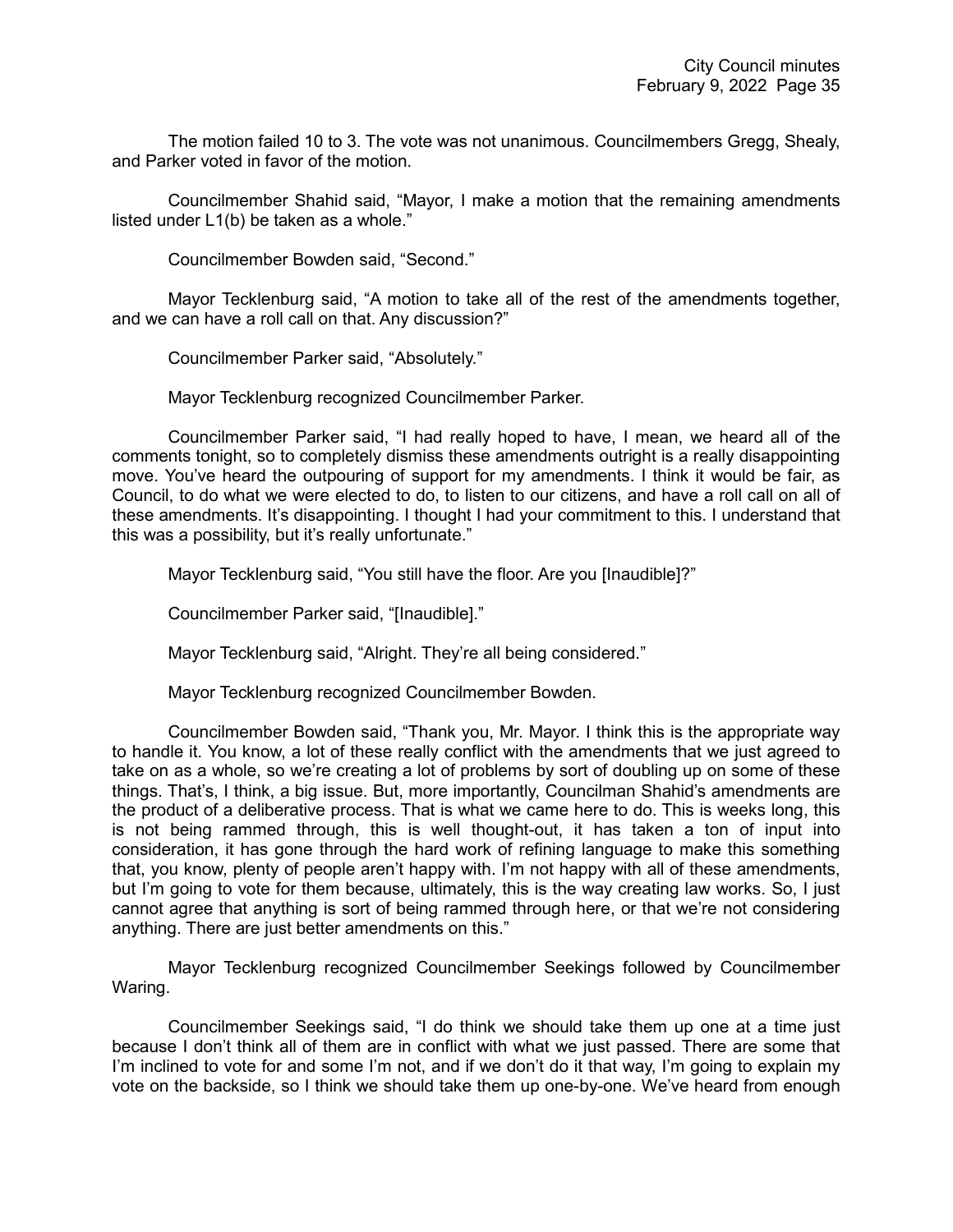The motion failed 10 to 3. The vote was not unanimous. Councilmembers Gregg, Shealy, and Parker voted in favor of the motion.

Councilmember Shahid said, "Mayor, I make a motion that the remaining amendments listed under L1(b) be taken as a whole."

Councilmember Bowden said, "Second."

Mayor Tecklenburg said, "A motion to take all of the rest of the amendments together, and we can have a roll call on that. Any discussion?"

Councilmember Parker said, "Absolutely."

Mayor Tecklenburg recognized Councilmember Parker.

Councilmember Parker said, "I had really hoped to have, I mean, we heard all of the comments tonight, so to completely dismiss these amendments outright is a really disappointing move. You've heard the outpouring of support for my amendments. I think it would be fair, as Council, to do what we were elected to do, to listen to our citizens, and have a roll call on all of these amendments. It's disappointing. I thought I had your commitment to this. I understand that this was a possibility, but it's really unfortunate."

Mayor Tecklenburg said, "You still have the floor. Are you [Inaudible]?"

Councilmember Parker said, "[Inaudible]."

Mayor Tecklenburg said, "Alright. They're all being considered."

Mayor Tecklenburg recognized Councilmember Bowden.

Councilmember Bowden said, "Thank you, Mr. Mayor. I think this is the appropriate way to handle it. You know, a lot of these really conflict with the amendments that we just agreed to take on as a whole, so we're creating a lot of problems by sort of doubling up on some of these things. That's, I think, a big issue. But, more importantly, Councilman Shahid's amendments are the product of a deliberative process. That is what we came here to do. This is weeks long, this is not being rammed through, this is well thought-out, it has taken a ton of input into consideration, it has gone through the hard work of refining language to make this something that, you know, plenty of people aren't happy with. I'm not happy with all of these amendments, but I'm going to vote for them because, ultimately, this is the way creating law works. So, I just cannot agree that anything is sort of being rammed through here, or that we're not considering anything. There are just better amendments on this."

Mayor Tecklenburg recognized Councilmember Seekings followed by Councilmember Waring.

Councilmember Seekings said, "I do think we should take them up one at a time just because I don't think all of them are in conflict with what we just passed. There are some that I'm inclined to vote for and some I'm not, and if we don't do it that way, I'm going to explain my vote on the backside, so I think we should take them up one-by-one. We've heard from enough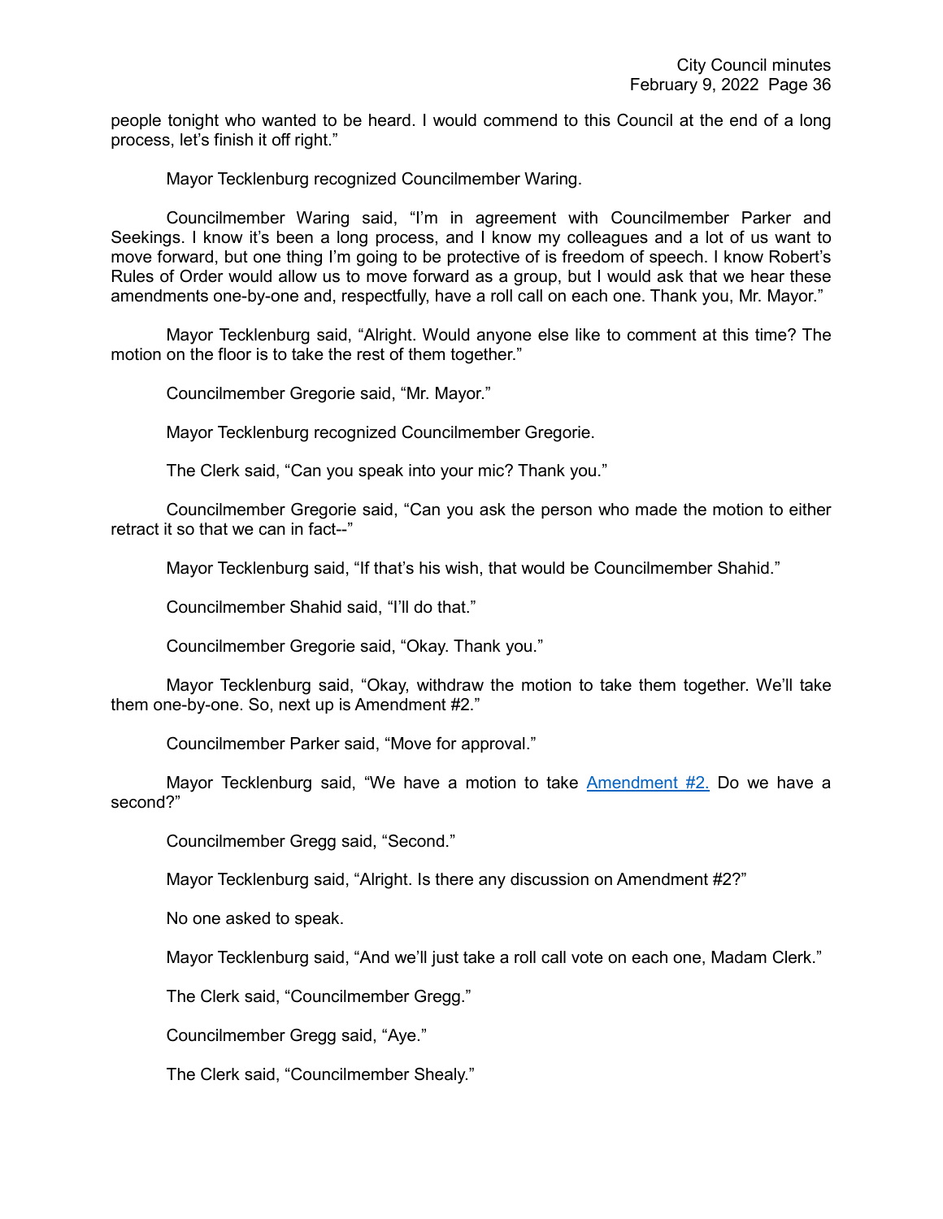people tonight who wanted to be heard. I would commend to this Council at the end of a long process, let's finish it off right."

Mayor Tecklenburg recognized Councilmember Waring.

Councilmember Waring said, "I'm in agreement with Councilmember Parker and Seekings. I know it's been a long process, and I know my colleagues and a lot of us want to move forward, but one thing I'm going to be protective of is freedom of speech. I know Robert's Rules of Order would allow us to move forward as a group, but I would ask that we hear these amendments one-by-one and, respectfully, have a roll call on each one. Thank you, Mr. Mayor."

Mayor Tecklenburg said, "Alright. Would anyone else like to comment at this time? The motion on the floor is to take the rest of them together."

Councilmember Gregorie said, "Mr. Mayor."

Mayor Tecklenburg recognized Councilmember Gregorie.

The Clerk said, "Can you speak into your mic? Thank you."

Councilmember Gregorie said, "Can you ask the person who made the motion to either retract it so that we can in fact--"

Mayor Tecklenburg said, "If that's his wish, that would be Councilmember Shahid."

Councilmember Shahid said, "I'll do that."

Councilmember Gregorie said, "Okay. Thank you."

Mayor Tecklenburg said, "Okay, withdraw the motion to take them together. We'll take them one-by-one. So, next up is Amendment #2."

Councilmember Parker said, "Move for approval."

Mayor Tecklenburg said, "We have a motion to take Amendment #2. Do we have a second?"

Councilmember Gregg said, "Second."

Mayor Tecklenburg said, "Alright. Is there any discussion on Amendment #2?"

No one asked to speak.

Mayor Tecklenburg said, "And we'll just take a roll call vote on each one, Madam Clerk."

The Clerk said, "Councilmember Gregg."

Councilmember Gregg said, "Aye."

The Clerk said, "Councilmember Shealy."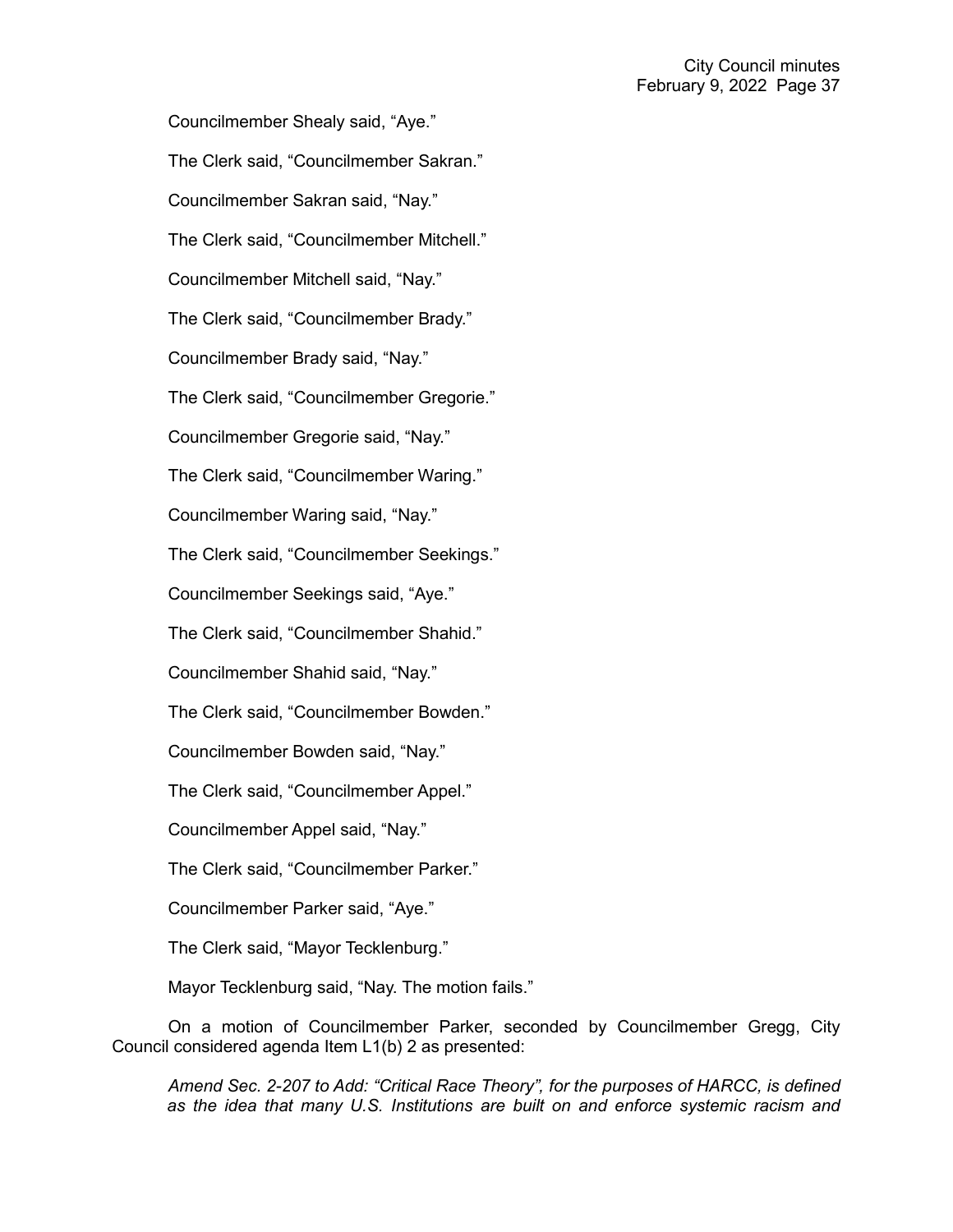Councilmember Shealy said, “Aye.”

The Clerk said, “Councilmember Sakran.”

Councilmember Sakran said, “Nay.”

The Clerk said, “Councilmember Mitchell.”

Councilmember Mitchell said, “Nay.”

The Clerk said, “Councilmember Brady.”

Councilmember Brady said, “Nay.”

The Clerk said, “Councilmember Gregorie.”

Councilmember Gregorie said, “Nay.”

The Clerk said, “Councilmember Waring.”

Councilmember Waring said, “Nay.”

The Clerk said, “Councilmember Seekings.”

Councilmember Seekings said, “Aye.”

The Clerk said, “Councilmember Shahid.”

Councilmember Shahid said, “Nay.”

The Clerk said, “Councilmember Bowden.”

Councilmember Bowden said, “Nay.”

The Clerk said, “Councilmember Appel.”

Councilmember Appel said, “Nay.”

The Clerk said, “Councilmember Parker.”

Councilmember Parker said, “Aye.”

The Clerk said, “Mayor Tecklenburg.”

Mayor Tecklenburg said, “Nay. The motion fails.”

On a motion of Councilmember Parker, seconded by Councilmember Gregg, City Council considered agenda Item L1(b) 2 as presented:

*Amend Sec. 2-207 to Add: “Critical Race Theory”, for the purposes of HARCC, is defined as the idea that many U.S. Institutions are built on and enforce systemic racism and*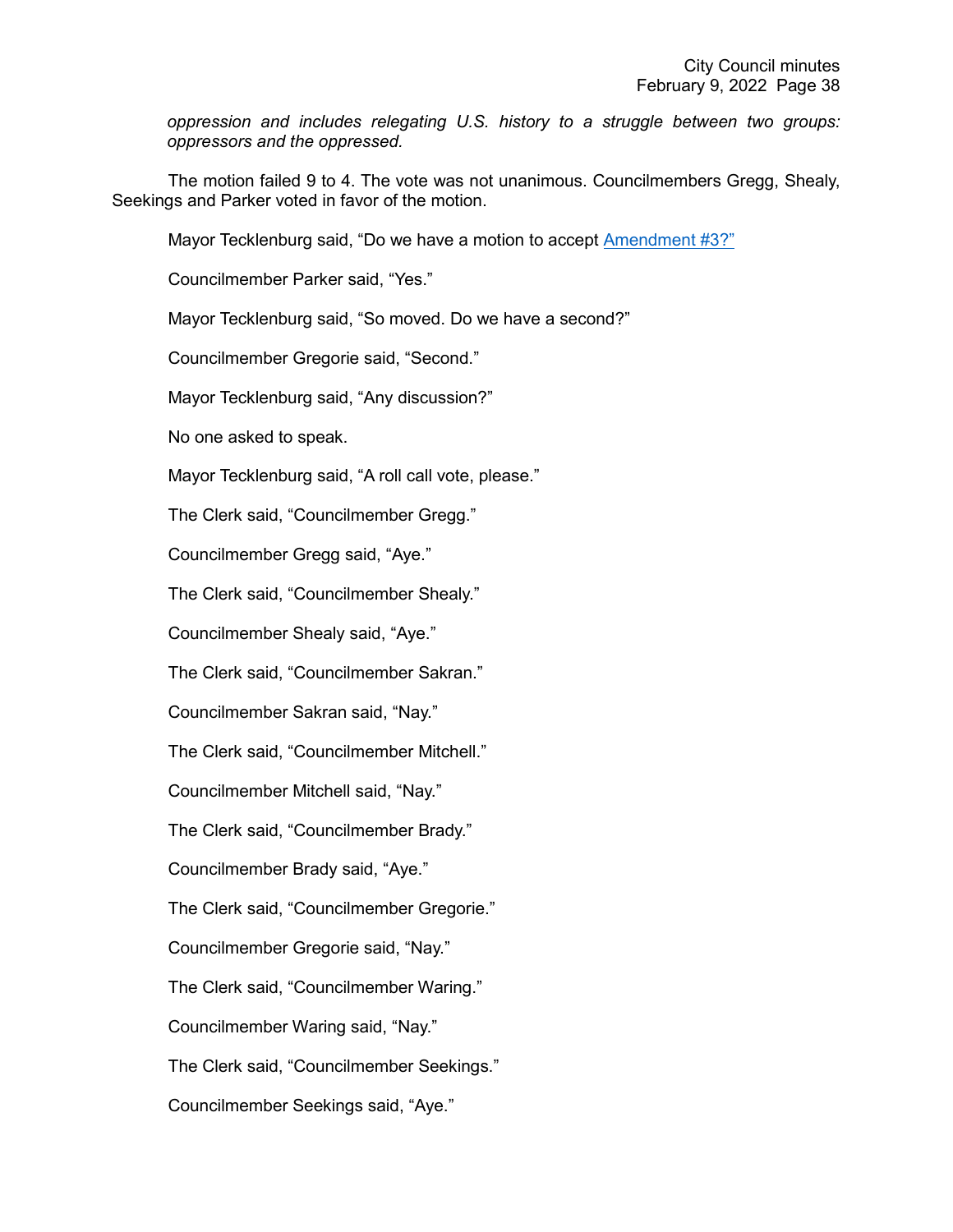*oppression and includes relegating U.S. history to a struggle between two groups: oppressors and the oppressed.*

The motion failed 9 to 4. The vote was not unanimous. Councilmembers Gregg, Shealy, Seekings and Parker voted in favor of the motion.

Mayor Tecklenburg said, "Do we have a motion to accept Amendment #3?"

Councilmember Parker said, "Yes."

Mayor Tecklenburg said, "So moved. Do we have a second?"

Councilmember Gregorie said, "Second."

Mayor Tecklenburg said, "Any discussion?"

No one asked to speak.

Mayor Tecklenburg said, "A roll call vote, please."

The Clerk said, "Councilmember Gregg."

Councilmember Gregg said, "Aye."

The Clerk said, "Councilmember Shealy."

Councilmember Shealy said, "Aye."

The Clerk said, "Councilmember Sakran."

Councilmember Sakran said, "Nay."

The Clerk said, "Councilmember Mitchell."

Councilmember Mitchell said, "Nay."

The Clerk said, "Councilmember Brady."

Councilmember Brady said, "Aye."

The Clerk said, "Councilmember Gregorie."

Councilmember Gregorie said, "Nay."

The Clerk said, "Councilmember Waring."

Councilmember Waring said, "Nay."

The Clerk said, "Councilmember Seekings."

Councilmember Seekings said, "Aye."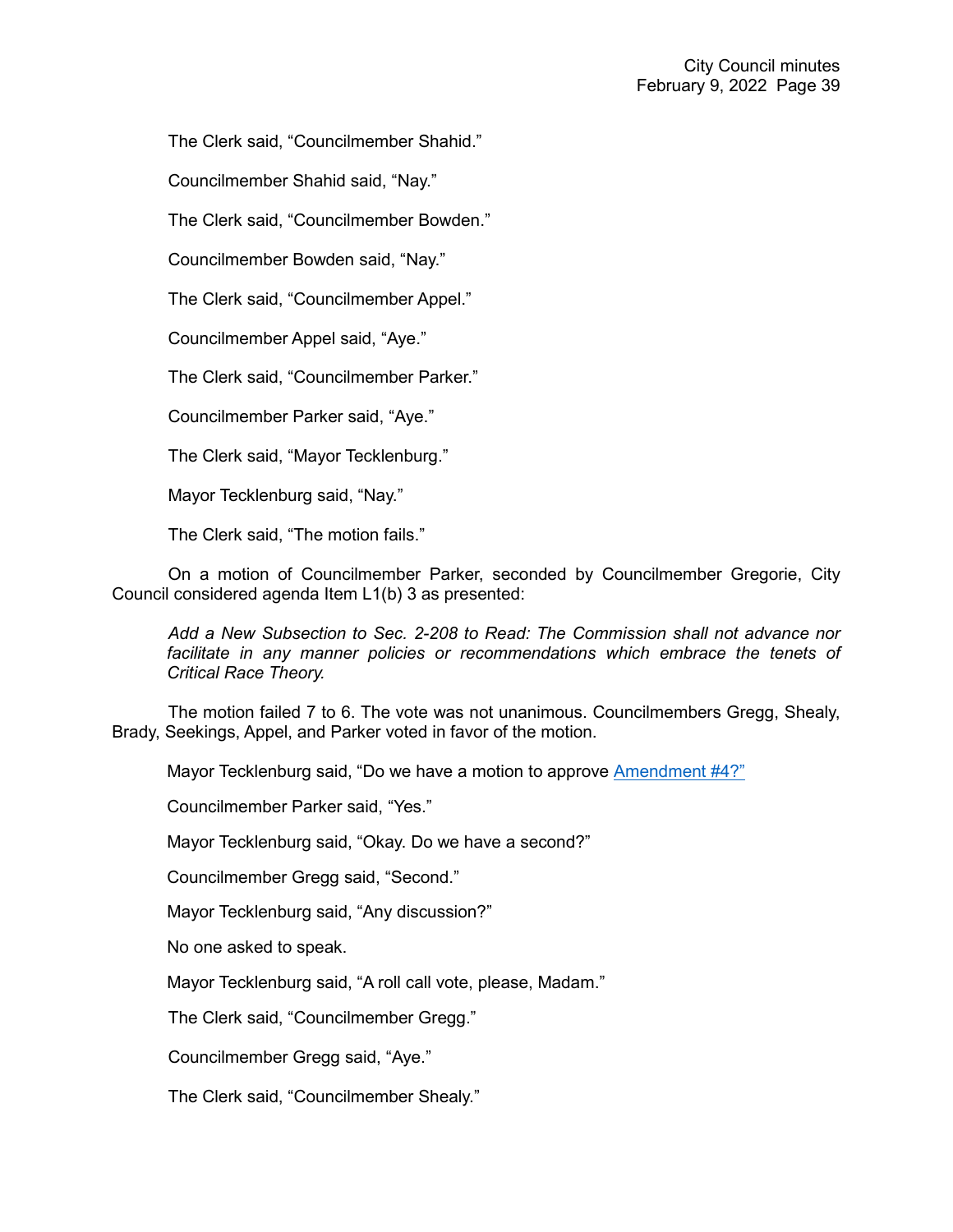The Clerk said, "Councilmember Shahid."

Councilmember Shahid said, "Nay."

The Clerk said, "Councilmember Bowden."

Councilmember Bowden said, "Nay."

The Clerk said, "Councilmember Appel."

Councilmember Appel said, "Aye."

The Clerk said, "Councilmember Parker."

Councilmember Parker said, "Aye."

The Clerk said, "Mayor Tecklenburg."

Mayor Tecklenburg said, "Nay."

The Clerk said, "The motion fails."

On a motion of Councilmember Parker, seconded by Councilmember Gregorie, City Council considered agenda Item L1(b) 3 as presented:

*Add a New Subsection to Sec. 2-208 to Read: The Commission shall not advance nor facilitate in any manner policies or recommendations which embrace the tenets of Critical Race Theory.*

The motion failed 7 to 6. The vote was not unanimous. Councilmembers Gregg, Shealy, Brady, Seekings, Appel, and Parker voted in favor of the motion.

Mayor Tecklenburg said, "Do we have a motion to approve Amendment #4?"

Councilmember Parker said, "Yes."

Mayor Tecklenburg said, "Okay. Do we have a second?"

Councilmember Gregg said, "Second."

Mayor Tecklenburg said, "Any discussion?"

No one asked to speak.

Mayor Tecklenburg said, "A roll call vote, please, Madam."

The Clerk said, "Councilmember Gregg."

Councilmember Gregg said, "Aye."

The Clerk said, "Councilmember Shealy."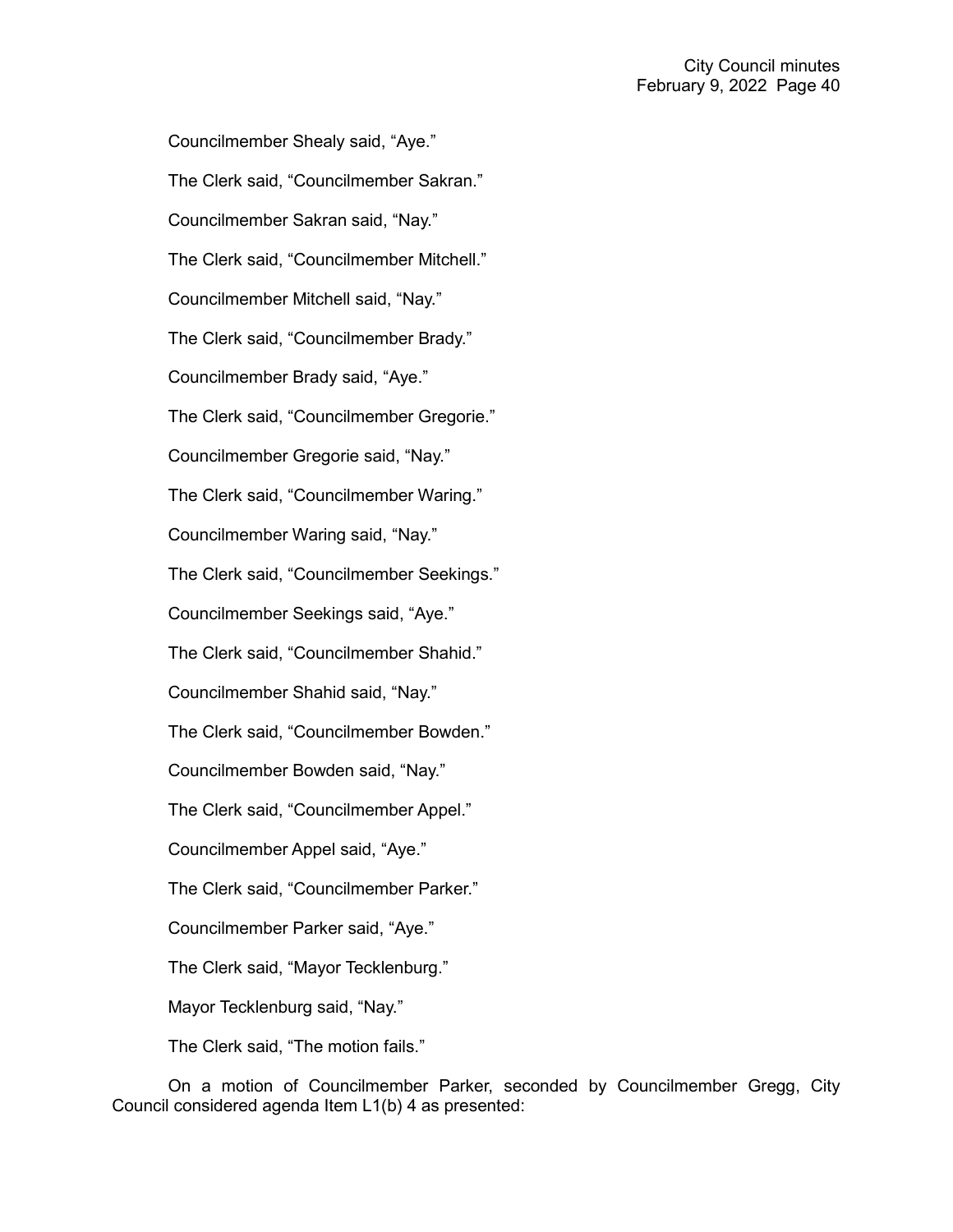Councilmember Shealy said, “Aye.”

The Clerk said, “Councilmember Sakran.”

Councilmember Sakran said, “Nay.”

The Clerk said, “Councilmember Mitchell.”

Councilmember Mitchell said, “Nay.”

The Clerk said, “Councilmember Brady.”

Councilmember Brady said, “Aye.”

The Clerk said, “Councilmember Gregorie.”

Councilmember Gregorie said, “Nay.”

The Clerk said, “Councilmember Waring.”

Councilmember Waring said, “Nay.”

The Clerk said, “Councilmember Seekings.”

Councilmember Seekings said, “Aye.”

The Clerk said, “Councilmember Shahid.”

Councilmember Shahid said, “Nay.”

The Clerk said, “Councilmember Bowden.”

Councilmember Bowden said, “Nay.”

The Clerk said, “Councilmember Appel.”

Councilmember Appel said, “Aye.”

The Clerk said, “Councilmember Parker.”

Councilmember Parker said, “Aye.”

The Clerk said, “Mayor Tecklenburg.”

Mayor Tecklenburg said, “Nay.”

The Clerk said, “The motion fails.”

On a motion of Councilmember Parker, seconded by Councilmember Gregg, City Council considered agenda Item L1(b) 4 as presented: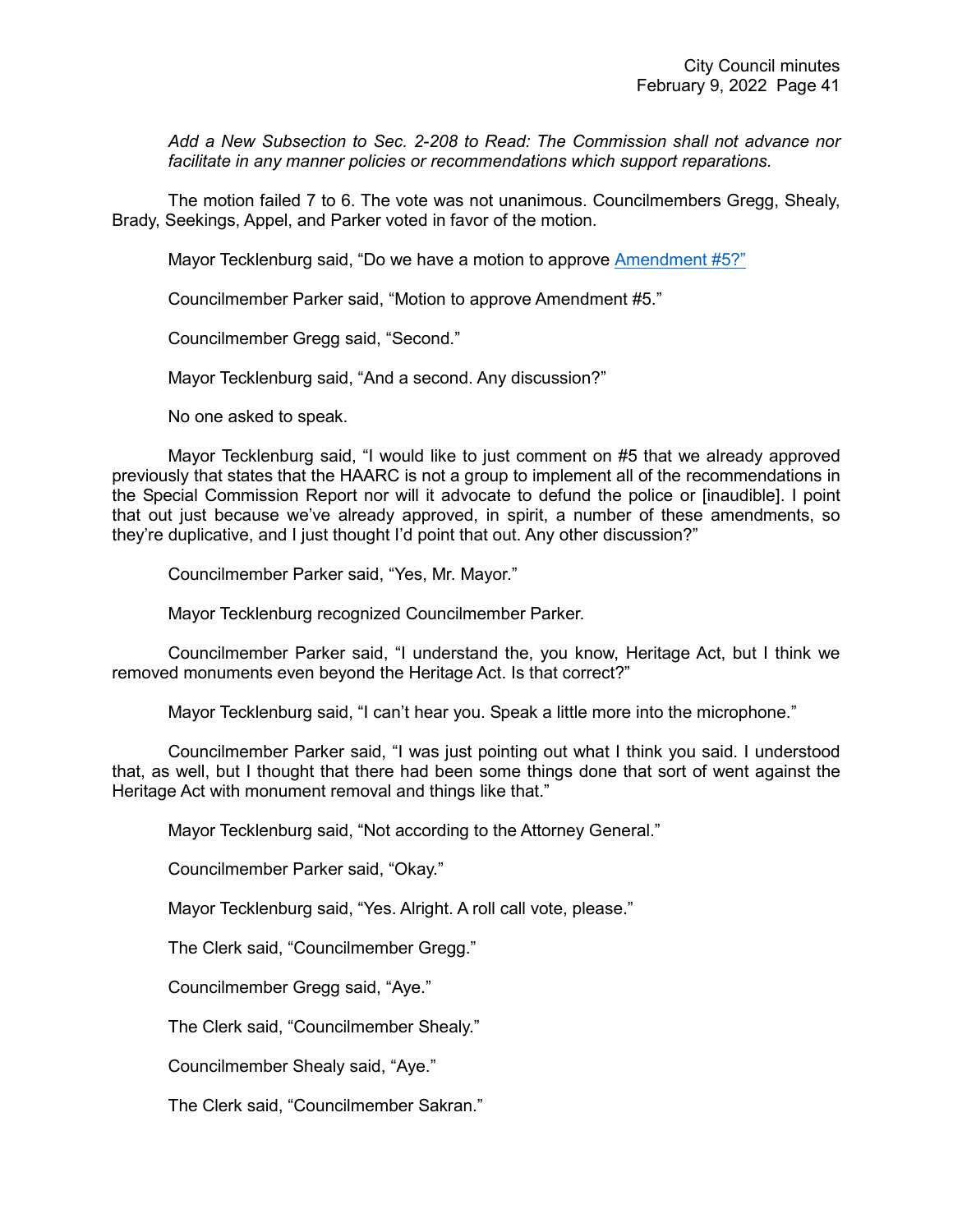*Add a New Subsection to Sec. 2-208 to Read: The Commission shall not advance nor facilitate in any manner policies or recommendations which support reparations.*

The motion failed 7 to 6. The vote was not unanimous. Councilmembers Gregg, Shealy, Brady, Seekings, Appel, and Parker voted in favor of the motion.

Mayor Tecklenburg said, "Do we have a motion to approve Amendment #5?"

Councilmember Parker said, "Motion to approve Amendment #5."

Councilmember Gregg said, "Second."

Mayor Tecklenburg said, "And a second. Any discussion?"

No one asked to speak.

Mayor Tecklenburg said, "I would like to just comment on #5 that we already approved previously that states that the HAARC is not a group to implement all of the recommendations in the Special Commission Report nor will it advocate to defund the police or [inaudible]. I point that out just because we've already approved, in spirit, a number of these amendments, so they're duplicative, and I just thought I'd point that out. Any other discussion?"

Councilmember Parker said, "Yes, Mr. Mayor."

Mayor Tecklenburg recognized Councilmember Parker.

Councilmember Parker said, "I understand the, you know, Heritage Act, but I think we removed monuments even beyond the Heritage Act. Is that correct?"

Mayor Tecklenburg said, "I can't hear you. Speak a little more into the microphone."

Councilmember Parker said, "I was just pointing out what I think you said. I understood that, as well, but I thought that there had been some things done that sort of went against the Heritage Act with monument removal and things like that."

Mayor Tecklenburg said, "Not according to the Attorney General."

Councilmember Parker said, "Okay."

Mayor Tecklenburg said, "Yes. Alright. A roll call vote, please."

The Clerk said, "Councilmember Gregg."

Councilmember Gregg said, "Aye."

The Clerk said, "Councilmember Shealy."

Councilmember Shealy said, "Aye."

The Clerk said, "Councilmember Sakran."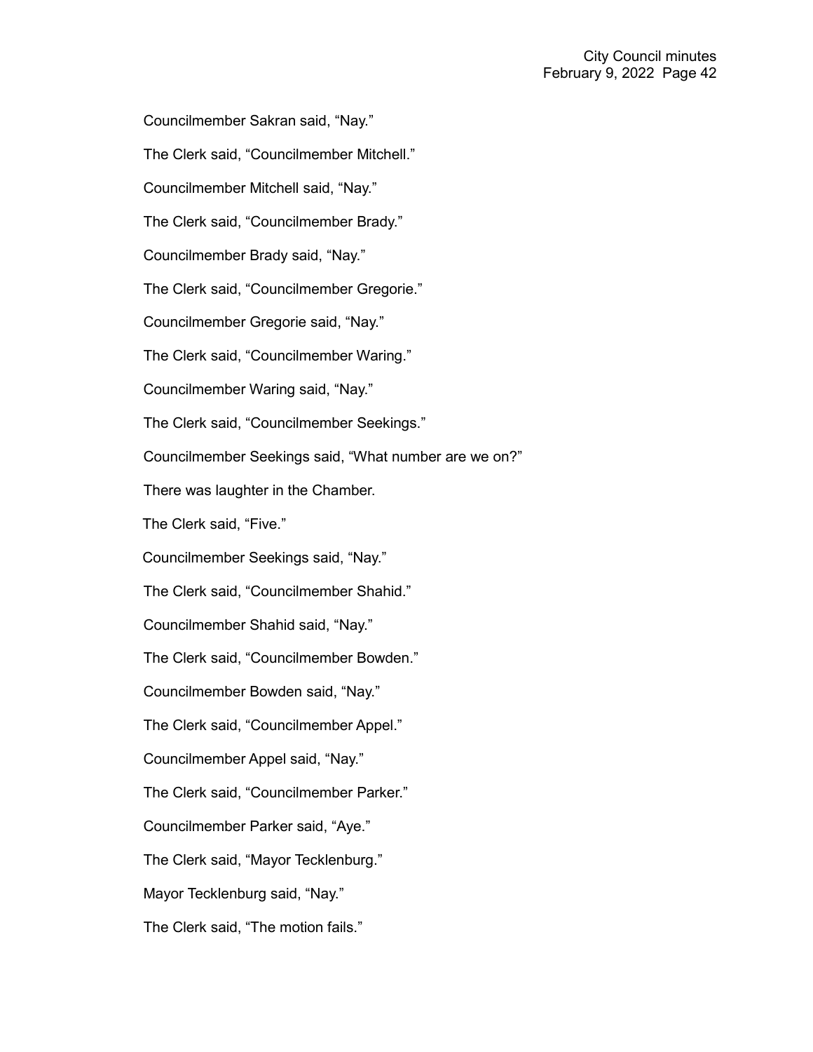Councilmember Sakran said, “Nay.”

The Clerk said, “Councilmember Mitchell.”

Councilmember Mitchell said, “Nay.”

The Clerk said, “Councilmember Brady.”

Councilmember Brady said, “Nay.”

The Clerk said, “Councilmember Gregorie.”

Councilmember Gregorie said, “Nay.”

The Clerk said, “Councilmember Waring.”

Councilmember Waring said, “Nay.”

The Clerk said, “Councilmember Seekings.”

Councilmember Seekings said, “What number are we on?”

There was laughter in the Chamber.

The Clerk said, “Five.”

Councilmember Seekings said, “Nay.”

The Clerk said, “Councilmember Shahid.”

Councilmember Shahid said, “Nay.”

The Clerk said, “Councilmember Bowden.”

Councilmember Bowden said, “Nay.”

The Clerk said, “Councilmember Appel.”

Councilmember Appel said, “Nay.”

The Clerk said, “Councilmember Parker.”

Councilmember Parker said, “Aye.”

The Clerk said, “Mayor Tecklenburg.”

Mayor Tecklenburg said, “Nay.”

The Clerk said, “The motion fails.”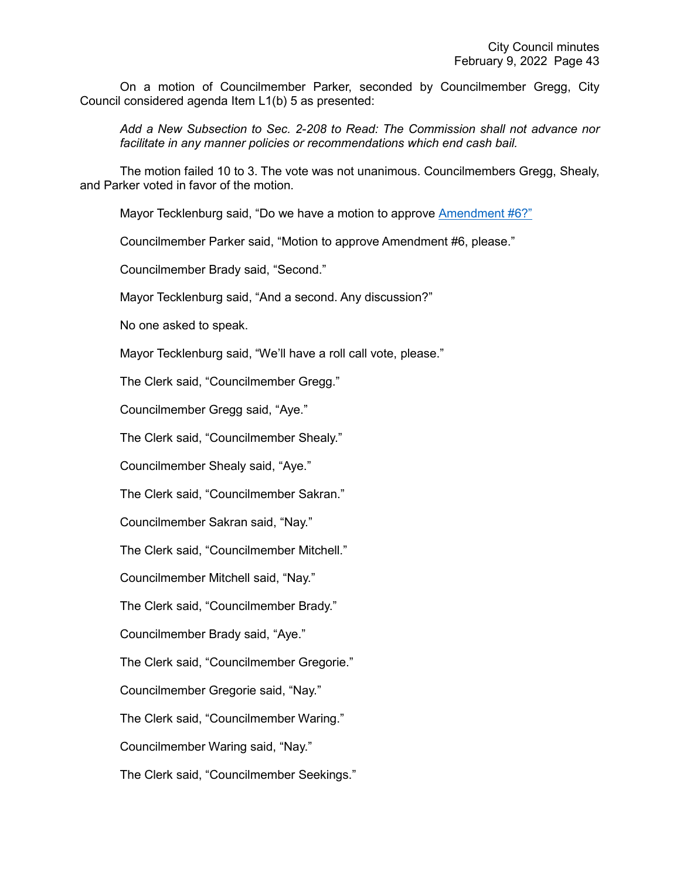On a motion of Councilmember Parker, seconded by Councilmember Gregg, City Council considered agenda Item L1(b) 5 as presented:

> *Add a New Subsection to Sec. 2-208 to Read: The Commission shall not advance nor facilitate in any manner policies or recommendations which end cash bail.*

The motion failed 10 to 3. The vote was not unanimous. Councilmembers Gregg, Shealy, and Parker voted in favor of the motion.

Mayor Tecklenburg said, "Do we have a motion to approve Amendment #6?"

Councilmember Parker said, "Motion to approve Amendment #6, please."

Councilmember Brady said, "Second."

Mayor Tecklenburg said, "And a second. Any discussion?"

No one asked to speak.

Mayor Tecklenburg said, "We'll have a roll call vote, please."

The Clerk said, "Councilmember Gregg."

Councilmember Gregg said, "Aye."

The Clerk said, "Councilmember Shealy."

Councilmember Shealy said, "Aye."

The Clerk said, "Councilmember Sakran."

Councilmember Sakran said, "Nay."

The Clerk said, "Councilmember Mitchell."

Councilmember Mitchell said, "Nay."

The Clerk said, "Councilmember Brady."

Councilmember Brady said, "Aye."

The Clerk said, "Councilmember Gregorie."

Councilmember Gregorie said, "Nay."

The Clerk said, "Councilmember Waring."

Councilmember Waring said, "Nay."

The Clerk said, "Councilmember Seekings."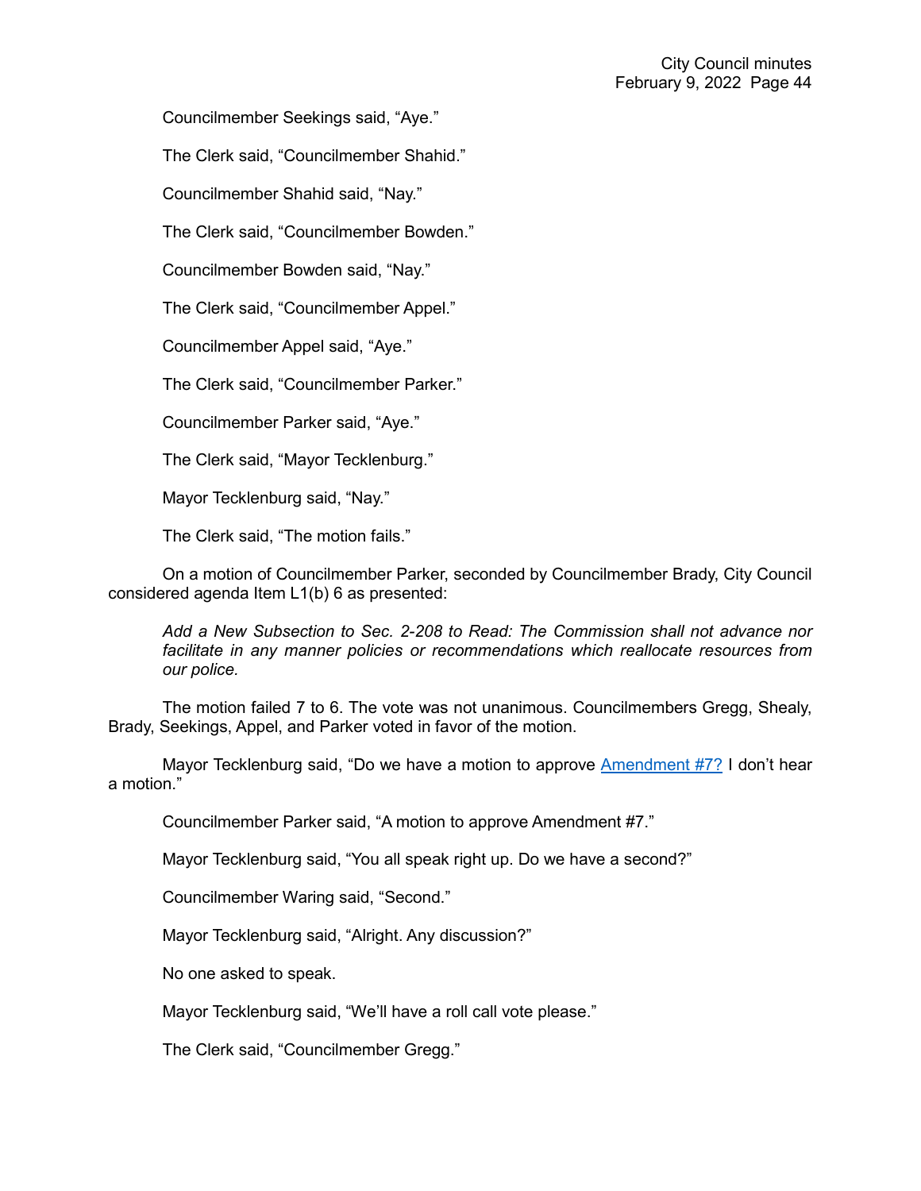Councilmember Seekings said, “Aye.”

The Clerk said, “Councilmember Shahid.”

Councilmember Shahid said, “Nay.”

The Clerk said, “Councilmember Bowden.”

Councilmember Bowden said, “Nay.”

The Clerk said, “Councilmember Appel.”

Councilmember Appel said, “Aye.”

The Clerk said, “Councilmember Parker.”

Councilmember Parker said, “Aye.”

The Clerk said, “Mayor Tecklenburg.”

Mayor Tecklenburg said, “Nay.”

The Clerk said, “The motion fails.”

On a motion of Councilmember Parker, seconded by Councilmember Brady, City Council considered agenda Item L1(b) 6 as presented:

*Add a New Subsection to Sec. 2-208 to Read: The Commission shall not advance nor facilitate in any manner policies or recommendations which reallocate resources from our police.*

The motion failed 7 to 6. The vote was not unanimous. Councilmembers Gregg, Shealy, Brady, Seekings, Appel, and Parker voted in favor of the motion.

Mayor Tecklenburg said, “Do we have a motion to approve Amendment #7? I don’t hear a motion.”

Councilmember Parker said, “A motion to approve Amendment #7.”

Mayor Tecklenburg said, “You all speak right up. Do we have a second?”

Councilmember Waring said, “Second.”

Mayor Tecklenburg said, “Alright. Any discussion?”

No one asked to speak.

Mayor Tecklenburg said, “We’ll have a roll call vote please.”

The Clerk said, “Councilmember Gregg.”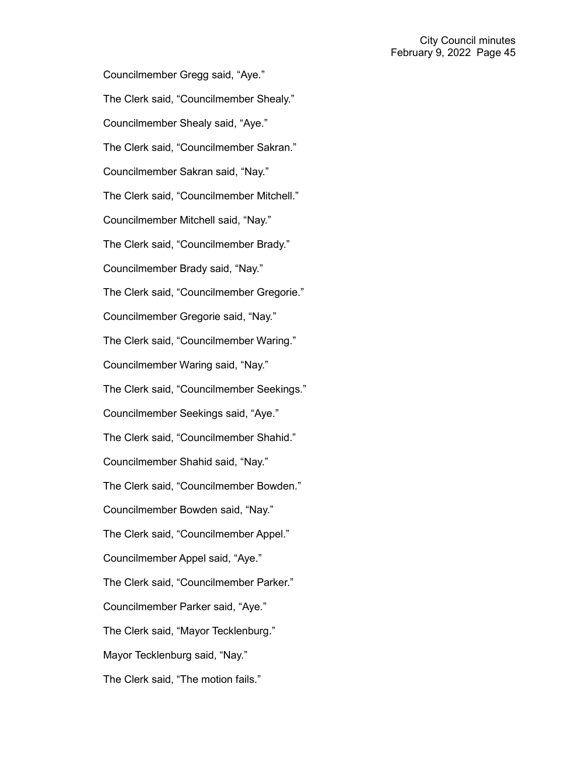Councilmember Gregg said, “Aye.”

The Clerk said, “Councilmember Shealy.”

Councilmember Shealy said, “Aye.”

The Clerk said, “Councilmember Sakran.”

Councilmember Sakran said, “Nay.”

The Clerk said, “Councilmember Mitchell.”

Councilmember Mitchell said, “Nay.”

The Clerk said, “Councilmember Brady.”

Councilmember Brady said, “Nay.”

The Clerk said, “Councilmember Gregorie.”

Councilmember Gregorie said, “Nay.”

The Clerk said, “Councilmember Waring.”

Councilmember Waring said, “Nay.”

The Clerk said, “Councilmember Seekings.”

Councilmember Seekings said, “Aye.”

The Clerk said, “Councilmember Shahid.”

Councilmember Shahid said, “Nay.”

The Clerk said, “Councilmember Bowden.”

Councilmember Bowden said, “Nay.”

The Clerk said, “Councilmember Appel.”

Councilmember Appel said, “Aye.”

The Clerk said, “Councilmember Parker.”

Councilmember Parker said, “Aye.”

The Clerk said, “Mayor Tecklenburg.”

Mayor Tecklenburg said, “Nay.”

The Clerk said, “The motion fails.”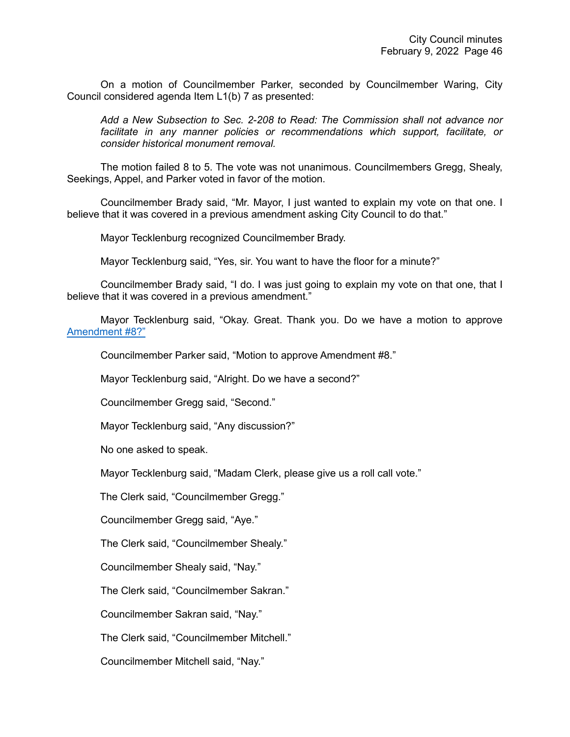On a motion of Councilmember Parker, seconded by Councilmember Waring, City Council considered agenda Item L1(b) 7 as presented:

> *Add a New Subsection to Sec. 2-208 to Read: The Commission shall not advance nor facilitate in any manner policies or recommendations which support, facilitate, or consider historical monument removal.*

The motion failed 8 to 5. The vote was not unanimous. Councilmembers Gregg, Shealy, Seekings, Appel, and Parker voted in favor of the motion.

Councilmember Brady said, "Mr. Mayor, I just wanted to explain my vote on that one. I believe that it was covered in a previous amendment asking City Council to do that."

Mayor Tecklenburg recognized Councilmember Brady.

Mayor Tecklenburg said, "Yes, sir. You want to have the floor for a minute?"

Councilmember Brady said, "I do. I was just going to explain my vote on that one, that I believe that it was covered in a previous amendment."

Mayor Tecklenburg said, "Okay. Great. Thank you. Do we have a motion to approve Amendment #8?"

Councilmember Parker said, "Motion to approve Amendment #8."

Mayor Tecklenburg said, "Alright. Do we have a second?"

Councilmember Gregg said, "Second."

Mayor Tecklenburg said, "Any discussion?"

No one asked to speak.

Mayor Tecklenburg said, "Madam Clerk, please give us a roll call vote."

The Clerk said, "Councilmember Gregg."

Councilmember Gregg said, "Aye."

The Clerk said, "Councilmember Shealy."

Councilmember Shealy said, "Nay."

The Clerk said, "Councilmember Sakran."

Councilmember Sakran said, "Nay."

The Clerk said, "Councilmember Mitchell."

Councilmember Mitchell said, "Nay."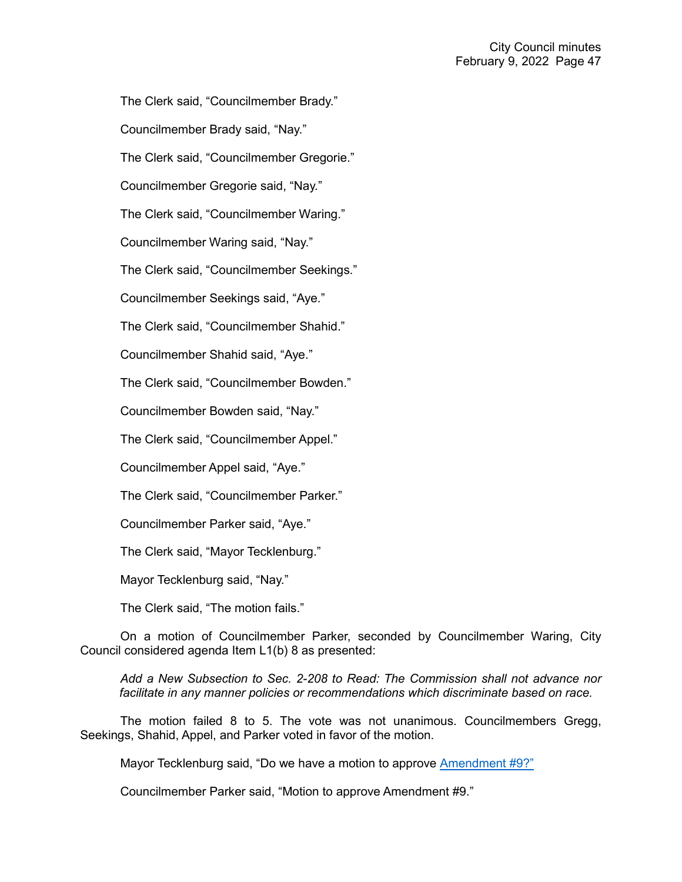The Clerk said, "Councilmember Brady."

Councilmember Brady said, "Nay."

The Clerk said, "Councilmember Gregorie."

Councilmember Gregorie said, "Nay."

The Clerk said, "Councilmember Waring."

Councilmember Waring said, "Nay."

The Clerk said, "Councilmember Seekings."

Councilmember Seekings said, "Aye."

The Clerk said, "Councilmember Shahid."

Councilmember Shahid said, "Aye."

The Clerk said, "Councilmember Bowden."

Councilmember Bowden said, "Nay."

The Clerk said, "Councilmember Appel."

Councilmember Appel said, "Aye."

The Clerk said, "Councilmember Parker."

Councilmember Parker said, "Aye."

The Clerk said, "Mayor Tecklenburg."

Mayor Tecklenburg said, "Nay."

The Clerk said, "The motion fails."

On a motion of Councilmember Parker, seconded by Councilmember Waring, City Council considered agenda Item L1(b) 8 as presented:

*Add a New Subsection to Sec. 2-208 to Read: The Commission shall not advance nor facilitate in any manner policies or recommendations which discriminate based on race.*

The motion failed 8 to 5. The vote was not unanimous. Councilmembers Gregg, Seekings, Shahid, Appel, and Parker voted in favor of the motion.

Mayor Tecklenburg said, "Do we have a motion to approve Amendment #9?"

Councilmember Parker said, "Motion to approve Amendment #9."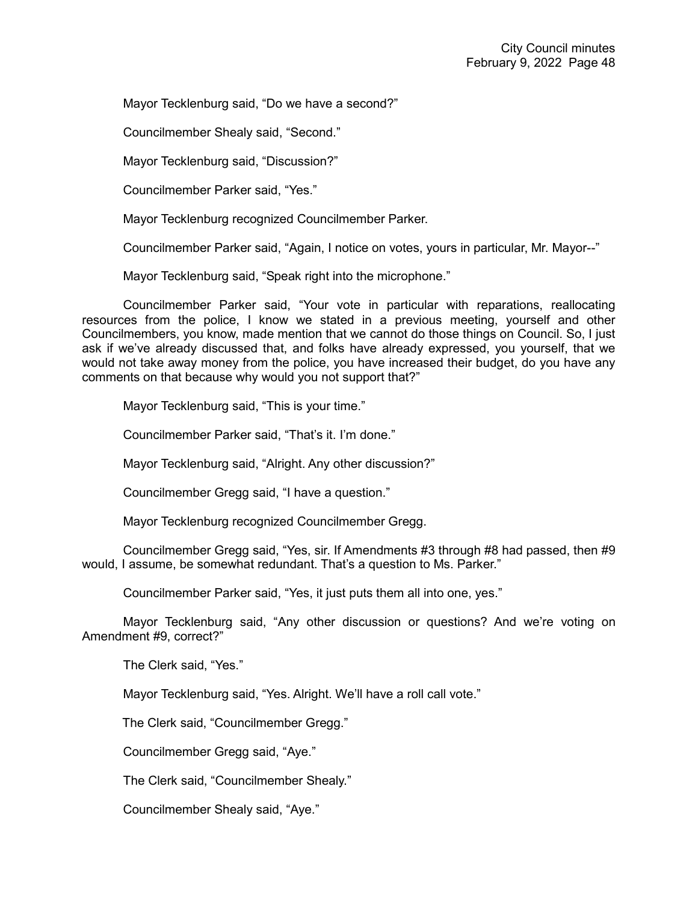Mayor Tecklenburg said, “Do we have a second?”

Councilmember Shealy said, “Second.”

Mayor Tecklenburg said, “Discussion?”

Councilmember Parker said, “Yes.”

Mayor Tecklenburg recognized Councilmember Parker.

Councilmember Parker said, “Again, I notice on votes, yours in particular, Mr. Mayor--”

Mayor Tecklenburg said, “Speak right into the microphone.”

Councilmember Parker said, “Your vote in particular with reparations, reallocating resources from the police, I know we stated in a previous meeting, yourself and other Councilmembers, you know, made mention that we cannot do those things on Council. So, I just ask if we’ve already discussed that, and folks have already expressed, you yourself, that we would not take away money from the police, you have increased their budget, do you have any comments on that because why would you not support that?”

Mayor Tecklenburg said, “This is your time.”

Councilmember Parker said, “That’s it. I’m done.”

Mayor Tecklenburg said, “Alright. Any other discussion?”

Councilmember Gregg said, “I have a question.”

Mayor Tecklenburg recognized Councilmember Gregg.

Councilmember Gregg said, “Yes, sir. If Amendments #3 through #8 had passed, then #9 would, I assume, be somewhat redundant. That’s a question to Ms. Parker.”

Councilmember Parker said, “Yes, it just puts them all into one, yes.”

Mayor Tecklenburg said, “Any other discussion or questions? And we’re voting on Amendment #9, correct?”

The Clerk said, “Yes.”

Mayor Tecklenburg said, “Yes. Alright. We’ll have a roll call vote.”

The Clerk said, “Councilmember Gregg.”

Councilmember Gregg said, “Aye.”

The Clerk said, “Councilmember Shealy.”

Councilmember Shealy said, “Aye.”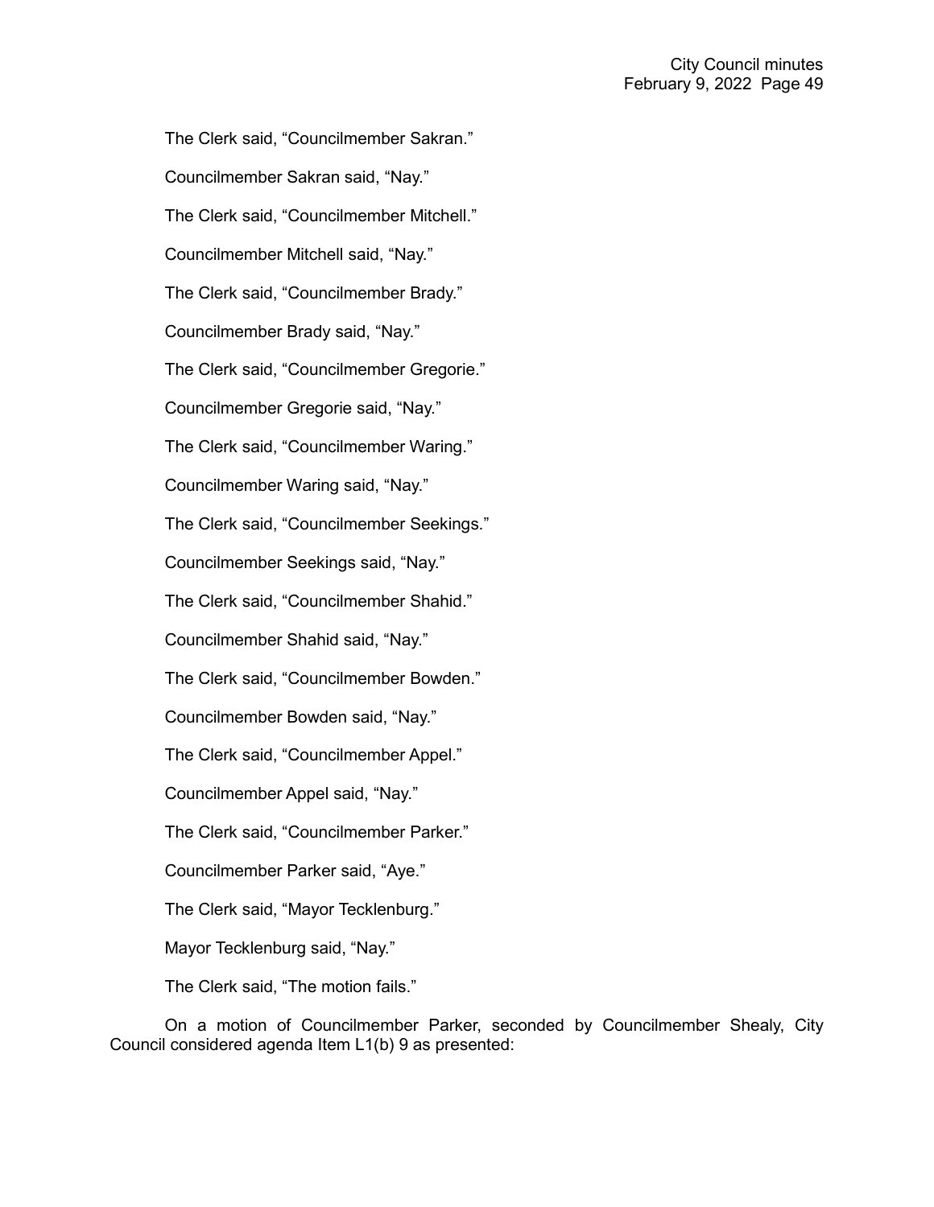The Clerk said, "Councilmember Sakran."

Councilmember Sakran said, "Nay."

The Clerk said, "Councilmember Mitchell."

Councilmember Mitchell said, "Nay."

The Clerk said, "Councilmember Brady."

Councilmember Brady said, "Nay."

The Clerk said, "Councilmember Gregorie."

Councilmember Gregorie said, "Nay."

The Clerk said, "Councilmember Waring."

Councilmember Waring said, "Nay."

The Clerk said, "Councilmember Seekings."

Councilmember Seekings said, "Nay."

The Clerk said, "Councilmember Shahid."

Councilmember Shahid said, "Nay."

The Clerk said, "Councilmember Bowden."

Councilmember Bowden said, "Nay."

The Clerk said, "Councilmember Appel."

Councilmember Appel said, "Nay."

The Clerk said, "Councilmember Parker."

Councilmember Parker said, "Aye."

The Clerk said, "Mayor Tecklenburg."

Mayor Tecklenburg said, "Nay."

The Clerk said, "The motion fails."

On a motion of Councilmember Parker, seconded by Councilmember Shealy, City Council considered agenda Item L1(b) 9 as presented: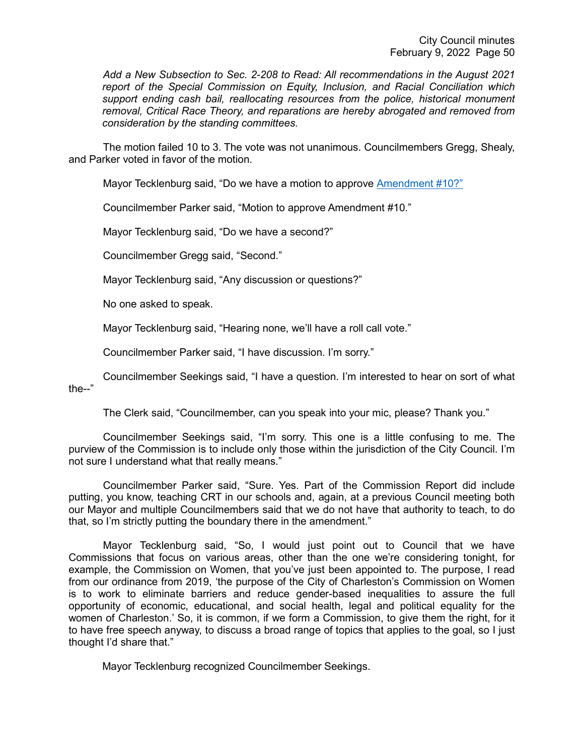*Add a New Subsection to Sec. 2-208 to Read: All recommendations in the August 2021 report of the Special Commission on Equity, Inclusion, and Racial Conciliation which support ending cash bail, reallocating resources from the police, historical monument removal, Critical Race Theory, and reparations are hereby abrogated and removed from consideration by the standing committees.*

The motion failed 10 to 3. The vote was not unanimous. Councilmembers Gregg, Shealy, and Parker voted in favor of the motion.

Mayor Tecklenburg said, "Do we have a motion to approve Amendment #10?"

Councilmember Parker said, "Motion to approve Amendment #10."

Mayor Tecklenburg said, "Do we have a second?"

Councilmember Gregg said, "Second."

Mayor Tecklenburg said, "Any discussion or questions?"

No one asked to speak.

Mayor Tecklenburg said, "Hearing none, we'll have a roll call vote."

Councilmember Parker said, "I have discussion. I'm sorry."

Councilmember Seekings said, "I have a question. I'm interested to hear on sort of what the--"

The Clerk said, "Councilmember, can you speak into your mic, please? Thank you."

Councilmember Seekings said, "I'm sorry. This one is a little confusing to me. The purview of the Commission is to include only those within the jurisdiction of the City Council. I'm not sure I understand what that really means."

Councilmember Parker said, "Sure. Yes. Part of the Commission Report did include putting, you know, teaching CRT in our schools and, again, at a previous Council meeting both our Mayor and multiple Councilmembers said that we do not have that authority to teach, to do that, so I'm strictly putting the boundary there in the amendment."

Mayor Tecklenburg said, "So, I would just point out to Council that we have Commissions that focus on various areas, other than the one we're considering tonight, for example, the Commission on Women, that you've just been appointed to. The purpose, I read from our ordinance from 2019, 'the purpose of the City of Charleston's Commission on Women is to work to eliminate barriers and reduce gender-based inequalities to assure the full opportunity of economic, educational, and social health, legal and political equality for the women of Charleston.' So, it is common, if we form a Commission, to give them the right, for it to have free speech anyway, to discuss a broad range of topics that applies to the goal, so I just thought I'd share that."

Mayor Tecklenburg recognized Councilmember Seekings.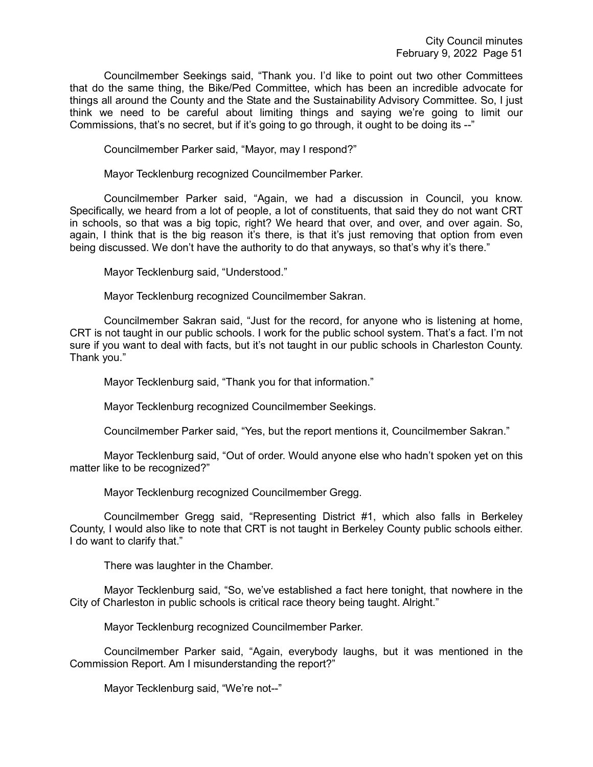Councilmember Seekings said, "Thank you. I'd like to point out two other Committees that do the same thing, the Bike/Ped Committee, which has been an incredible advocate for things all around the County and the State and the Sustainability Advisory Committee. So, I just think we need to be careful about limiting things and saying we're going to limit our Commissions, that's no secret, but if it's going to go through, it ought to be doing its --"

Councilmember Parker said, "Mayor, may I respond?"

Mayor Tecklenburg recognized Councilmember Parker.

Councilmember Parker said, "Again, we had a discussion in Council, you know. Specifically, we heard from a lot of people, a lot of constituents, that said they do not want CRT in schools, so that was a big topic, right? We heard that over, and over, and over again. So, again, I think that is the big reason it's there, is that it's just removing that option from even being discussed. We don't have the authority to do that anyways, so that's why it's there."

Mayor Tecklenburg said, "Understood."

Mayor Tecklenburg recognized Councilmember Sakran.

Councilmember Sakran said, "Just for the record, for anyone who is listening at home, CRT is not taught in our public schools. I work for the public school system. That's a fact. I'm not sure if you want to deal with facts, but it's not taught in our public schools in Charleston County. Thank you."

Mayor Tecklenburg said, "Thank you for that information."

Mayor Tecklenburg recognized Councilmember Seekings.

Councilmember Parker said, "Yes, but the report mentions it, Councilmember Sakran."

Mayor Tecklenburg said, "Out of order. Would anyone else who hadn't spoken yet on this matter like to be recognized?"

Mayor Tecklenburg recognized Councilmember Gregg.

Councilmember Gregg said, "Representing District #1, which also falls in Berkeley County, I would also like to note that CRT is not taught in Berkeley County public schools either. I do want to clarify that."

There was laughter in the Chamber.

Mayor Tecklenburg said, "So, we've established a fact here tonight, that nowhere in the City of Charleston in public schools is critical race theory being taught. Alright."

Mayor Tecklenburg recognized Councilmember Parker.

Councilmember Parker said, "Again, everybody laughs, but it was mentioned in the Commission Report. Am I misunderstanding the report?"

Mayor Tecklenburg said, "We're not--"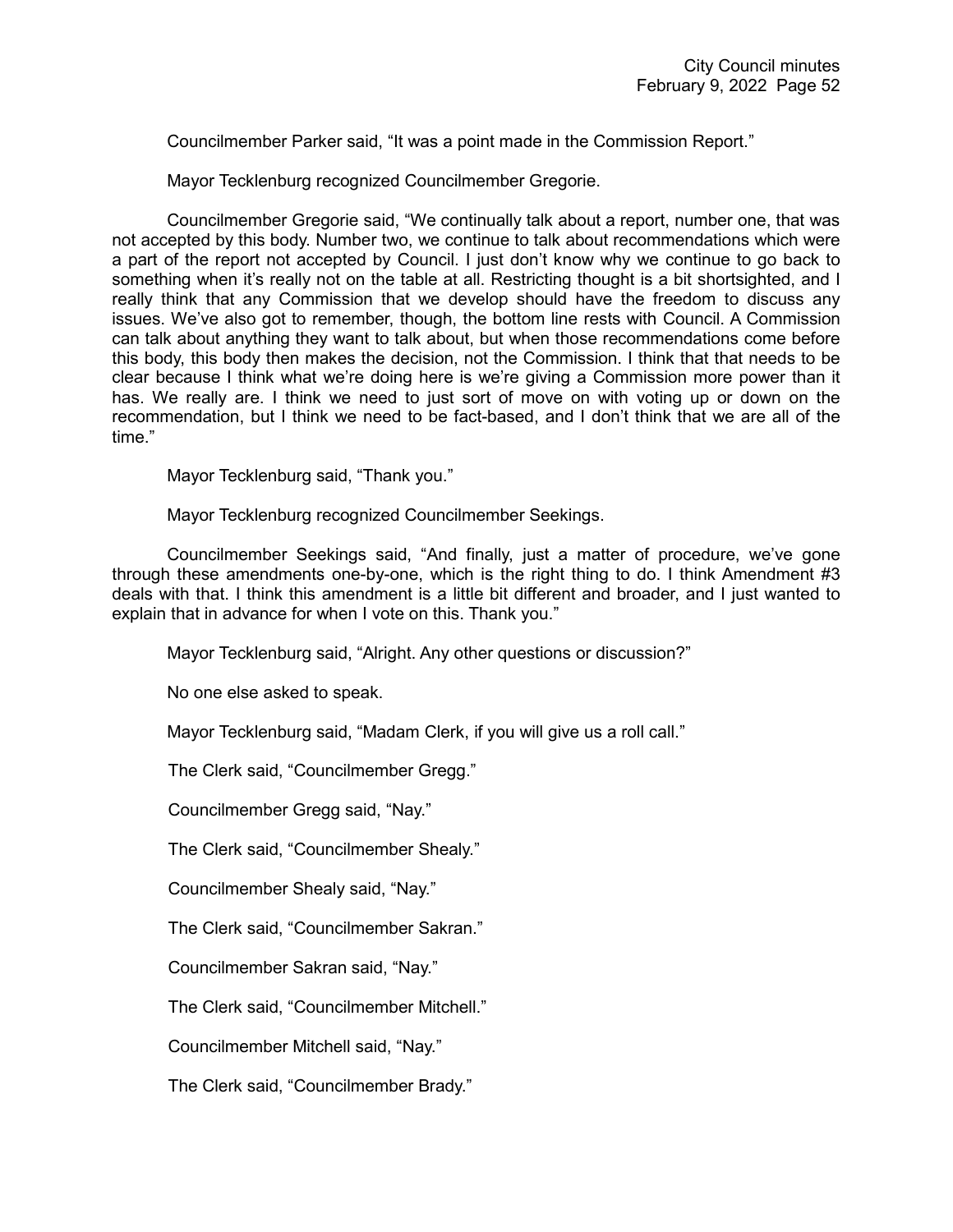Councilmember Parker said, “It was a point made in the Commission Report.”

Mayor Tecklenburg recognized Councilmember Gregorie.

Councilmember Gregorie said, “We continually talk about a report, number one, that was not accepted by this body. Number two, we continue to talk about recommendations which were a part of the report not accepted by Council. I just don’t know why we continue to go back to something when it’s really not on the table at all. Restricting thought is a bit shortsighted, and I really think that any Commission that we develop should have the freedom to discuss any issues. We’ve also got to remember, though, the bottom line rests with Council. A Commission can talk about anything they want to talk about, but when those recommendations come before this body, this body then makes the decision, not the Commission. I think that that needs to be clear because I think what we’re doing here is we’re giving a Commission more power than it has. We really are. I think we need to just sort of move on with voting up or down on the recommendation, but I think we need to be fact-based, and I don’t think that we are all of the time.”

Mayor Tecklenburg said, “Thank you.”

Mayor Tecklenburg recognized Councilmember Seekings.

Councilmember Seekings said, “And finally, just a matter of procedure, we’ve gone through these amendments one-by-one, which is the right thing to do. I think Amendment #3 deals with that. I think this amendment is a little bit different and broader, and I just wanted to explain that in advance for when I vote on this. Thank you.”

Mayor Tecklenburg said, “Alright. Any other questions or discussion?”

No one else asked to speak.

Mayor Tecklenburg said, “Madam Clerk, if you will give us a roll call.”

The Clerk said, “Councilmember Gregg.”

Councilmember Gregg said, “Nay.”

The Clerk said, “Councilmember Shealy.”

Councilmember Shealy said, “Nay.”

The Clerk said, “Councilmember Sakran.”

Councilmember Sakran said, “Nay.”

The Clerk said, “Councilmember Mitchell.”

Councilmember Mitchell said, “Nay.”

The Clerk said, “Councilmember Brady.”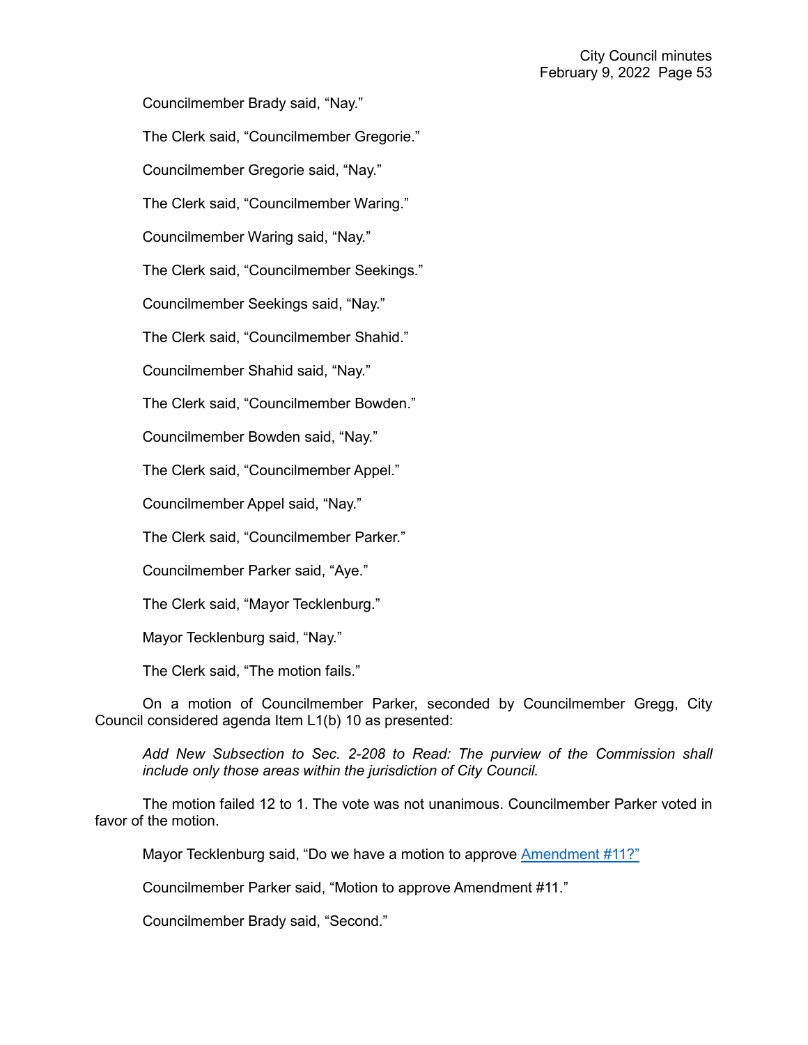Councilmember Brady said, "Nay."

The Clerk said, "Councilmember Gregorie."

Councilmember Gregorie said, "Nay."

The Clerk said, "Councilmember Waring."

Councilmember Waring said, "Nay."

The Clerk said, "Councilmember Seekings."

Councilmember Seekings said, "Nay."

The Clerk said, "Councilmember Shahid."

Councilmember Shahid said, "Nay."

The Clerk said, "Councilmember Bowden."

Councilmember Bowden said, "Nay."

The Clerk said, "Councilmember Appel."

Councilmember Appel said, "Nay."

The Clerk said, "Councilmember Parker."

Councilmember Parker said, "Aye."

The Clerk said, "Mayor Tecklenburg."

Mayor Tecklenburg said, "Nay."

The Clerk said, "The motion fails."

On a motion of Councilmember Parker, seconded by Councilmember Gregg, City Council considered agenda Item L1(b) 10 as presented:

*Add New Subsection to Sec. 2-208 to Read: The purview of the Commission shall include only those areas within the jurisdiction of City Council.*

The motion failed 12 to 1. The vote was not unanimous. Councilmember Parker voted in favor of the motion.

Mayor Tecklenburg said, "Do we have a motion to approve Amendment #11?"

Councilmember Parker said, "Motion to approve Amendment #11."

Councilmember Brady said, "Second."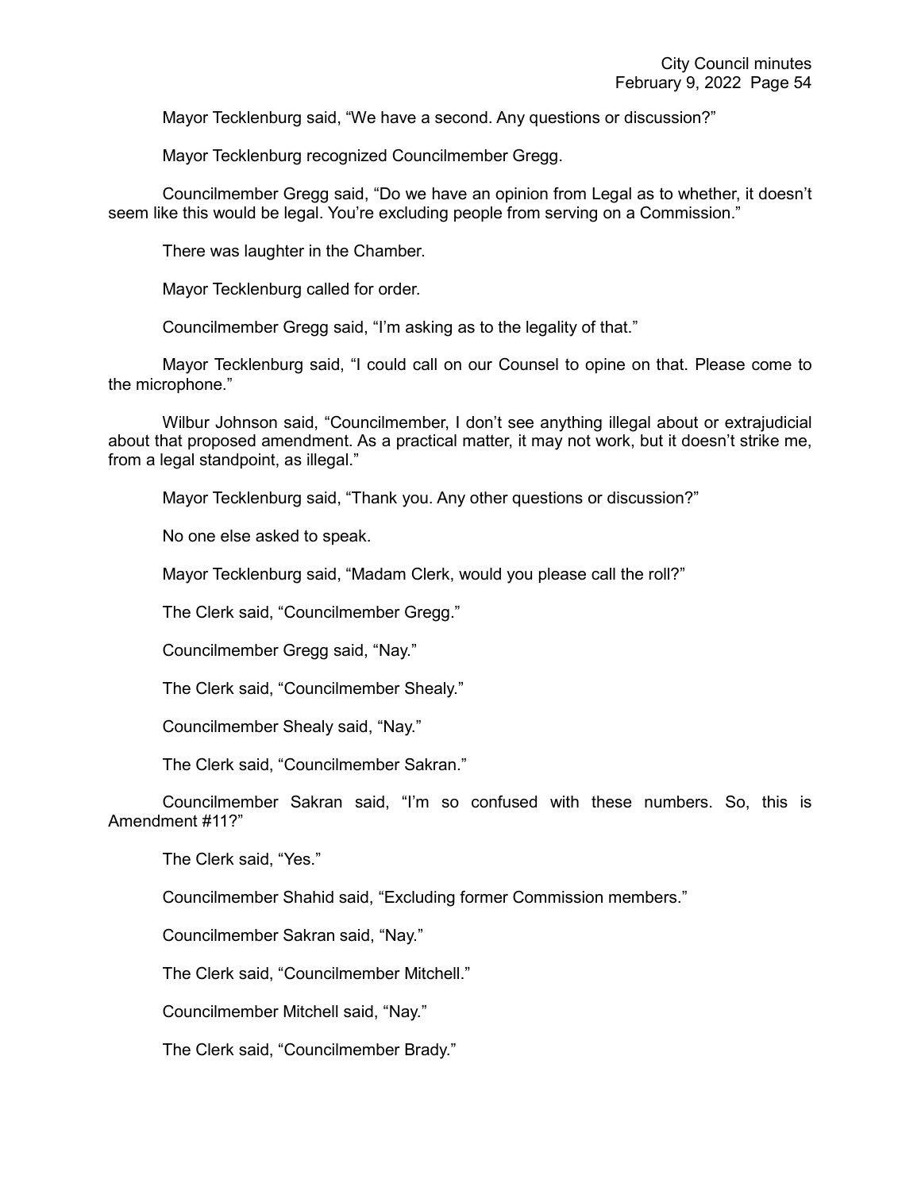Mayor Tecklenburg said, "We have a second. Any questions or discussion?"

Mayor Tecklenburg recognized Councilmember Gregg.

Councilmember Gregg said, "Do we have an opinion from Legal as to whether, it doesn't seem like this would be legal. You're excluding people from serving on a Commission."

There was laughter in the Chamber.

Mayor Tecklenburg called for order.

Councilmember Gregg said, "I'm asking as to the legality of that."

Mayor Tecklenburg said, "I could call on our Counsel to opine on that. Please come to the microphone."

Wilbur Johnson said, "Councilmember, I don't see anything illegal about or extrajudicial about that proposed amendment. As a practical matter, it may not work, but it doesn't strike me, from a legal standpoint, as illegal."

Mayor Tecklenburg said, "Thank you. Any other questions or discussion?"

No one else asked to speak.

Mayor Tecklenburg said, "Madam Clerk, would you please call the roll?"

The Clerk said, "Councilmember Gregg."

Councilmember Gregg said, "Nay."

The Clerk said, "Councilmember Shealy."

Councilmember Shealy said, "Nay."

The Clerk said, "Councilmember Sakran."

Councilmember Sakran said, "I'm so confused with these numbers. So, this is Amendment #11?"

The Clerk said, "Yes."

Councilmember Shahid said, "Excluding former Commission members."

Councilmember Sakran said, "Nay."

The Clerk said, "Councilmember Mitchell."

Councilmember Mitchell said, "Nay."

The Clerk said, "Councilmember Brady."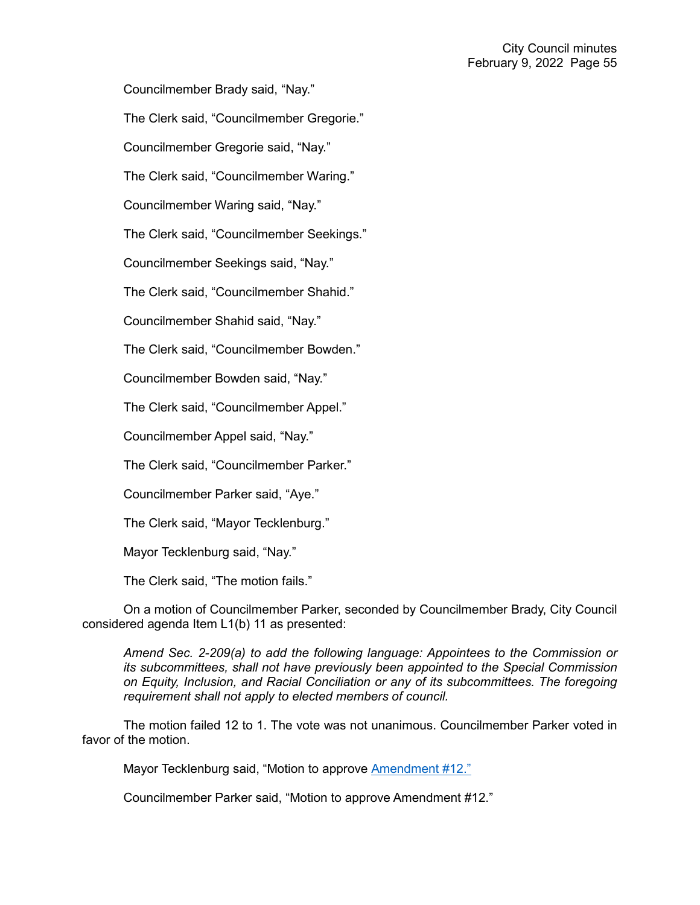Councilmember Brady said, “Nay.”

The Clerk said, “Councilmember Gregorie.”

Councilmember Gregorie said, “Nay.”

The Clerk said, “Councilmember Waring.”

Councilmember Waring said, “Nay.”

The Clerk said, “Councilmember Seekings.”

Councilmember Seekings said, “Nay.”

The Clerk said, “Councilmember Shahid.”

Councilmember Shahid said, “Nay.”

The Clerk said, “Councilmember Bowden.”

Councilmember Bowden said, “Nay.”

The Clerk said, “Councilmember Appel.”

Councilmember Appel said, “Nay.”

The Clerk said, “Councilmember Parker.”

Councilmember Parker said, “Aye.”

The Clerk said, “Mayor Tecklenburg.”

Mayor Tecklenburg said, “Nay.”

The Clerk said, “The motion fails.”

On a motion of Councilmember Parker, seconded by Councilmember Brady, City Council considered agenda Item L1(b) 11 as presented:

*Amend Sec. 2-209(a) to add the following language: Appointees to the Commission or its subcommittees, shall not have previously been appointed to the Special Commission on Equity, Inclusion, and Racial Conciliation or any of its subcommittees. The foregoing requirement shall not apply to elected members of council.*

The motion failed 12 to 1. The vote was not unanimous. Councilmember Parker voted in favor of the motion.

Mayor Tecklenburg said, “Motion to approve Amendment #12.”

Councilmember Parker said, “Motion to approve Amendment #12.”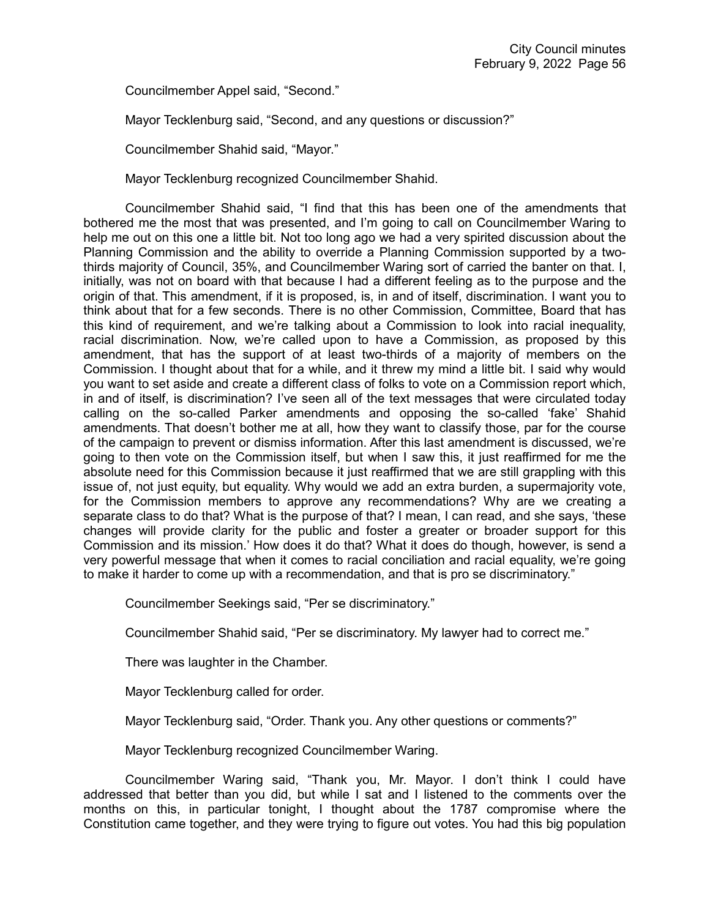Councilmember Appel said, "Second."

Mayor Tecklenburg said, "Second, and any questions or discussion?"

Councilmember Shahid said, "Mayor."

Mayor Tecklenburg recognized Councilmember Shahid.

Councilmember Shahid said, "I find that this has been one of the amendments that bothered me the most that was presented, and I'm going to call on Councilmember Waring to help me out on this one a little bit. Not too long ago we had a very spirited discussion about the Planning Commission and the ability to override a Planning Commission supported by a two-thirds majority of Council, 35%, and Councilmember Waring sort of carried the banter on that. I, initially, was not on board with that because I had a different feeling as to the purpose and the origin of that. This amendment, if it is proposed, is, in and of itself, discrimination. I want you to think about that for a few seconds. There is no other Commission, Committee, Board that has this kind of requirement, and we're talking about a Commission to look into racial inequality, racial discrimination. Now, we're called upon to have a Commission, as proposed by this amendment, that has the support of at least two-thirds of a majority of members on the Commission. I thought about that for a while, and it threw my mind a little bit. I said why would you want to set aside and create a different class of folks to vote on a Commission report which, in and of itself, is discrimination? I've seen all of the text messages that were circulated today calling on the so-called Parker amendments and opposing the so-called 'fake' Shahid amendments. That doesn't bother me at all, how they want to classify those, par for the course of the campaign to prevent or dismiss information. After this last amendment is discussed, we're going to then vote on the Commission itself, but when I saw this, it just reaffirmed for me the absolute need for this Commission because it just reaffirmed that we are still grappling with this issue of, not just equity, but equality. Why would we add an extra burden, a supermajority vote, for the Commission members to approve any recommendations? Why are we creating a separate class to do that? What is the purpose of that? I mean, I can read, and she says, 'these changes will provide clarity for the public and foster a greater or broader support for this Commission and its mission.' How does it do that? What it does do though, however, is send a very powerful message that when it comes to racial conciliation and racial equality, we're going to make it harder to come up with a recommendation, and that is pro se discriminatory."

Councilmember Seekings said, "Per se discriminatory."

Councilmember Shahid said, "Per se discriminatory. My lawyer had to correct me."

There was laughter in the Chamber.

Mayor Tecklenburg called for order.

Mayor Tecklenburg said, "Order. Thank you. Any other questions or comments?"

Mayor Tecklenburg recognized Councilmember Waring.

Councilmember Waring said, "Thank you, Mr. Mayor. I don't think I could have addressed that better than you did, but while I sat and I listened to the comments over the months on this, in particular tonight, I thought about the 1787 compromise where the Constitution came together, and they were trying to figure out votes. You had this big population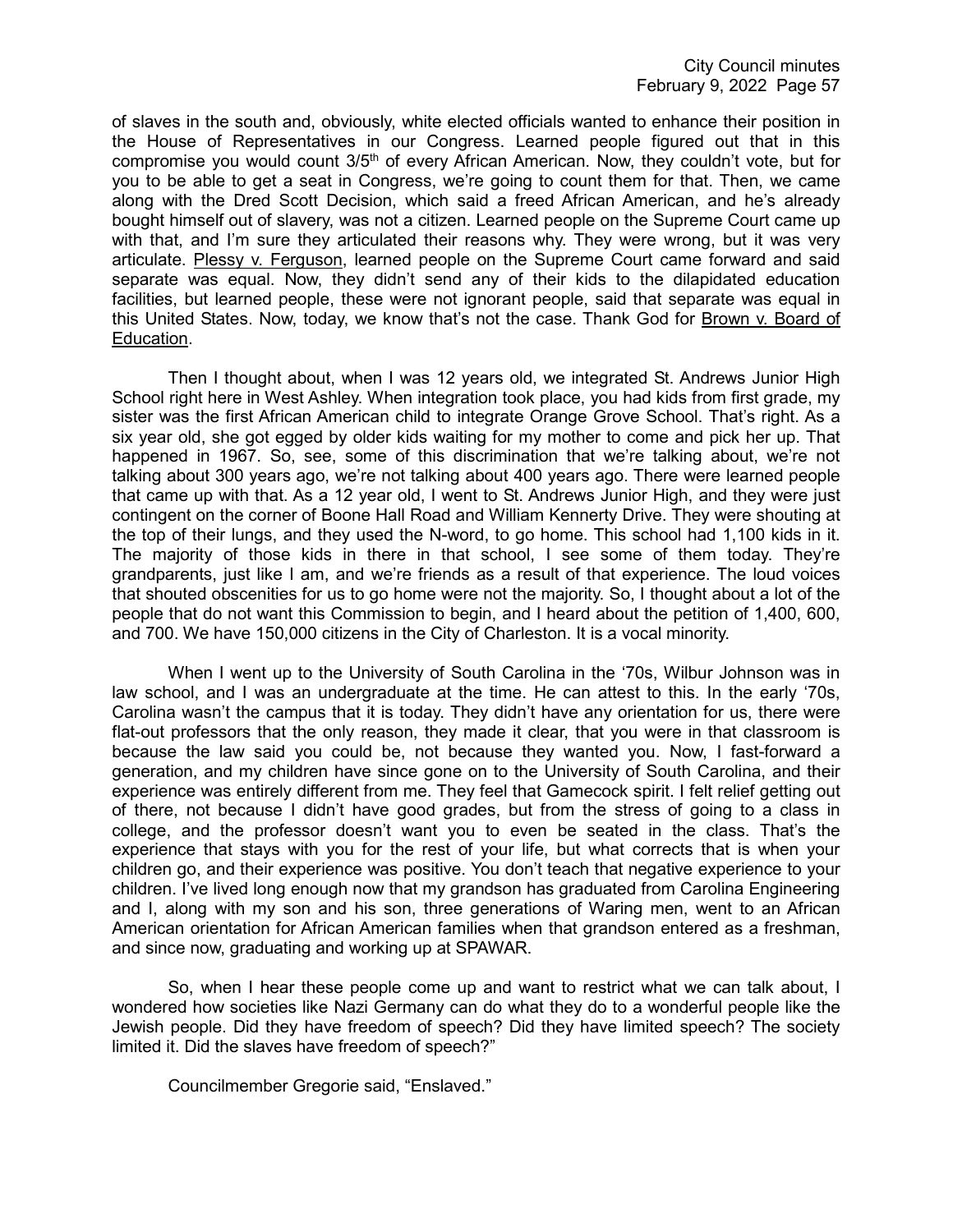of slaves in the south and, obviously, white elected officials wanted to enhance their position in the House of Representatives in our Congress. Learned people figured out that in this compromise you would count 3/5th of every African American. Now, they couldn't vote, but for you to be able to get a seat in Congress, we're going to count them for that. Then, we came along with the Dred Scott Decision, which said a freed African American, and he's already bought himself out of slavery, was not a citizen. Learned people on the Supreme Court came up with that, and I'm sure they articulated their reasons why. They were wrong, but it was very articulate. Plessy v. Ferguson, learned people on the Supreme Court came forward and said separate was equal. Now, they didn't send any of their kids to the dilapidated education facilities, but learned people, these were not ignorant people, said that separate was equal in this United States. Now, today, we know that's not the case. Thank God for Brown v. Board of Education.

Then I thought about, when I was 12 years old, we integrated St. Andrews Junior High School right here in West Ashley. When integration took place, you had kids from first grade, my sister was the first African American child to integrate Orange Grove School. That's right. As a six year old, she got egged by older kids waiting for my mother to come and pick her up. That happened in 1967. So, see, some of this discrimination that we're talking about, we're not talking about 300 years ago, we're not talking about 400 years ago. There were learned people that came up with that. As a 12 year old, I went to St. Andrews Junior High, and they were just contingent on the corner of Boone Hall Road and William Kennerty Drive. They were shouting at the top of their lungs, and they used the N-word, to go home. This school had 1,100 kids in it. The majority of those kids in there in that school, I see some of them today. They're grandparents, just like I am, and we're friends as a result of that experience. The loud voices that shouted obscenities for us to go home were not the majority. So, I thought about a lot of the people that do not want this Commission to begin, and I heard about the petition of 1,400, 600, and 700. We have 150,000 citizens in the City of Charleston. It is a vocal minority.

When I went up to the University of South Carolina in the '70s, Wilbur Johnson was in law school, and I was an undergraduate at the time. He can attest to this. In the early '70s, Carolina wasn't the campus that it is today. They didn't have any orientation for us, there were flat-out professors that the only reason, they made it clear, that you were in that classroom is because the law said you could be, not because they wanted you. Now, I fast-forward a generation, and my children have since gone on to the University of South Carolina, and their experience was entirely different from me. They feel that Gamecock spirit. I felt relief getting out of there, not because I didn't have good grades, but from the stress of going to a class in college, and the professor doesn't want you to even be seated in the class. That's the experience that stays with you for the rest of your life, but what corrects that is when your children go, and their experience was positive. You don't teach that negative experience to your children. I've lived long enough now that my grandson has graduated from Carolina Engineering and I, along with my son and his son, three generations of Waring men, went to an African American orientation for African American families when that grandson entered as a freshman, and since now, graduating and working up at SPAWAR.

So, when I hear these people come up and want to restrict what we can talk about, I wondered how societies like Nazi Germany can do what they do to a wonderful people like the Jewish people. Did they have freedom of speech? Did they have limited speech? The society limited it. Did the slaves have freedom of speech?"

Councilmember Gregorie said, "Enslaved."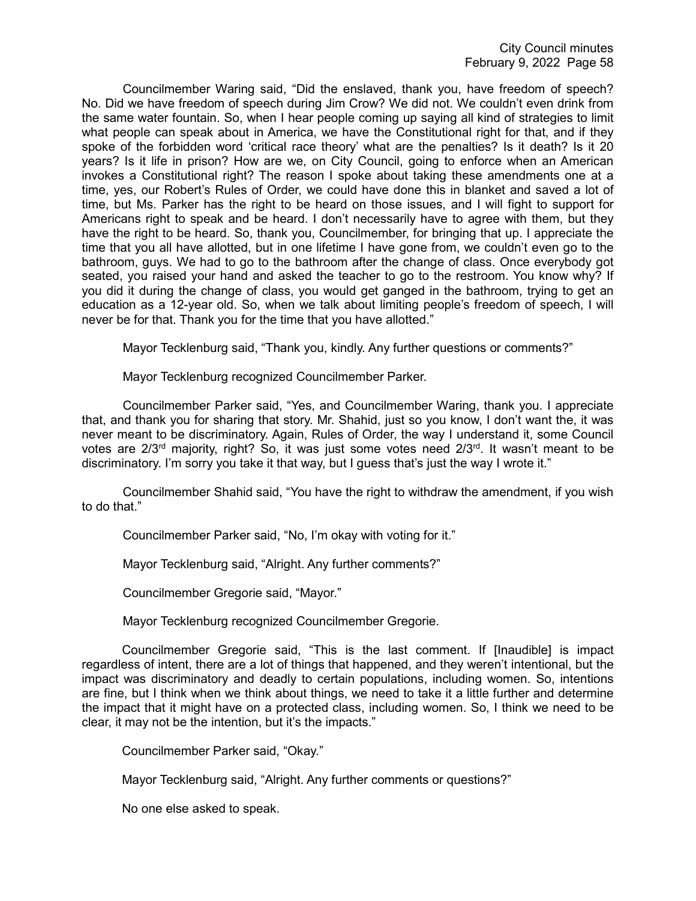Councilmember Waring said, "Did the enslaved, thank you, have freedom of speech? No. Did we have freedom of speech during Jim Crow? We did not. We couldn't even drink from the same water fountain. So, when I hear people coming up saying all kind of strategies to limit what people can speak about in America, we have the Constitutional right for that, and if they spoke of the forbidden word 'critical race theory' what are the penalties? Is it death? Is it 20 years? Is it life in prison? How are we, on City Council, going to enforce when an American invokes a Constitutional right? The reason I spoke about taking these amendments one at a time, yes, our Robert's Rules of Order, we could have done this in blanket and saved a lot of time, but Ms. Parker has the right to be heard on those issues, and I will fight to support for Americans right to speak and be heard. I don't necessarily have to agree with them, but they have the right to be heard. So, thank you, Councilmember, for bringing that up. I appreciate the time that you all have allotted, but in one lifetime I have gone from, we couldn't even go to the bathroom, guys. We had to go to the bathroom after the change of class. Once everybody got seated, you raised your hand and asked the teacher to go to the restroom. You know why? If you did it during the change of class, you would get ganged in the bathroom, trying to get an education as a 12-year old. So, when we talk about limiting people's freedom of speech, I will never be for that. Thank you for the time that you have allotted."

Mayor Tecklenburg said, "Thank you, kindly. Any further questions or comments?"

Mayor Tecklenburg recognized Councilmember Parker.

Councilmember Parker said, "Yes, and Councilmember Waring, thank you. I appreciate that, and thank you for sharing that story. Mr. Shahid, just so you know, I don't want the, it was never meant to be discriminatory. Again, Rules of Order, the way I understand it, some Council votes are 2/3rd majority, right? So, it was just some votes need 2/3rd. It wasn't meant to be discriminatory. I'm sorry you take it that way, but I guess that's just the way I wrote it."

Councilmember Shahid said, "You have the right to withdraw the amendment, if you wish to do that."

Councilmember Parker said, "No, I'm okay with voting for it."

Mayor Tecklenburg said, "Alright. Any further comments?"

Councilmember Gregorie said, "Mayor."

Mayor Tecklenburg recognized Councilmember Gregorie.

Councilmember Gregorie said, "This is the last comment. If [Inaudible] is impact regardless of intent, there are a lot of things that happened, and they weren't intentional, but the impact was discriminatory and deadly to certain populations, including women. So, intentions are fine, but I think when we think about things, we need to take it a little further and determine the impact that it might have on a protected class, including women. So, I think we need to be clear, it may not be the intention, but it's the impacts."

Councilmember Parker said, "Okay."

Mayor Tecklenburg said, "Alright. Any further comments or questions?"

No one else asked to speak.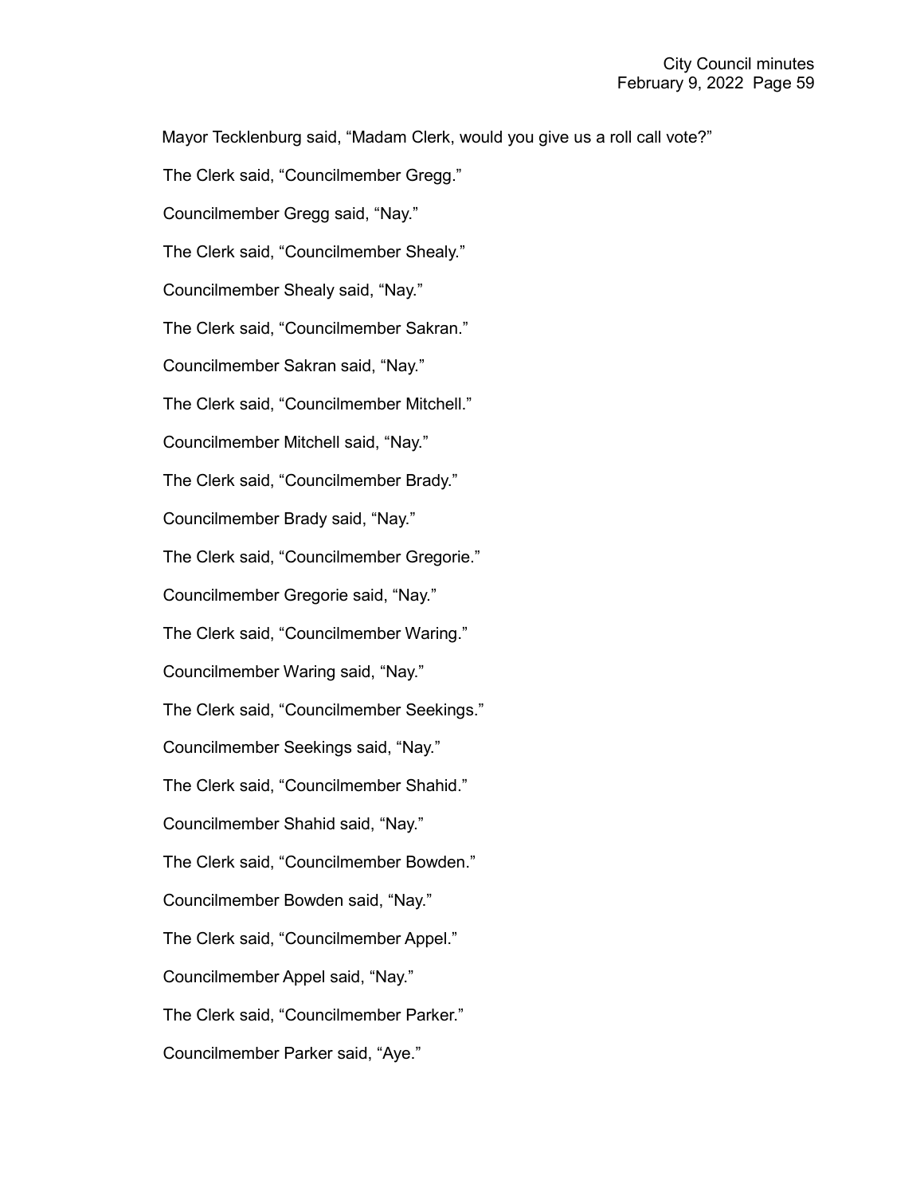Mayor Tecklenburg said, “Madam Clerk, would you give us a roll call vote?”

The Clerk said, “Councilmember Gregg.”

Councilmember Gregg said, “Nay.”

The Clerk said, “Councilmember Shealy.”

Councilmember Shealy said, “Nay.”

The Clerk said, “Councilmember Sakran.”

Councilmember Sakran said, “Nay.”

The Clerk said, “Councilmember Mitchell.”

Councilmember Mitchell said, “Nay.”

The Clerk said, “Councilmember Brady.”

Councilmember Brady said, “Nay.”

The Clerk said, “Councilmember Gregorie.”

Councilmember Gregorie said, “Nay.”

The Clerk said, “Councilmember Waring.”

Councilmember Waring said, “Nay.”

The Clerk said, “Councilmember Seekings.”

Councilmember Seekings said, “Nay.”

The Clerk said, “Councilmember Shahid.”

Councilmember Shahid said, “Nay.”

The Clerk said, “Councilmember Bowden.”

Councilmember Bowden said, “Nay.”

The Clerk said, “Councilmember Appel.”

Councilmember Appel said, “Nay.”

The Clerk said, “Councilmember Parker.”

Councilmember Parker said, “Aye.”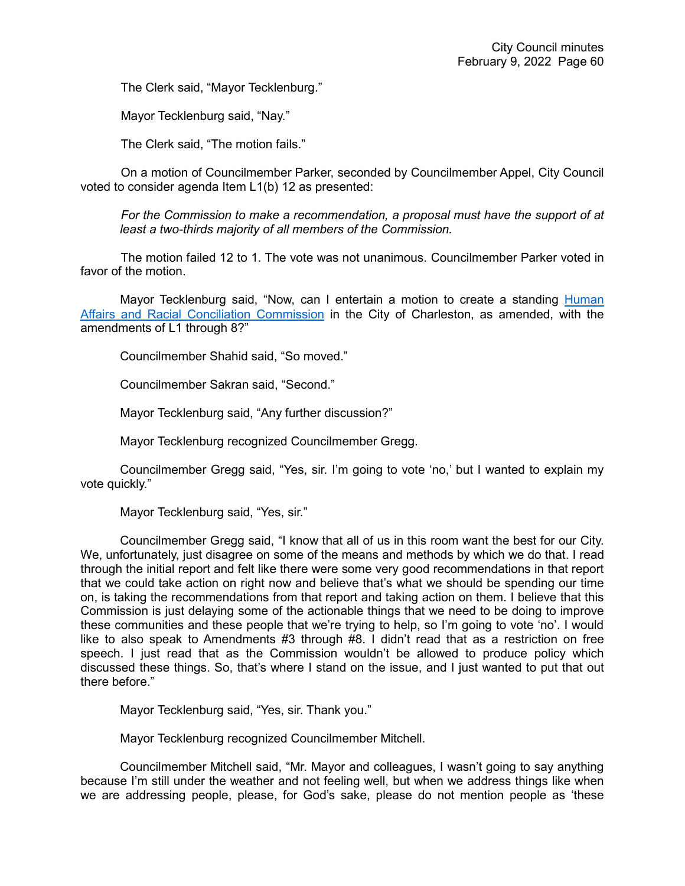The Clerk said, "Mayor Tecklenburg."

Mayor Tecklenburg said, "Nay."

The Clerk said, "The motion fails."

On a motion of Councilmember Parker, seconded by Councilmember Appel, City Council voted to consider agenda Item L1(b) 12 as presented:

*For the Commission to make a recommendation, a proposal must have the support of at least a two-thirds majority of all members of the Commission.*

The motion failed 12 to 1. The vote was not unanimous. Councilmember Parker voted in favor of the motion.

Mayor Tecklenburg said, "Now, can I entertain a motion to create a standing Human Affairs and Racial Conciliation Commission in the City of Charleston, as amended, with the amendments of L1 through 8?"

Councilmember Shahid said, "So moved."

Councilmember Sakran said, "Second."

Mayor Tecklenburg said, "Any further discussion?"

Mayor Tecklenburg recognized Councilmember Gregg.

Councilmember Gregg said, "Yes, sir. I'm going to vote 'no,' but I wanted to explain my vote quickly."

Mayor Tecklenburg said, "Yes, sir."

Councilmember Gregg said, "I know that all of us in this room want the best for our City. We, unfortunately, just disagree on some of the means and methods by which we do that. I read through the initial report and felt like there were some very good recommendations in that report that we could take action on right now and believe that's what we should be spending our time on, is taking the recommendations from that report and taking action on them. I believe that this Commission is just delaying some of the actionable things that we need to be doing to improve these communities and these people that we're trying to help, so I'm going to vote 'no'. I would like to also speak to Amendments #3 through #8. I didn't read that as a restriction on free speech. I just read that as the Commission wouldn't be allowed to produce policy which discussed these things. So, that's where I stand on the issue, and I just wanted to put that out there before."

Mayor Tecklenburg said, "Yes, sir. Thank you."

Mayor Tecklenburg recognized Councilmember Mitchell.

Councilmember Mitchell said, "Mr. Mayor and colleagues, I wasn't going to say anything because I'm still under the weather and not feeling well, but when we address things like when we are addressing people, please, for God's sake, please do not mention people as 'these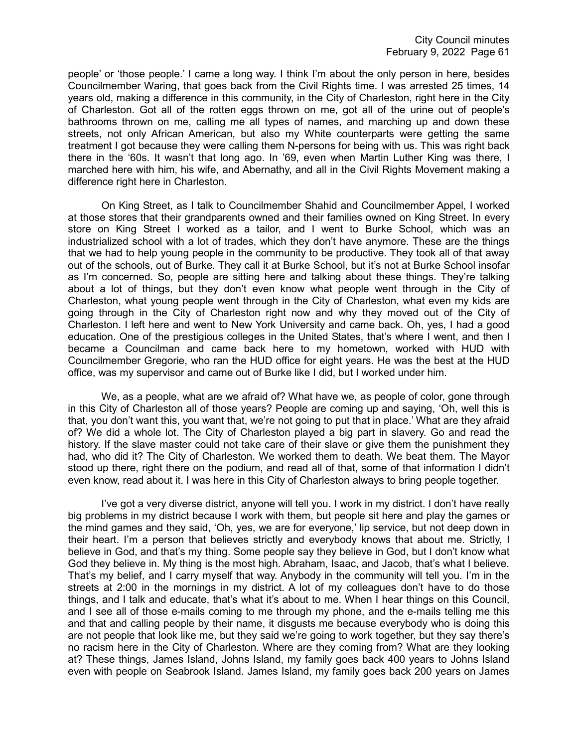people' or 'those people.' I came a long way. I think I'm about the only person in here, besides Councilmember Waring, that goes back from the Civil Rights time. I was arrested 25 times, 14 years old, making a difference in this community, in the City of Charleston, right here in the City of Charleston. Got all of the rotten eggs thrown on me, got all of the urine out of people's bathrooms thrown on me, calling me all types of names, and marching up and down these streets, not only African American, but also my White counterparts were getting the same treatment I got because they were calling them N-persons for being with us. This was right back there in the '60s. It wasn't that long ago. In '69, even when Martin Luther King was there, I marched here with him, his wife, and Abernathy, and all in the Civil Rights Movement making a difference right here in Charleston.

On King Street, as I talk to Councilmember Shahid and Councilmember Appel, I worked at those stores that their grandparents owned and their families owned on King Street. In every store on King Street I worked as a tailor, and I went to Burke School, which was an industrialized school with a lot of trades, which they don't have anymore. These are the things that we had to help young people in the community to be productive. They took all of that away out of the schools, out of Burke. They call it at Burke School, but it's not at Burke School insofar as I'm concerned. So, people are sitting here and talking about these things. They're talking about a lot of things, but they don't even know what people went through in the City of Charleston, what young people went through in the City of Charleston, what even my kids are going through in the City of Charleston right now and why they moved out of the City of Charleston. I left here and went to New York University and came back. Oh, yes, I had a good education. One of the prestigious colleges in the United States, that's where I went, and then I became a Councilman and came back here to my hometown, worked with HUD with Councilmember Gregorie, who ran the HUD office for eight years. He was the best at the HUD office, was my supervisor and came out of Burke like I did, but I worked under him.

We, as a people, what are we afraid of? What have we, as people of color, gone through in this City of Charleston all of those years? People are coming up and saying, 'Oh, well this is that, you don't want this, you want that, we're not going to put that in place.' What are they afraid of? We did a whole lot. The City of Charleston played a big part in slavery. Go and read the history. If the slave master could not take care of their slave or give them the punishment they had, who did it? The City of Charleston. We worked them to death. We beat them. The Mayor stood up there, right there on the podium, and read all of that, some of that information I didn't even know, read about it. I was here in this City of Charleston always to bring people together.

I've got a very diverse district, anyone will tell you. I work in my district. I don't have really big problems in my district because I work with them, but people sit here and play the games or the mind games and they said, 'Oh, yes, we are for everyone,' lip service, but not deep down in their heart. I'm a person that believes strictly and everybody knows that about me. Strictly, I believe in God, and that's my thing. Some people say they believe in God, but I don't know what God they believe in. My thing is the most high. Abraham, Isaac, and Jacob, that's what I believe. That's my belief, and I carry myself that way. Anybody in the community will tell you. I'm in the streets at 2:00 in the mornings in my district. A lot of my colleagues don't have to do those things, and I talk and educate, that's what it's about to me. When I hear things on this Council, and I see all of those e-mails coming to me through my phone, and the e-mails telling me this and that and calling people by their name, it disgusts me because everybody who is doing this are not people that look like me, but they said we're going to work together, but they say there's no racism here in the City of Charleston. Where are they coming from? What are they looking at? These things, James Island, Johns Island, my family goes back 400 years to Johns Island even with people on Seabrook Island. James Island, my family goes back 200 years on James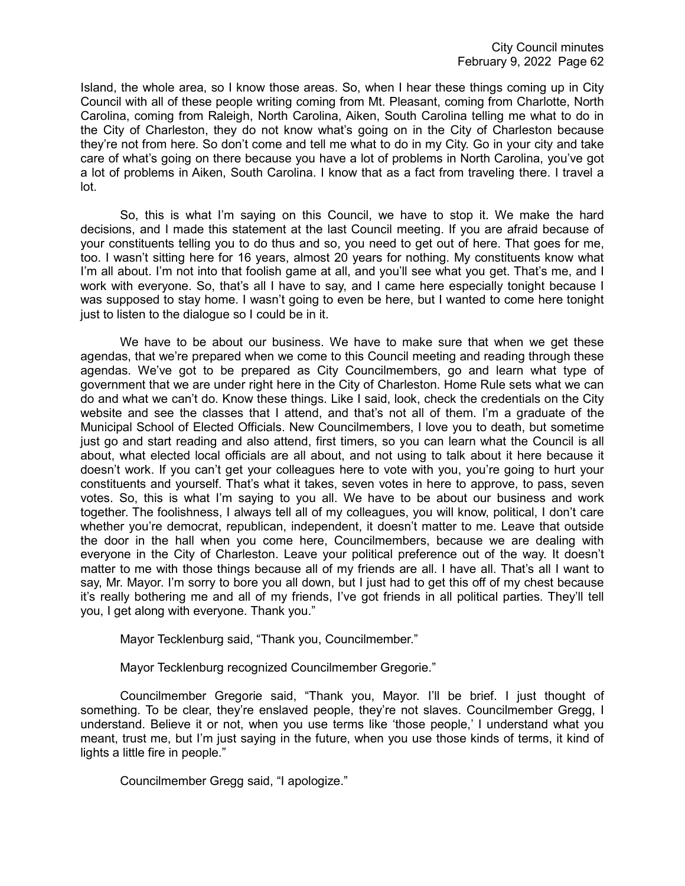Island, the whole area, so I know those areas. So, when I hear these things coming up in City Council with all of these people writing coming from Mt. Pleasant, coming from Charlotte, North Carolina, coming from Raleigh, North Carolina, Aiken, South Carolina telling me what to do in the City of Charleston, they do not know what's going on in the City of Charleston because they're not from here. So don't come and tell me what to do in my City. Go in your city and take care of what's going on there because you have a lot of problems in North Carolina, you've got a lot of problems in Aiken, South Carolina. I know that as a fact from traveling there. I travel a lot.

So, this is what I'm saying on this Council, we have to stop it. We make the hard decisions, and I made this statement at the last Council meeting. If you are afraid because of your constituents telling you to do thus and so, you need to get out of here. That goes for me, too. I wasn't sitting here for 16 years, almost 20 years for nothing. My constituents know what I'm all about. I'm not into that foolish game at all, and you'll see what you get. That's me, and I work with everyone. So, that's all I have to say, and I came here especially tonight because I was supposed to stay home. I wasn't going to even be here, but I wanted to come here tonight just to listen to the dialogue so I could be in it.

We have to be about our business. We have to make sure that when we get these agendas, that we're prepared when we come to this Council meeting and reading through these agendas. We've got to be prepared as City Councilmembers, go and learn what type of government that we are under right here in the City of Charleston. Home Rule sets what we can do and what we can't do. Know these things. Like I said, look, check the credentials on the City website and see the classes that I attend, and that's not all of them. I'm a graduate of the Municipal School of Elected Officials. New Councilmembers, I love you to death, but sometime just go and start reading and also attend, first timers, so you can learn what the Council is all about, what elected local officials are all about, and not using to talk about it here because it doesn't work. If you can't get your colleagues here to vote with you, you're going to hurt your constituents and yourself. That's what it takes, seven votes in here to approve, to pass, seven votes. So, this is what I'm saying to you all. We have to be about our business and work together. The foolishness, I always tell all of my colleagues, you will know, political, I don't care whether you're democrat, republican, independent, it doesn't matter to me. Leave that outside the door in the hall when you come here, Councilmembers, because we are dealing with everyone in the City of Charleston. Leave your political preference out of the way. It doesn't matter to me with those things because all of my friends are all. I have all. That's all I want to say, Mr. Mayor. I'm sorry to bore you all down, but I just had to get this off of my chest because it's really bothering me and all of my friends, I've got friends in all political parties. They'll tell you, I get along with everyone. Thank you."

Mayor Tecklenburg said, "Thank you, Councilmember."

Mayor Tecklenburg recognized Councilmember Gregorie."

Councilmember Gregorie said, "Thank you, Mayor. I'll be brief. I just thought of something. To be clear, they're enslaved people, they're not slaves. Councilmember Gregg, I understand. Believe it or not, when you use terms like 'those people,' I understand what you meant, trust me, but I'm just saying in the future, when you use those kinds of terms, it kind of lights a little fire in people."

Councilmember Gregg said, "I apologize."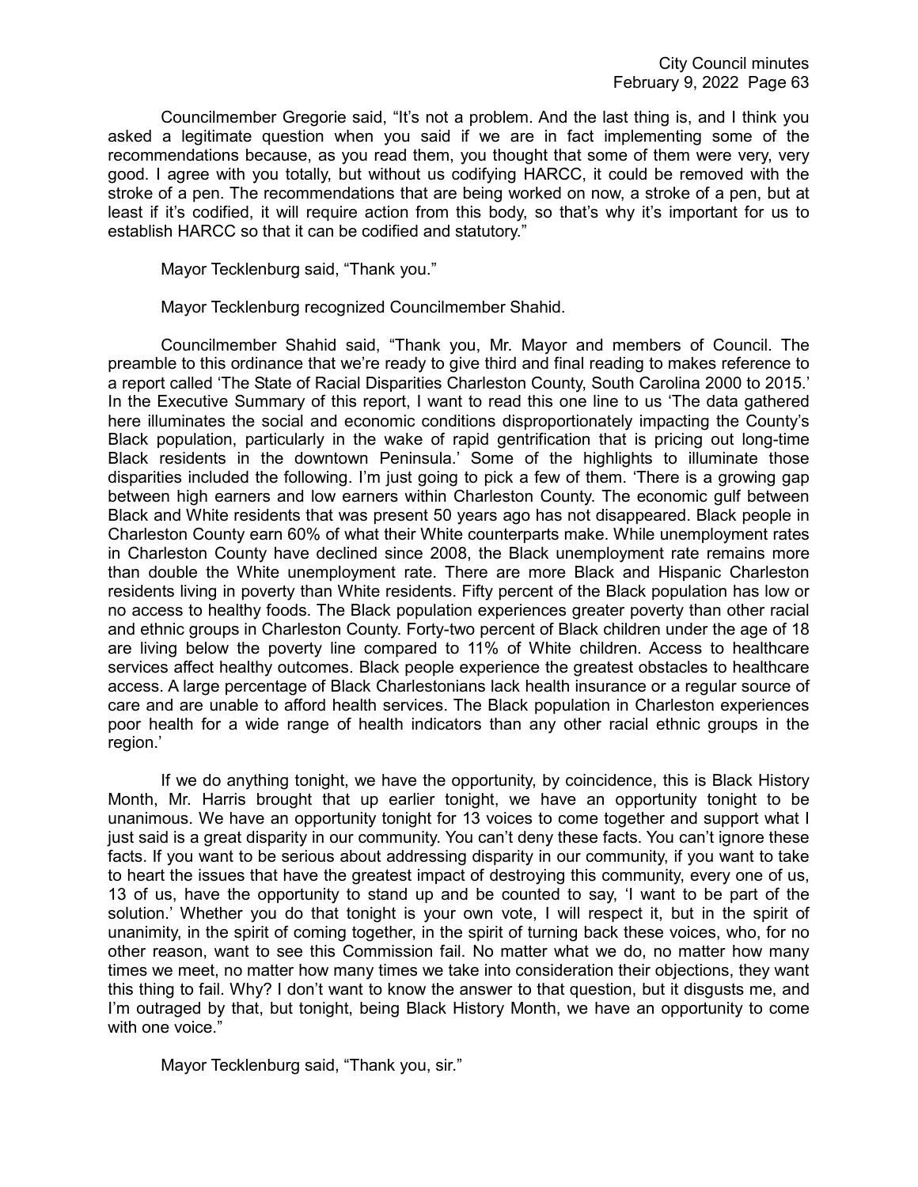Councilmember Gregorie said, "It's not a problem. And the last thing is, and I think you asked a legitimate question when you said if we are in fact implementing some of the recommendations because, as you read them, you thought that some of them were very, very good. I agree with you totally, but without us codifying HARCC, it could be removed with the stroke of a pen. The recommendations that are being worked on now, a stroke of a pen, but at least if it's codified, it will require action from this body, so that's why it's important for us to establish HARCC so that it can be codified and statutory."

Mayor Tecklenburg said, "Thank you."

Mayor Tecklenburg recognized Councilmember Shahid.

Councilmember Shahid said, "Thank you, Mr. Mayor and members of Council. The preamble to this ordinance that we're ready to give third and final reading to makes reference to a report called 'The State of Racial Disparities Charleston County, South Carolina 2000 to 2015.' In the Executive Summary of this report, I want to read this one line to us 'The data gathered here illuminates the social and economic conditions disproportionately impacting the County's Black population, particularly in the wake of rapid gentrification that is pricing out long-time Black residents in the downtown Peninsula.' Some of the highlights to illuminate those disparities included the following. I'm just going to pick a few of them. 'There is a growing gap between high earners and low earners within Charleston County. The economic gulf between Black and White residents that was present 50 years ago has not disappeared. Black people in Charleston County earn 60% of what their White counterparts make. While unemployment rates in Charleston County have declined since 2008, the Black unemployment rate remains more than double the White unemployment rate. There are more Black and Hispanic Charleston residents living in poverty than White residents. Fifty percent of the Black population has low or no access to healthy foods. The Black population experiences greater poverty than other racial and ethnic groups in Charleston County. Forty-two percent of Black children under the age of 18 are living below the poverty line compared to 11% of White children. Access to healthcare services affect healthy outcomes. Black people experience the greatest obstacles to healthcare access. A large percentage of Black Charlestonians lack health insurance or a regular source of care and are unable to afford health services. The Black population in Charleston experiences poor health for a wide range of health indicators than any other racial ethnic groups in the region.'

If we do anything tonight, we have the opportunity, by coincidence, this is Black History Month, Mr. Harris brought that up earlier tonight, we have an opportunity tonight to be unanimous. We have an opportunity tonight for 13 voices to come together and support what I just said is a great disparity in our community. You can't deny these facts. You can't ignore these facts. If you want to be serious about addressing disparity in our community, if you want to take to heart the issues that have the greatest impact of destroying this community, every one of us, 13 of us, have the opportunity to stand up and be counted to say, 'I want to be part of the solution.' Whether you do that tonight is your own vote, I will respect it, but in the spirit of unanimity, in the spirit of coming together, in the spirit of turning back these voices, who, for no other reason, want to see this Commission fail. No matter what we do, no matter how many times we meet, no matter how many times we take into consideration their objections, they want this thing to fail. Why? I don't want to know the answer to that question, but it disgusts me, and I'm outraged by that, but tonight, being Black History Month, we have an opportunity to come with one voice."

Mayor Tecklenburg said, "Thank you, sir."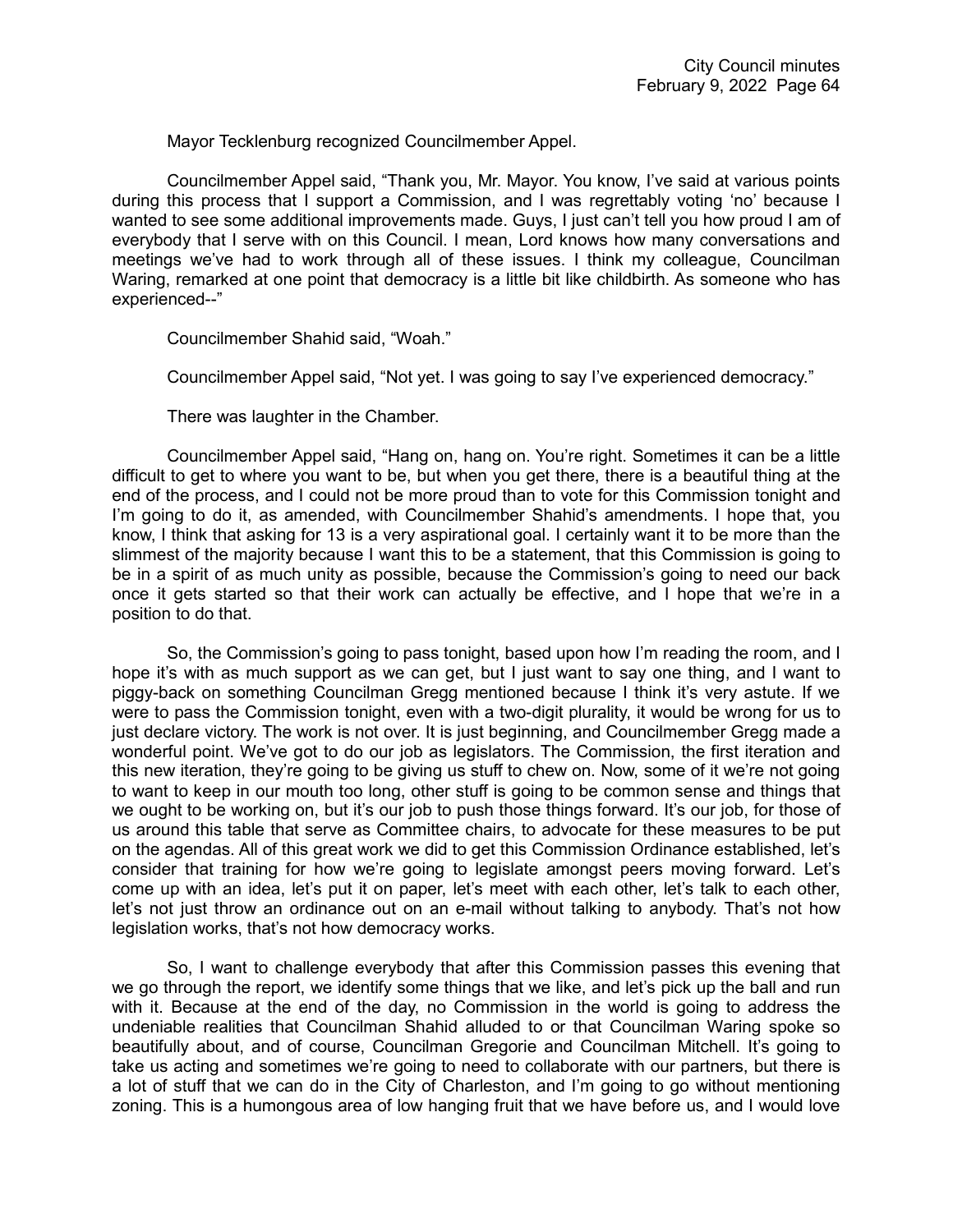Mayor Tecklenburg recognized Councilmember Appel.

Councilmember Appel said, "Thank you, Mr. Mayor. You know, I've said at various points during this process that I support a Commission, and I was regrettably voting 'no' because I wanted to see some additional improvements made. Guys, I just can't tell you how proud I am of everybody that I serve with on this Council. I mean, Lord knows how many conversations and meetings we've had to work through all of these issues. I think my colleague, Councilman Waring, remarked at one point that democracy is a little bit like childbirth. As someone who has experienced--"

Councilmember Shahid said, "Woah."

Councilmember Appel said, "Not yet. I was going to say I've experienced democracy."

There was laughter in the Chamber.

Councilmember Appel said, "Hang on, hang on. You're right. Sometimes it can be a little difficult to get to where you want to be, but when you get there, there is a beautiful thing at the end of the process, and I could not be more proud than to vote for this Commission tonight and I'm going to do it, as amended, with Councilmember Shahid's amendments. I hope that, you know, I think that asking for 13 is a very aspirational goal. I certainly want it to be more than the slimmest of the majority because I want this to be a statement, that this Commission is going to be in a spirit of as much unity as possible, because the Commission's going to need our back once it gets started so that their work can actually be effective, and I hope that we're in a position to do that.

So, the Commission's going to pass tonight, based upon how I'm reading the room, and I hope it's with as much support as we can get, but I just want to say one thing, and I want to piggy-back on something Councilman Gregg mentioned because I think it's very astute. If we were to pass the Commission tonight, even with a two-digit plurality, it would be wrong for us to just declare victory. The work is not over. It is just beginning, and Councilmember Gregg made a wonderful point. We've got to do our job as legislators. The Commission, the first iteration and this new iteration, they're going to be giving us stuff to chew on. Now, some of it we're not going to want to keep in our mouth too long, other stuff is going to be common sense and things that we ought to be working on, but it's our job to push those things forward. It's our job, for those of us around this table that serve as Committee chairs, to advocate for these measures to be put on the agendas. All of this great work we did to get this Commission Ordinance established, let's consider that training for how we're going to legislate amongst peers moving forward. Let's come up with an idea, let's put it on paper, let's meet with each other, let's talk to each other, let's not just throw an ordinance out on an e-mail without talking to anybody. That's not how legislation works, that's not how democracy works.

So, I want to challenge everybody that after this Commission passes this evening that we go through the report, we identify some things that we like, and let's pick up the ball and run with it. Because at the end of the day, no Commission in the world is going to address the undeniable realities that Councilman Shahid alluded to or that Councilman Waring spoke so beautifully about, and of course, Councilman Gregorie and Councilman Mitchell. It's going to take us acting and sometimes we're going to need to collaborate with our partners, but there is a lot of stuff that we can do in the City of Charleston, and I'm going to go without mentioning zoning. This is a humongous area of low hanging fruit that we have before us, and I would love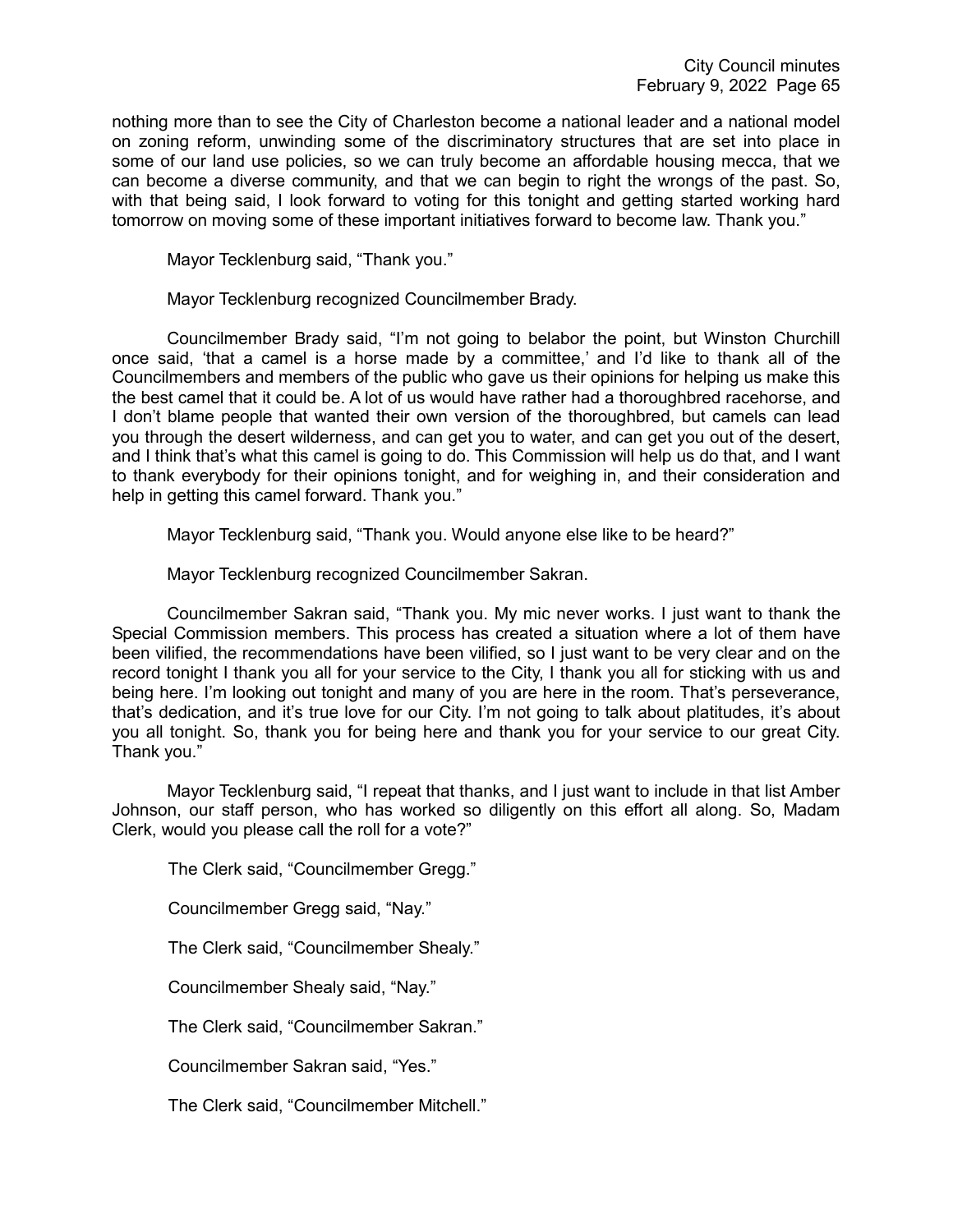nothing more than to see the City of Charleston become a national leader and a national model on zoning reform, unwinding some of the discriminatory structures that are set into place in some of our land use policies, so we can truly become an affordable housing mecca, that we can become a diverse community, and that we can begin to right the wrongs of the past. So, with that being said, I look forward to voting for this tonight and getting started working hard tomorrow on moving some of these important initiatives forward to become law. Thank you."

Mayor Tecklenburg said, "Thank you."

Mayor Tecklenburg recognized Councilmember Brady.

Councilmember Brady said, "I'm not going to belabor the point, but Winston Churchill once said, 'that a camel is a horse made by a committee,' and I'd like to thank all of the Councilmembers and members of the public who gave us their opinions for helping us make this the best camel that it could be. A lot of us would have rather had a thoroughbred racehorse, and I don't blame people that wanted their own version of the thoroughbred, but camels can lead you through the desert wilderness, and can get you to water, and can get you out of the desert, and I think that's what this camel is going to do. This Commission will help us do that, and I want to thank everybody for their opinions tonight, and for weighing in, and their consideration and help in getting this camel forward. Thank you."

Mayor Tecklenburg said, "Thank you. Would anyone else like to be heard?"

Mayor Tecklenburg recognized Councilmember Sakran.

Councilmember Sakran said, "Thank you. My mic never works. I just want to thank the Special Commission members. This process has created a situation where a lot of them have been vilified, the recommendations have been vilified, so I just want to be very clear and on the record tonight I thank you all for your service to the City, I thank you all for sticking with us and being here. I'm looking out tonight and many of you are here in the room. That's perseverance, that's dedication, and it's true love for our City. I'm not going to talk about platitudes, it's about you all tonight. So, thank you for being here and thank you for your service to our great City. Thank you."

Mayor Tecklenburg said, "I repeat that thanks, and I just want to include in that list Amber Johnson, our staff person, who has worked so diligently on this effort all along. So, Madam Clerk, would you please call the roll for a vote?"

The Clerk said, "Councilmember Gregg."

Councilmember Gregg said, "Nay."

The Clerk said, "Councilmember Shealy."

Councilmember Shealy said, "Nay."

The Clerk said, "Councilmember Sakran."

Councilmember Sakran said, "Yes."

The Clerk said, "Councilmember Mitchell."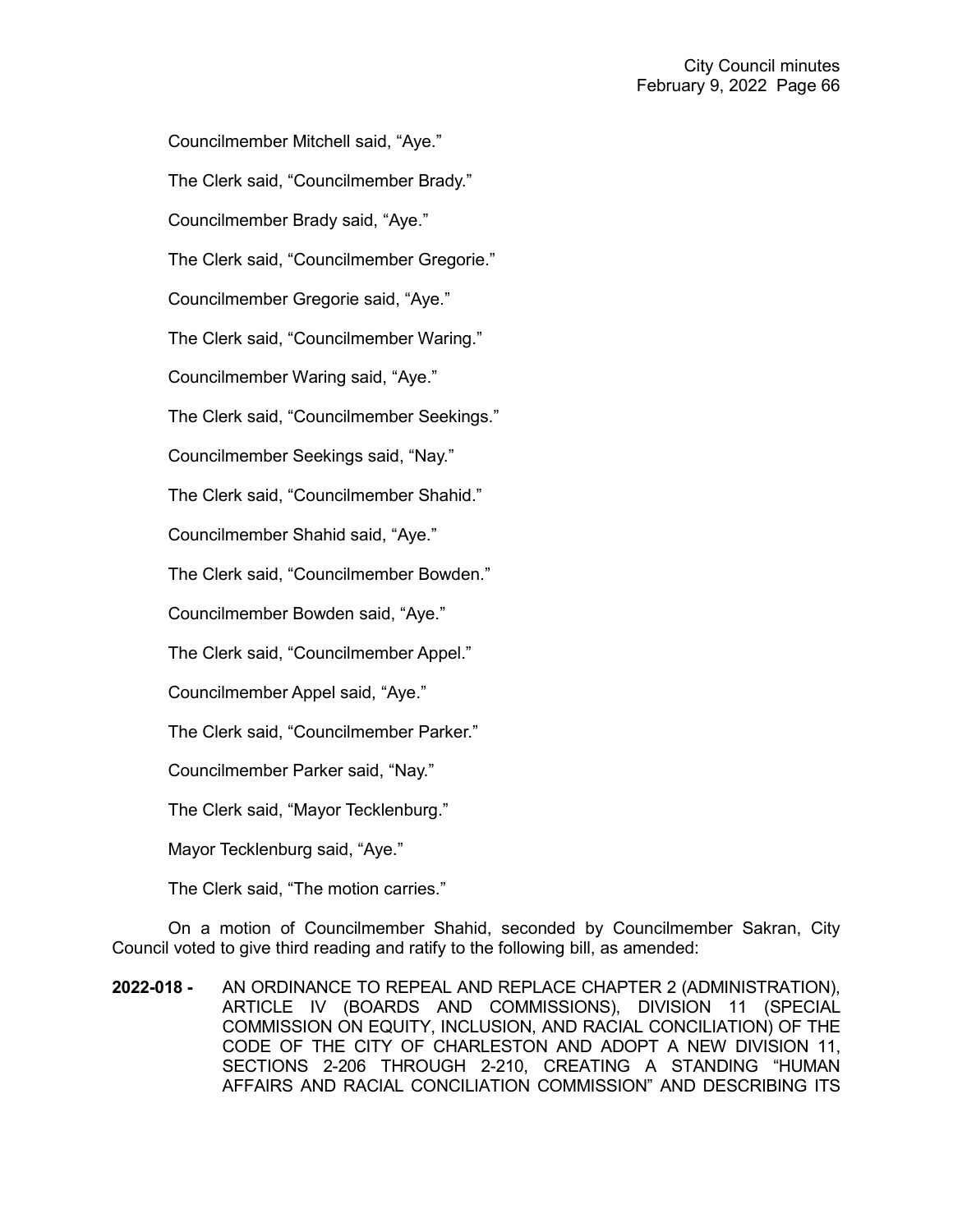Councilmember Mitchell said, “Aye.”

The Clerk said, “Councilmember Brady.”

Councilmember Brady said, “Aye.”

The Clerk said, “Councilmember Gregorie.”

Councilmember Gregorie said, “Aye.”

The Clerk said, “Councilmember Waring.”

Councilmember Waring said, “Aye.”

The Clerk said, “Councilmember Seekings.”

Councilmember Seekings said, “Nay.”

The Clerk said, “Councilmember Shahid.”

Councilmember Shahid said, “Aye.”

The Clerk said, “Councilmember Bowden.”

Councilmember Bowden said, “Aye.”

The Clerk said, “Councilmember Appel.”

Councilmember Appel said, “Aye.”

The Clerk said, “Councilmember Parker.”

Councilmember Parker said, “Nay.”

The Clerk said, “Mayor Tecklenburg.”

Mayor Tecklenburg said, “Aye.”

The Clerk said, “The motion carries.”

On a motion of Councilmember Shahid, seconded by Councilmember Sakran, City Council voted to give third reading and ratify to the following bill, as amended:

**2022-018 -** AN ORDINANCE TO REPEAL AND REPLACE CHAPTER 2 (ADMINISTRATION), ARTICLE IV (BOARDS AND COMMISSIONS), DIVISION 11 (SPECIAL COMMISSION ON EQUITY, INCLUSION, AND RACIAL CONCILIATION) OF THE CODE OF THE CITY OF CHARLESTON AND ADOPT A NEW DIVISION 11, SECTIONS 2-206 THROUGH 2-210, CREATING A STANDING “HUMAN AFFAIRS AND RACIAL CONCILIATION COMMISSION” AND DESCRIBING ITS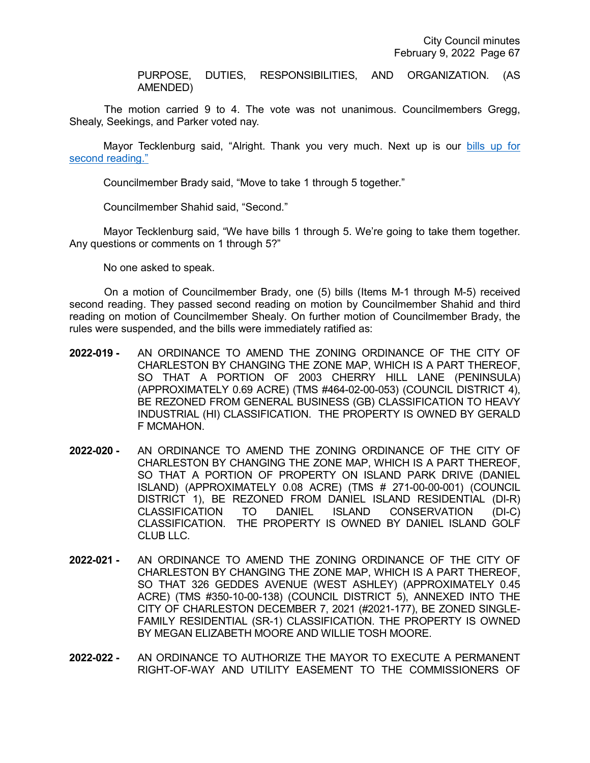PURPOSE, DUTIES, RESPONSIBILITIES, AND ORGANIZATION. (AS AMENDED)

The motion carried 9 to 4. The vote was not unanimous. Councilmembers Gregg, Shealy, Seekings, and Parker voted nay.

Mayor Tecklenburg said, "Alright. Thank you very much. Next up is our bills up for second reading."

Councilmember Brady said, "Move to take 1 through 5 together."

Councilmember Shahid said, "Second."

Mayor Tecklenburg said, "We have bills 1 through 5. We're going to take them together. Any questions or comments on 1 through 5?"

No one asked to speak.

On a motion of Councilmember Brady, one (5) bills (Items M-1 through M-5) received second reading. They passed second reading on motion by Councilmember Shahid and third reading on motion of Councilmember Shealy. On further motion of Councilmember Brady, the rules were suspended, and the bills were immediately ratified as:

**2022-019 -** AN ORDINANCE TO AMEND THE ZONING ORDINANCE OF THE CITY OF CHARLESTON BY CHANGING THE ZONE MAP, WHICH IS A PART THEREOF, SO THAT A PORTION OF 2003 CHERRY HILL LANE (PENINSULA) (APPROXIMATELY 0.69 ACRE) (TMS #464-02-00-053) (COUNCIL DISTRICT 4), BE REZONED FROM GENERAL BUSINESS (GB) CLASSIFICATION TO HEAVY INDUSTRIAL (HI) CLASSIFICATION. THE PROPERTY IS OWNED BY GERALD F MCMAHON.

**2022-020 -** AN ORDINANCE TO AMEND THE ZONING ORDINANCE OF THE CITY OF CHARLESTON BY CHANGING THE ZONE MAP, WHICH IS A PART THEREOF, SO THAT A PORTION OF PROPERTY ON ISLAND PARK DRIVE (DANIEL ISLAND) (APPROXIMATELY 0.08 ACRE) (TMS # 271-00-00-001) (COUNCIL DISTRICT 1), BE REZONED FROM DANIEL ISLAND RESIDENTIAL (DI-R) CLASSIFICATION TO DANIEL ISLAND CONSERVATION (DI-C) CLASSIFICATION. THE PROPERTY IS OWNED BY DANIEL ISLAND GOLF CLUB LLC.

**2022-021 -** AN ORDINANCE TO AMEND THE ZONING ORDINANCE OF THE CITY OF CHARLESTON BY CHANGING THE ZONE MAP, WHICH IS A PART THEREOF, SO THAT 326 GEDDES AVENUE (WEST ASHLEY) (APPROXIMATELY 0.45 ACRE) (TMS #350-10-00-138) (COUNCIL DISTRICT 5), ANNEXED INTO THE CITY OF CHARLESTON DECEMBER 7, 2021 (#2021-177), BE ZONED SINGLE-FAMILY RESIDENTIAL (SR-1) CLASSIFICATION. THE PROPERTY IS OWNED BY MEGAN ELIZABETH MOORE AND WILLIE TOSH MOORE.

**2022-022 -** AN ORDINANCE TO AUTHORIZE THE MAYOR TO EXECUTE A PERMANENT RIGHT-OF-WAY AND UTILITY EASEMENT TO THE COMMISSIONERS OF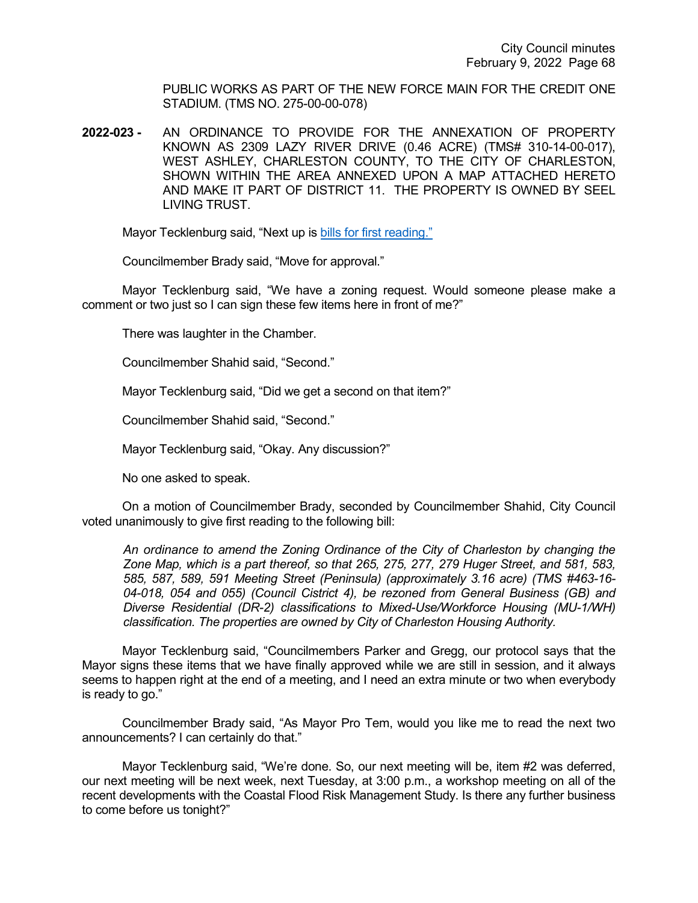PUBLIC WORKS AS PART OF THE NEW FORCE MAIN FOR THE CREDIT ONE STADIUM. (TMS NO. 275-00-00-078)

**2022-023 -** AN ORDINANCE TO PROVIDE FOR THE ANNEXATION OF PROPERTY KNOWN AS 2309 LAZY RIVER DRIVE (0.46 ACRE) (TMS# 310-14-00-017), WEST ASHLEY, CHARLESTON COUNTY, TO THE CITY OF CHARLESTON, SHOWN WITHIN THE AREA ANNEXED UPON A MAP ATTACHED HERETO AND MAKE IT PART OF DISTRICT 11. THE PROPERTY IS OWNED BY SEEL LIVING TRUST.

Mayor Tecklenburg said, "Next up is bills for first reading."

Councilmember Brady said, "Move for approval."

Mayor Tecklenburg said, "We have a zoning request. Would someone please make a comment or two just so I can sign these few items here in front of me?"

There was laughter in the Chamber.

Councilmember Shahid said, "Second."

Mayor Tecklenburg said, "Did we get a second on that item?"

Councilmember Shahid said, "Second."

Mayor Tecklenburg said, "Okay. Any discussion?"

No one asked to speak.

On a motion of Councilmember Brady, seconded by Councilmember Shahid, City Council voted unanimously to give first reading to the following bill:

*An ordinance to amend the Zoning Ordinance of the City of Charleston by changing the Zone Map, which is a part thereof, so that 265, 275, 277, 279 Huger Street, and 581, 583, 585, 587, 589, 591 Meeting Street (Peninsula) (approximately 3.16 acre) (TMS #463-16-04-018, 054 and 055) (Council Cistrict 4), be rezoned from General Business (GB) and Diverse Residential (DR-2) classifications to Mixed-Use/Workforce Housing (MU-1/WH) classification. The properties are owned by City of Charleston Housing Authority.*

Mayor Tecklenburg said, "Councilmembers Parker and Gregg, our protocol says that the Mayor signs these items that we have finally approved while we are still in session, and it always seems to happen right at the end of a meeting, and I need an extra minute or two when everybody is ready to go."

Councilmember Brady said, "As Mayor Pro Tem, would you like me to read the next two announcements? I can certainly do that."

Mayor Tecklenburg said, "We're done. So, our next meeting will be, item #2 was deferred, our next meeting will be next week, next Tuesday, at 3:00 p.m., a workshop meeting on all of the recent developments with the Coastal Flood Risk Management Study. Is there any further business to come before us tonight?"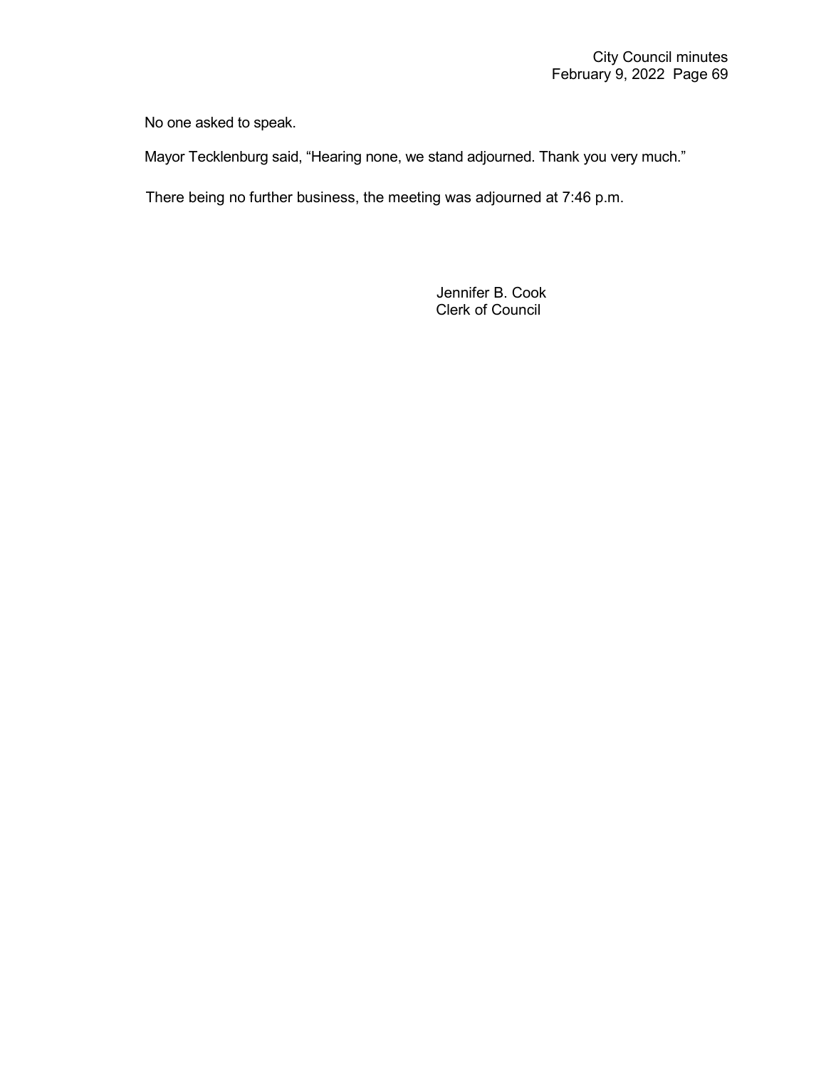No one asked to speak.

Mayor Tecklenburg said, “Hearing none, we stand adjourned. Thank you very much.”

There being no further business, the meeting was adjourned at 7:46 p.m.

Jennifer B. Cook
Clerk of Council